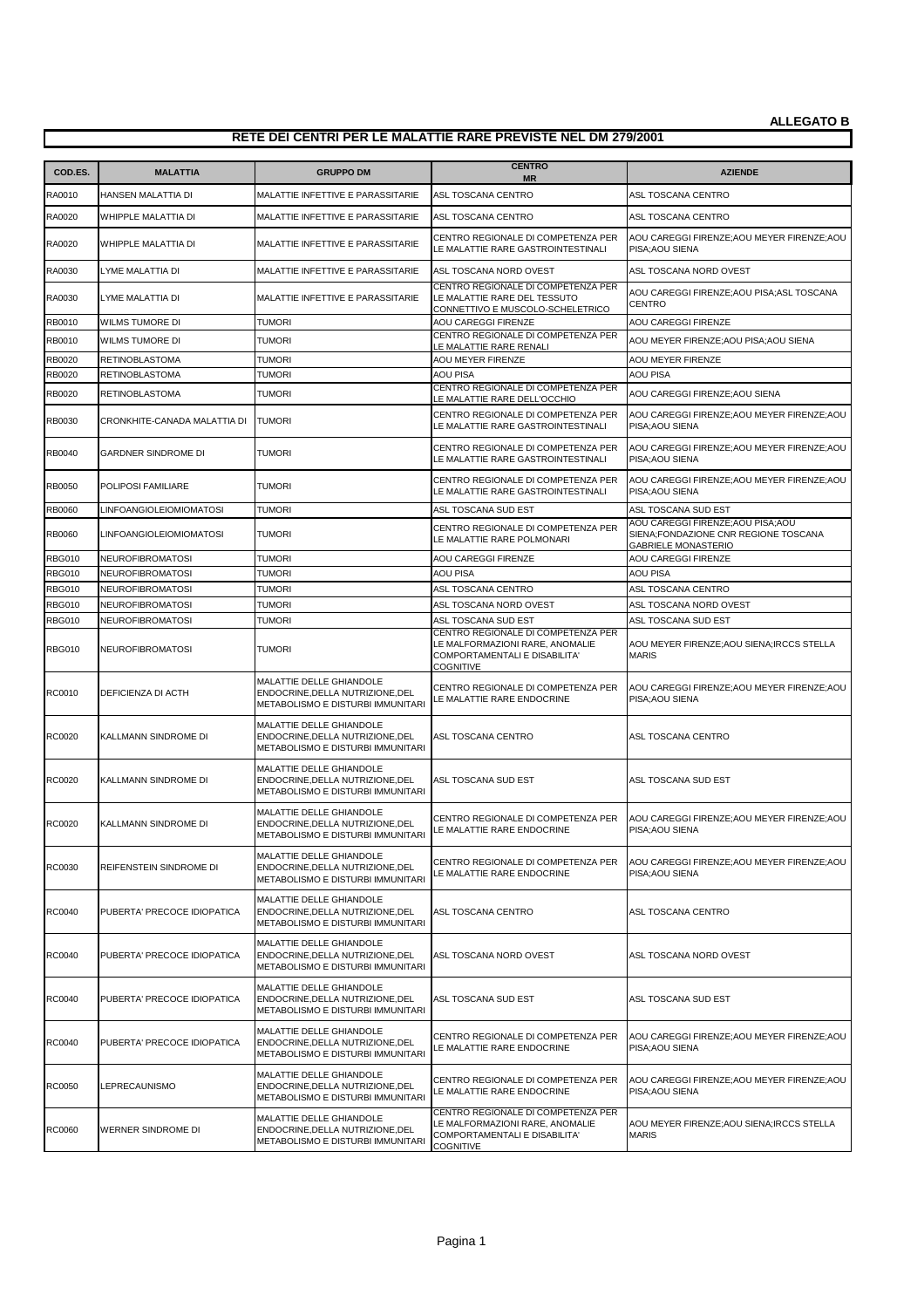**ALLEGATO B**

## RETE DEI CENTRI PER LE MALATTIE RARE PREVISTE NEL DM 279/2001

| COD.ES. | MALATTIA | GRUPPO DM | CENTRO MR | AZIENDE |
|---|---|---|---|---|
| RA0010 | HANSEN MALATTIA DI | MALATTIE INFETTIVE E PARASSITARIE | ASL TOSCANA CENTRO | ASL TOSCANA CENTRO |
| RA0020 | WHIPPLE MALATTIA DI | MALATTIE INFETTIVE E PARASSITARIE | ASL TOSCANA CENTRO | ASL TOSCANA CENTRO |
| RA0020 | WHIPPLE MALATTIA DI | MALATTIE INFETTIVE E PARASSITARIE | CENTRO REGIONALE DI COMPETENZA PER LE MALATTIE RARE GASTROINTESTINALI | AOU CAREGGI FIRENZE;AOU MEYER FIRENZE;AOU PISA;AOU SIENA |
| RA0030 | LYME MALATTIA DI | MALATTIE INFETTIVE E PARASSITARIE | ASL TOSCANA NORD OVEST | ASL TOSCANA NORD OVEST |
| RA0030 | LYME MALATTIA DI | MALATTIE INFETTIVE E PARASSITARIE | CENTRO REGIONALE DI COMPETENZA PER LE MALATTIE RARE DEL TESSUTO CONNETTIVO E MUSCOLO-SCHELETRICO | AOU CAREGGI FIRENZE;AOU PISA;ASL TOSCANA CENTRO |
| RB0010 | WILMS TUMORE DI | TUMORI | AOU CAREGGI FIRENZE | AOU CAREGGI FIRENZE |
| RB0010 | WILMS TUMORE DI | TUMORI | CENTRO REGIONALE DI COMPETENZA PER LE MALATTIE RARE RENALI | AOU MEYER FIRENZE;AOU PISA;AOU SIENA |
| RB0020 | RETINOBLASTOMA | TUMORI | AOU MEYER FIRENZE | AOU MEYER FIRENZE |
| RB0020 | RETINOBLASTOMA | TUMORI | AOU PISA | AOU PISA |
| RB0020 | RETINOBLASTOMA | TUMORI | CENTRO REGIONALE DI COMPETENZA PER LE MALATTIE RARE DELL'OCCHIO | AOU CAREGGI FIRENZE;AOU SIENA |
| RB0030 | CRONKHITE-CANADA MALATTIA DI | TUMORI | CENTRO REGIONALE DI COMPETENZA PER LE MALATTIE RARE GASTROINTESTINALI | AOU CAREGGI FIRENZE;AOU MEYER FIRENZE;AOU PISA;AOU SIENA |
| RB0040 | GARDNER SINDROME DI | TUMORI | CENTRO REGIONALE DI COMPETENZA PER LE MALATTIE RARE GASTROINTESTINALI | AOU CAREGGI FIRENZE;AOU MEYER FIRENZE;AOU PISA;AOU SIENA |
| RB0050 | POLIPOSI FAMILIARE | TUMORI | CENTRO REGIONALE DI COMPETENZA PER LE MALATTIE RARE GASTROINTESTINALI | AOU CAREGGI FIRENZE;AOU MEYER FIRENZE;AOU PISA;AOU SIENA |
| RB0060 | LINFOANGIOLEIOMIOMATOSI | TUMORI | ASL TOSCANA SUD EST | ASL TOSCANA SUD EST |
| RB0060 | LINFOANGIOLEIOMIOMATOSI | TUMORI | CENTRO REGIONALE DI COMPETENZA PER LE MALATTIE RARE POLMONARI | AOU CAREGGI FIRENZE;AOU PISA;AOU SIENA;FONDAZIONE CNR REGIONE TOSCANA GABRIELE MONASTERIO |
| RBG010 | NEUROFIBROMATOSI | TUMORI | AOU CAREGGI FIRENZE | AOU CAREGGI FIRENZE |
| RBG010 | NEUROFIBROMATOSI | TUMORI | AOU PISA | AOU PISA |
| RBG010 | NEUROFIBROMATOSI | TUMORI | ASL TOSCANA CENTRO | ASL TOSCANA CENTRO |
| RBG010 | NEUROFIBROMATOSI | TUMORI | ASL TOSCANA NORD OVEST | ASL TOSCANA NORD OVEST |
| RBG010 | NEUROFIBROMATOSI | TUMORI | ASL TOSCANA SUD EST | ASL TOSCANA SUD EST |
| RBG010 | NEUROFIBROMATOSI | TUMORI | CENTRO REGIONALE DI COMPETENZA PER LE MALFORMAZIONI RARE, ANOMALIE COMPORTAMENTALI E DISABILITA' COGNITIVE | AOU MEYER FIRENZE;AOU SIENA;IRCCS STELLA MARIS |
| RC0010 | DEFICIENZA DI ACTH | MALATTIE DELLE GHIANDOLE ENDOCRINE,DELLA NUTRIZIONE,DEL METABOLISMO E DISTURBI IMMUNITARI | CENTRO REGIONALE DI COMPETENZA PER LE MALATTIE RARE ENDOCRINE | AOU CAREGGI FIRENZE;AOU MEYER FIRENZE;AOU PISA;AOU SIENA |
| RC0020 | KALLMANN SINDROME DI | MALATTIE DELLE GHIANDOLE ENDOCRINE,DELLA NUTRIZIONE,DEL METABOLISMO E DISTURBI IMMUNITARI | ASL TOSCANA CENTRO | ASL TOSCANA CENTRO |
| RC0020 | KALLMANN SINDROME DI | MALATTIE DELLE GHIANDOLE ENDOCRINE,DELLA NUTRIZIONE,DEL METABOLISMO E DISTURBI IMMUNITARI | ASL TOSCANA SUD EST | ASL TOSCANA SUD EST |
| RC0020 | KALLMANN SINDROME DI | MALATTIE DELLE GHIANDOLE ENDOCRINE,DELLA NUTRIZIONE,DEL METABOLISMO E DISTURBI IMMUNITARI | CENTRO REGIONALE DI COMPETENZA PER LE MALATTIE RARE ENDOCRINE | AOU CAREGGI FIRENZE;AOU MEYER FIRENZE;AOU PISA;AOU SIENA |
| RC0030 | REIFENSTEIN SINDROME DI | MALATTIE DELLE GHIANDOLE ENDOCRINE,DELLA NUTRIZIONE,DEL METABOLISMO E DISTURBI IMMUNITARI | CENTRO REGIONALE DI COMPETENZA PER LE MALATTIE RARE ENDOCRINE | AOU CAREGGI FIRENZE;AOU MEYER FIRENZE;AOU PISA;AOU SIENA |
| RC0040 | PUBERTA' PRECOCE IDIOPATICA | MALATTIE DELLE GHIANDOLE ENDOCRINE,DELLA NUTRIZIONE,DEL METABOLISMO E DISTURBI IMMUNITARI | ASL TOSCANA CENTRO | ASL TOSCANA CENTRO |
| RC0040 | PUBERTA' PRECOCE IDIOPATICA | MALATTIE DELLE GHIANDOLE ENDOCRINE,DELLA NUTRIZIONE,DEL METABOLISMO E DISTURBI IMMUNITARI | ASL TOSCANA NORD OVEST | ASL TOSCANA NORD OVEST |
| RC0040 | PUBERTA' PRECOCE IDIOPATICA | MALATTIE DELLE GHIANDOLE ENDOCRINE,DELLA NUTRIZIONE,DEL METABOLISMO E DISTURBI IMMUNITARI | ASL TOSCANA SUD EST | ASL TOSCANA SUD EST |
| RC0040 | PUBERTA' PRECOCE IDIOPATICA | MALATTIE DELLE GHIANDOLE ENDOCRINE,DELLA NUTRIZIONE,DEL METABOLISMO E DISTURBI IMMUNITARI | CENTRO REGIONALE DI COMPETENZA PER LE MALATTIE RARE ENDOCRINE | AOU CAREGGI FIRENZE;AOU MEYER FIRENZE;AOU PISA;AOU SIENA |
| RC0050 | LEPRECAUNISMO | MALATTIE DELLE GHIANDOLE ENDOCRINE,DELLA NUTRIZIONE,DEL METABOLISMO E DISTURBI IMMUNITARI | CENTRO REGIONALE DI COMPETENZA PER LE MALATTIE RARE ENDOCRINE | AOU CAREGGI FIRENZE;AOU MEYER FIRENZE;AOU PISA;AOU SIENA |
| RC0060 | WERNER SINDROME DI | MALATTIE DELLE GHIANDOLE ENDOCRINE,DELLA NUTRIZIONE,DEL METABOLISMO E DISTURBI IMMUNITARI | CENTRO REGIONALE DI COMPETENZA PER LE MALFORMAZIONI RARE, ANOMALIE COMPORTAMENTALI E DISABILITA' COGNITIVE | AOU MEYER FIRENZE;AOU SIENA;IRCCS STELLA MARIS |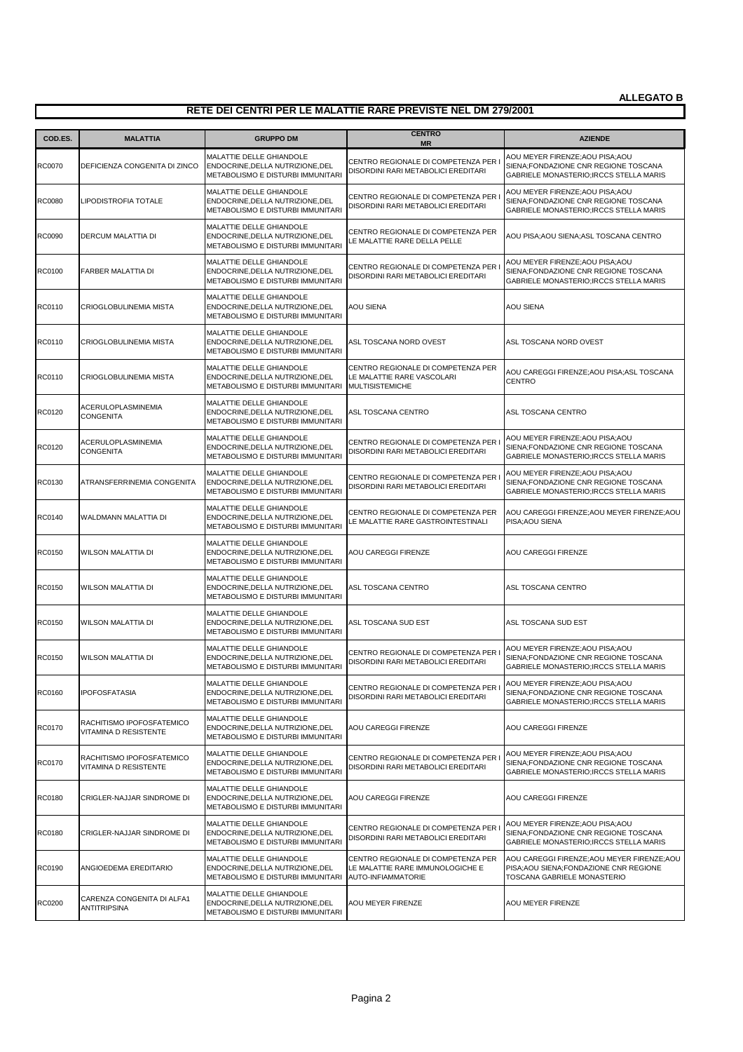**ALLEGATO B**

## RETE DEI CENTRI PER LE MALATTIE RARE PREVISTE NEL DM 279/2001

| COD.ES. | MALATTIA | GRUPPO DM | CENTRO MR | AZIENDE |
|---|---|---|---|---|
| RC0070 | DEFICIENZA CONGENITA DI ZINCO | MALATTIE DELLE GHIANDOLE ENDOCRINE,DELLA NUTRIZIONE,DEL METABOLISMO E DISTURBI IMMUNITARI | CENTRO REGIONALE DI COMPETENZA PER I DISORDINI RARI METABOLICI EREDITARI | AOU MEYER FIRENZE;AOU PISA;AOU SIENA;FONDAZIONE CNR REGIONE TOSCANA GABRIELE MONASTERIO;IRCCS STELLA MARIS |
| RC0080 | LIPODISTROFIA TOTALE | MALATTIE DELLE GHIANDOLE ENDOCRINE,DELLA NUTRIZIONE,DEL METABOLISMO E DISTURBI IMMUNITARI | CENTRO REGIONALE DI COMPETENZA PER I DISORDINI RARI METABOLICI EREDITARI | AOU MEYER FIRENZE;AOU PISA;AOU SIENA;FONDAZIONE CNR REGIONE TOSCANA GABRIELE MONASTERIO;IRCCS STELLA MARIS |
| RC0090 | DERCUM MALATTIA DI | MALATTIE DELLE GHIANDOLE ENDOCRINE,DELLA NUTRIZIONE,DEL METABOLISMO E DISTURBI IMMUNITARI | CENTRO REGIONALE DI COMPETENZA PER LE MALATTIE RARE DELLA PELLE | AOU PISA;AOU SIENA;ASL TOSCANA CENTRO |
| RC0100 | FARBER MALATTIA DI | MALATTIE DELLE GHIANDOLE ENDOCRINE,DELLA NUTRIZIONE,DEL METABOLISMO E DISTURBI IMMUNITARI | CENTRO REGIONALE DI COMPETENZA PER I DISORDINI RARI METABOLICI EREDITARI | AOU MEYER FIRENZE;AOU PISA;AOU SIENA;FONDAZIONE CNR REGIONE TOSCANA GABRIELE MONASTERIO;IRCCS STELLA MARIS |
| RC0110 | CRIOGLOBULINEMIA MISTA | MALATTIE DELLE GHIANDOLE ENDOCRINE,DELLA NUTRIZIONE,DEL METABOLISMO E DISTURBI IMMUNITARI | AOU SIENA | AOU SIENA |
| RC0110 | CRIOGLOBULINEMIA MISTA | MALATTIE DELLE GHIANDOLE ENDOCRINE,DELLA NUTRIZIONE,DEL METABOLISMO E DISTURBI IMMUNITARI | ASL TOSCANA NORD OVEST | ASL TOSCANA NORD OVEST |
| RC0110 | CRIOGLOBULINEMIA MISTA | MALATTIE DELLE GHIANDOLE ENDOCRINE,DELLA NUTRIZIONE,DEL METABOLISMO E DISTURBI IMMUNITARI | CENTRO REGIONALE DI COMPETENZA PER LE MALATTIE RARE VASCOLARI MULTISISTEMICHE | AOU CAREGGI FIRENZE;AOU PISA;ASL TOSCANA CENTRO |
| RC0120 | ACERULOPLASMINEMIA CONGENITA | MALATTIE DELLE GHIANDOLE ENDOCRINE,DELLA NUTRIZIONE,DEL METABOLISMO E DISTURBI IMMUNITARI | ASL TOSCANA CENTRO | ASL TOSCANA CENTRO |
| RC0120 | ACERULOPLASMINEMIA CONGENITA | MALATTIE DELLE GHIANDOLE ENDOCRINE,DELLA NUTRIZIONE,DEL METABOLISMO E DISTURBI IMMUNITARI | CENTRO REGIONALE DI COMPETENZA PER I DISORDINI RARI METABOLICI EREDITARI | AOU MEYER FIRENZE;AOU PISA;AOU SIENA;FONDAZIONE CNR REGIONE TOSCANA GABRIELE MONASTERIO;IRCCS STELLA MARIS |
| RC0130 | ATRANSFERRINEMIA CONGENITA | MALATTIE DELLE GHIANDOLE ENDOCRINE,DELLA NUTRIZIONE,DEL METABOLISMO E DISTURBI IMMUNITARI | CENTRO REGIONALE DI COMPETENZA PER I DISORDINI RARI METABOLICI EREDITARI | AOU MEYER FIRENZE;AOU PISA;AOU SIENA;FONDAZIONE CNR REGIONE TOSCANA GABRIELE MONASTERIO;IRCCS STELLA MARIS |
| RC0140 | WALDMANN MALATTIA DI | MALATTIE DELLE GHIANDOLE ENDOCRINE,DELLA NUTRIZIONE,DEL METABOLISMO E DISTURBI IMMUNITARI | CENTRO REGIONALE DI COMPETENZA PER LE MALATTIE RARE GASTROINTESTINALI | AOU CAREGGI FIRENZE;AOU MEYER FIRENZE;AOU PISA;AOU SIENA |
| RC0150 | WILSON MALATTIA DI | MALATTIE DELLE GHIANDOLE ENDOCRINE,DELLA NUTRIZIONE,DEL METABOLISMO E DISTURBI IMMUNITARI | AOU CAREGGI FIRENZE | AOU CAREGGI FIRENZE |
| RC0150 | WILSON MALATTIA DI | MALATTIE DELLE GHIANDOLE ENDOCRINE,DELLA NUTRIZIONE,DEL METABOLISMO E DISTURBI IMMUNITARI | ASL TOSCANA CENTRO | ASL TOSCANA CENTRO |
| RC0150 | WILSON MALATTIA DI | MALATTIE DELLE GHIANDOLE ENDOCRINE,DELLA NUTRIZIONE,DEL METABOLISMO E DISTURBI IMMUNITARI | ASL TOSCANA SUD EST | ASL TOSCANA SUD EST |
| RC0150 | WILSON MALATTIA DI | MALATTIE DELLE GHIANDOLE ENDOCRINE,DELLA NUTRIZIONE,DEL METABOLISMO E DISTURBI IMMUNITARI | CENTRO REGIONALE DI COMPETENZA PER I DISORDINI RARI METABOLICI EREDITARI | AOU MEYER FIRENZE;AOU PISA;AOU SIENA;FONDAZIONE CNR REGIONE TOSCANA GABRIELE MONASTERIO;IRCCS STELLA MARIS |
| RC0160 | IPOFOSFATASIA | MALATTIE DELLE GHIANDOLE ENDOCRINE,DELLA NUTRIZIONE,DEL METABOLISMO E DISTURBI IMMUNITARI | CENTRO REGIONALE DI COMPETENZA PER I DISORDINI RARI METABOLICI EREDITARI | AOU MEYER FIRENZE;AOU PISA;AOU SIENA;FONDAZIONE CNR REGIONE TOSCANA GABRIELE MONASTERIO;IRCCS STELLA MARIS |
| RC0170 | RACHITISMO IPOFOSFATEMICO VITAMINA D RESISTENTE | MALATTIE DELLE GHIANDOLE ENDOCRINE,DELLA NUTRIZIONE,DEL METABOLISMO E DISTURBI IMMUNITARI | AOU CAREGGI FIRENZE | AOU CAREGGI FIRENZE |
| RC0170 | RACHITISMO IPOFOSFATEMICO VITAMINA D RESISTENTE | MALATTIE DELLE GHIANDOLE ENDOCRINE,DELLA NUTRIZIONE,DEL METABOLISMO E DISTURBI IMMUNITARI | CENTRO REGIONALE DI COMPETENZA PER I DISORDINI RARI METABOLICI EREDITARI | AOU MEYER FIRENZE;AOU PISA;AOU SIENA;FONDAZIONE CNR REGIONE TOSCANA GABRIELE MONASTERIO;IRCCS STELLA MARIS |
| RC0180 | CRIGLER-NAJJAR SINDROME DI | MALATTIE DELLE GHIANDOLE ENDOCRINE,DELLA NUTRIZIONE,DEL METABOLISMO E DISTURBI IMMUNITARI | AOU CAREGGI FIRENZE | AOU CAREGGI FIRENZE |
| RC0180 | CRIGLER-NAJJAR SINDROME DI | MALATTIE DELLE GHIANDOLE ENDOCRINE,DELLA NUTRIZIONE,DEL METABOLISMO E DISTURBI IMMUNITARI | CENTRO REGIONALE DI COMPETENZA PER I DISORDINI RARI METABOLICI EREDITARI | AOU MEYER FIRENZE;AOU PISA;AOU SIENA;FONDAZIONE CNR REGIONE TOSCANA GABRIELE MONASTERIO;IRCCS STELLA MARIS |
| RC0190 | ANGIOEDEMA EREDITARIO | MALATTIE DELLE GHIANDOLE ENDOCRINE,DELLA NUTRIZIONE,DEL METABOLISMO E DISTURBI IMMUNITARI | CENTRO REGIONALE DI COMPETENZA PER LE MALATTIE RARE IMMUNOLOGICHE E AUTO-INFIAMMATORIE | AOU CAREGGI FIRENZE;AOU MEYER FIRENZE;AOU PISA;AOU SIENA;FONDAZIONE CNR REGIONE TOSCANA GABRIELE MONASTERIO |
| RC0200 | CARENZA CONGENITA DI ALFA1 ANTITRIPSINA | MALATTIE DELLE GHIANDOLE ENDOCRINE,DELLA NUTRIZIONE,DEL METABOLISMO E DISTURBI IMMUNITARI | AOU MEYER FIRENZE | AOU MEYER FIRENZE |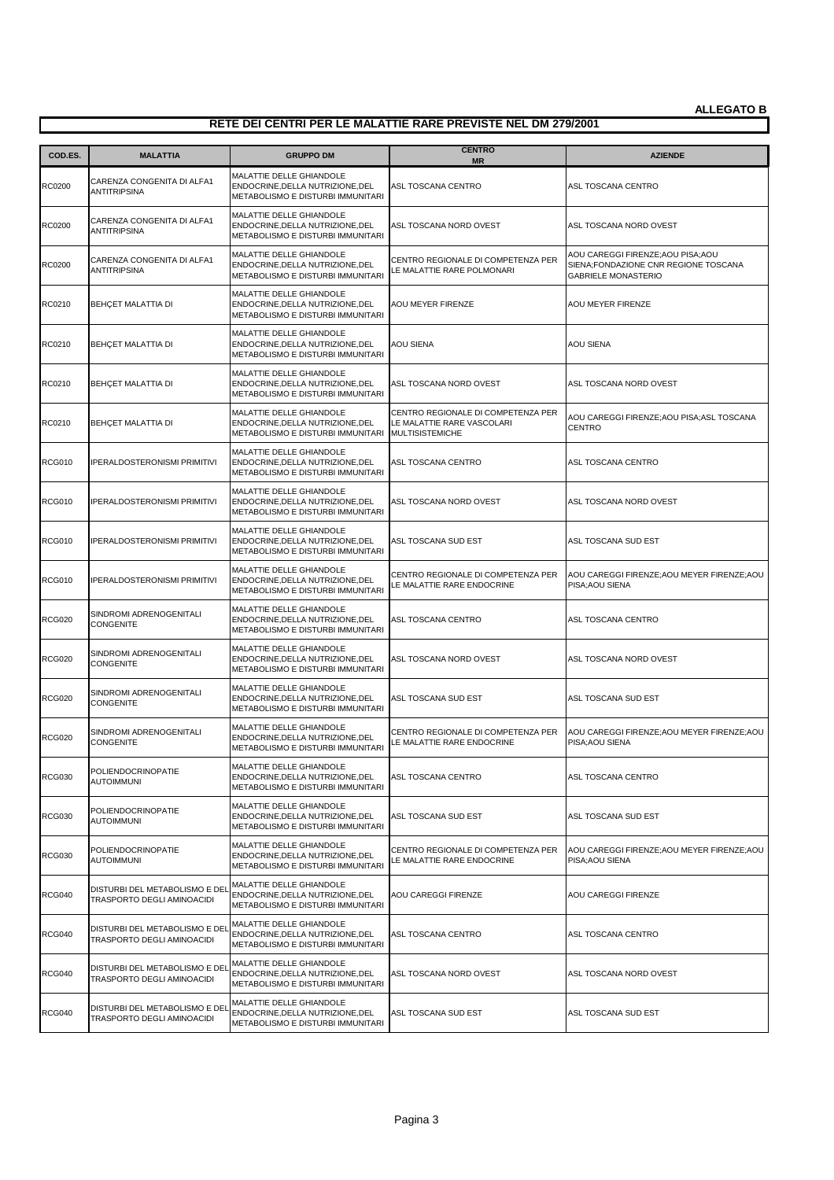**ALLEGATO B**

## RETE DEI CENTRI PER LE MALATTIE RARE PREVISTE NEL DM 279/2001

| COD.ES. | MALATTIA | GRUPPO DM | CENTRO MR | AZIENDE |
|---|---|---|---|---|
| RC0200 | CARENZA CONGENITA DI ALFA1 ANTITRIPSINA | MALATTIE DELLE GHIANDOLE ENDOCRINE,DELLA NUTRIZIONE,DEL METABOLISMO E DISTURBI IMMUNITARI | ASL TOSCANA CENTRO | ASL TOSCANA CENTRO |
| RC0200 | CARENZA CONGENITA DI ALFA1 ANTITRIPSINA | MALATTIE DELLE GHIANDOLE ENDOCRINE,DELLA NUTRIZIONE,DEL METABOLISMO E DISTURBI IMMUNITARI | ASL TOSCANA NORD OVEST | ASL TOSCANA NORD OVEST |
| RC0200 | CARENZA CONGENITA DI ALFA1 ANTITRIPSINA | MALATTIE DELLE GHIANDOLE ENDOCRINE,DELLA NUTRIZIONE,DEL METABOLISMO E DISTURBI IMMUNITARI | CENTRO REGIONALE DI COMPETENZA PER LE MALATTIE RARE POLMONARI | AOU CAREGGI FIRENZE;AOU PISA;AOU SIENA;FONDAZIONE CNR REGIONE TOSCANA GABRIELE MONASTERIO |
| RC0210 | BEHÇET MALATTIA DI | MALATTIE DELLE GHIANDOLE ENDOCRINE,DELLA NUTRIZIONE,DEL METABOLISMO E DISTURBI IMMUNITARI | AOU MEYER FIRENZE | AOU MEYER FIRENZE |
| RC0210 | BEHÇET MALATTIA DI | MALATTIE DELLE GHIANDOLE ENDOCRINE,DELLA NUTRIZIONE,DEL METABOLISMO E DISTURBI IMMUNITARI | AOU SIENA | AOU SIENA |
| RC0210 | BEHÇET MALATTIA DI | MALATTIE DELLE GHIANDOLE ENDOCRINE,DELLA NUTRIZIONE,DEL METABOLISMO E DISTURBI IMMUNITARI | ASL TOSCANA NORD OVEST | ASL TOSCANA NORD OVEST |
| RC0210 | BEHÇET MALATTIA DI | MALATTIE DELLE GHIANDOLE ENDOCRINE,DELLA NUTRIZIONE,DEL METABOLISMO E DISTURBI IMMUNITARI | CENTRO REGIONALE DI COMPETENZA PER LE MALATTIE RARE VASCOLARI MULTISISTEMICHE | AOU CAREGGI FIRENZE;AOU PISA;ASL TOSCANA CENTRO |
| RCG010 | IPERALDOSTERONISMI PRIMITIVI | MALATTIE DELLE GHIANDOLE ENDOCRINE,DELLA NUTRIZIONE,DEL METABOLISMO E DISTURBI IMMUNITARI | ASL TOSCANA CENTRO | ASL TOSCANA CENTRO |
| RCG010 | IPERALDOSTERONISMI PRIMITIVI | MALATTIE DELLE GHIANDOLE ENDOCRINE,DELLA NUTRIZIONE,DEL METABOLISMO E DISTURBI IMMUNITARI | ASL TOSCANA NORD OVEST | ASL TOSCANA NORD OVEST |
| RCG010 | IPERALDOSTERONISMI PRIMITIVI | MALATTIE DELLE GHIANDOLE ENDOCRINE,DELLA NUTRIZIONE,DEL METABOLISMO E DISTURBI IMMUNITARI | ASL TOSCANA SUD EST | ASL TOSCANA SUD EST |
| RCG010 | IPERALDOSTERONISMI PRIMITIVI | MALATTIE DELLE GHIANDOLE ENDOCRINE,DELLA NUTRIZIONE,DEL METABOLISMO E DISTURBI IMMUNITARI | CENTRO REGIONALE DI COMPETENZA PER LE MALATTIE RARE ENDOCRINE | AOU CAREGGI FIRENZE;AOU MEYER FIRENZE;AOU PISA;AOU SIENA |
| RCG020 | SINDROMI ADRENOGENITALI CONGENITE | MALATTIE DELLE GHIANDOLE ENDOCRINE,DELLA NUTRIZIONE,DEL METABOLISMO E DISTURBI IMMUNITARI | ASL TOSCANA CENTRO | ASL TOSCANA CENTRO |
| RCG020 | SINDROMI ADRENOGENITALI CONGENITE | MALATTIE DELLE GHIANDOLE ENDOCRINE,DELLA NUTRIZIONE,DEL METABOLISMO E DISTURBI IMMUNITARI | ASL TOSCANA NORD OVEST | ASL TOSCANA NORD OVEST |
| RCG020 | SINDROMI ADRENOGENITALI CONGENITE | MALATTIE DELLE GHIANDOLE ENDOCRINE,DELLA NUTRIZIONE,DEL METABOLISMO E DISTURBI IMMUNITARI | ASL TOSCANA SUD EST | ASL TOSCANA SUD EST |
| RCG020 | SINDROMI ADRENOGENITALI CONGENITE | MALATTIE DELLE GHIANDOLE ENDOCRINE,DELLA NUTRIZIONE,DEL METABOLISMO E DISTURBI IMMUNITARI | CENTRO REGIONALE DI COMPETENZA PER LE MALATTIE RARE ENDOCRINE | AOU CAREGGI FIRENZE;AOU MEYER FIRENZE;AOU PISA;AOU SIENA |
| RCG030 | POLIENDOCRINOPATIE AUTOIMMUNI | MALATTIE DELLE GHIANDOLE ENDOCRINE,DELLA NUTRIZIONE,DEL METABOLISMO E DISTURBI IMMUNITARI | ASL TOSCANA CENTRO | ASL TOSCANA CENTRO |
| RCG030 | POLIENDOCRINOPATIE AUTOIMMUNI | MALATTIE DELLE GHIANDOLE ENDOCRINE,DELLA NUTRIZIONE,DEL METABOLISMO E DISTURBI IMMUNITARI | ASL TOSCANA SUD EST | ASL TOSCANA SUD EST |
| RCG030 | POLIENDOCRINOPATIE AUTOIMMUNI | MALATTIE DELLE GHIANDOLE ENDOCRINE,DELLA NUTRIZIONE,DEL METABOLISMO E DISTURBI IMMUNITARI | CENTRO REGIONALE DI COMPETENZA PER LE MALATTIE RARE ENDOCRINE | AOU CAREGGI FIRENZE;AOU MEYER FIRENZE;AOU PISA;AOU SIENA |
| RCG040 | DISTURBI DEL METABOLISMO E DEL TRASPORTO DEGLI AMINOACIDI | MALATTIE DELLE GHIANDOLE ENDOCRINE,DELLA NUTRIZIONE,DEL METABOLISMO E DISTURBI IMMUNITARI | AOU CAREGGI FIRENZE | AOU CAREGGI FIRENZE |
| RCG040 | DISTURBI DEL METABOLISMO E DEL TRASPORTO DEGLI AMINOACIDI | MALATTIE DELLE GHIANDOLE ENDOCRINE,DELLA NUTRIZIONE,DEL METABOLISMO E DISTURBI IMMUNITARI | ASL TOSCANA CENTRO | ASL TOSCANA CENTRO |
| RCG040 | DISTURBI DEL METABOLISMO E DEL TRASPORTO DEGLI AMINOACIDI | MALATTIE DELLE GHIANDOLE ENDOCRINE,DELLA NUTRIZIONE,DEL METABOLISMO E DISTURBI IMMUNITARI | ASL TOSCANA NORD OVEST | ASL TOSCANA NORD OVEST |
| RCG040 | DISTURBI DEL METABOLISMO E DEL TRASPORTO DEGLI AMINOACIDI | MALATTIE DELLE GHIANDOLE ENDOCRINE,DELLA NUTRIZIONE,DEL METABOLISMO E DISTURBI IMMUNITARI | ASL TOSCANA SUD EST | ASL TOSCANA SUD EST |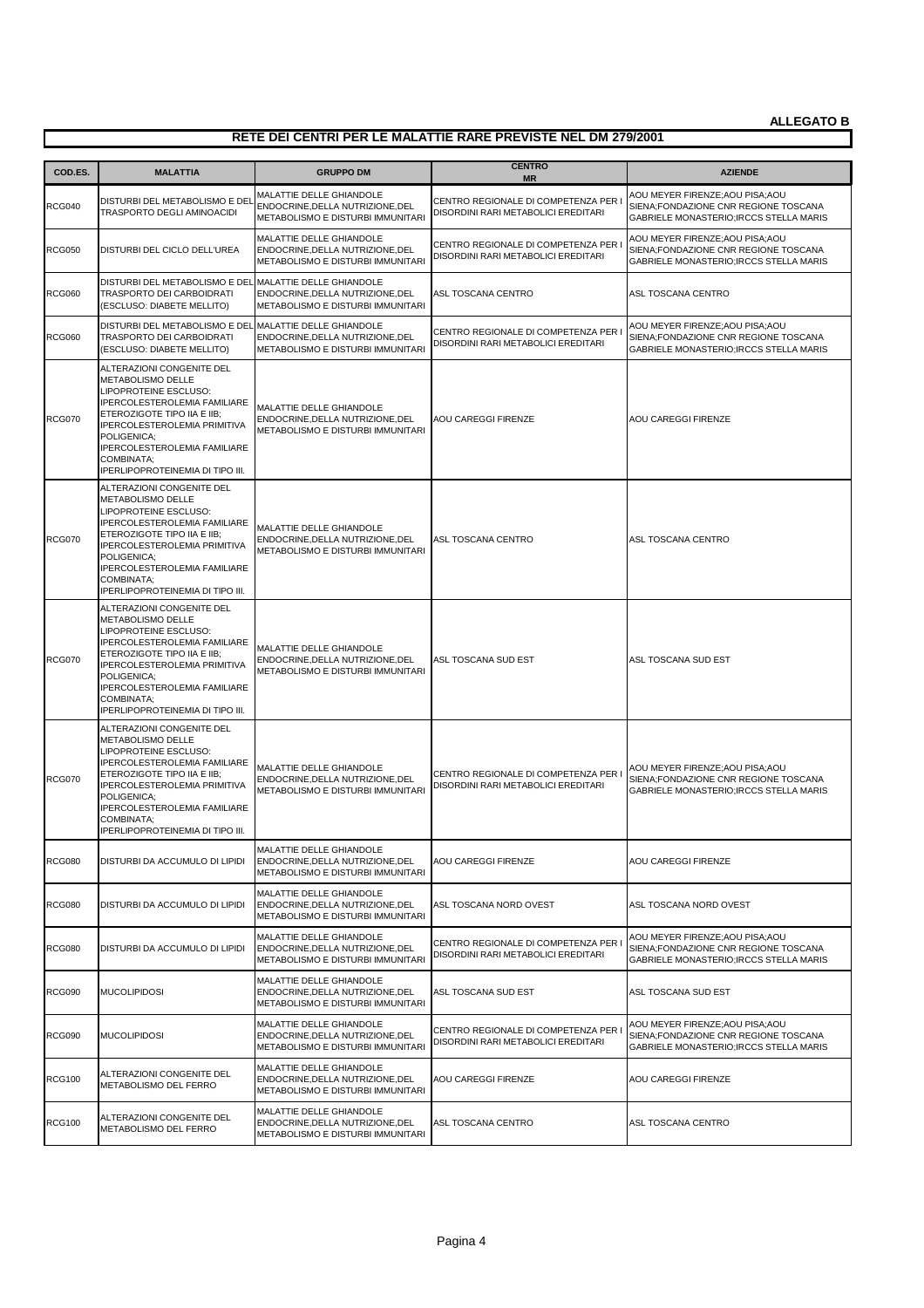**ALLEGATO B**

## RETE DEI CENTRI PER LE MALATTIE RARE PREVISTE NEL DM 279/2001

| COD.ES. | MALATTIA | GRUPPO DM | CENTRO MR | AZIENDE |
|---|---|---|---|---|
| RCG040 | DISTURBI DEL METABOLISMO E DEL TRASPORTO DEGLI AMINOACIDI | MALATTIE DELLE GHIANDOLE ENDOCRINE,DELLA NUTRIZIONE,DEL METABOLISMO E DISTURBI IMMUNITARI | CENTRO REGIONALE DI COMPETENZA PER I DISORDINI RARI METABOLICI EREDITARI | AOU MEYER FIRENZE;AOU PISA;AOU SIENA;FONDAZIONE CNR REGIONE TOSCANA GABRIELE MONASTERIO;IRCCS STELLA MARIS |
| RCG050 | DISTURBI DEL CICLO DELL'UREA | MALATTIE DELLE GHIANDOLE ENDOCRINE,DELLA NUTRIZIONE,DEL METABOLISMO E DISTURBI IMMUNITARI | CENTRO REGIONALE DI COMPETENZA PER I DISORDINI RARI METABOLICI EREDITARI | AOU MEYER FIRENZE;AOU PISA;AOU SIENA;FONDAZIONE CNR REGIONE TOSCANA GABRIELE MONASTERIO;IRCCS STELLA MARIS |
| RCG060 | DISTURBI DEL METABOLISMO E DEL TRASPORTO DEI CARBOIDRATI (ESCLUSO: DIABETE MELLITO) | MALATTIE DELLE GHIANDOLE ENDOCRINE,DELLA NUTRIZIONE,DEL METABOLISMO E DISTURBI IMMUNITARI | ASL TOSCANA CENTRO | ASL TOSCANA CENTRO |
| RCG060 | DISTURBI DEL METABOLISMO E DEL TRASPORTO DEI CARBOIDRATI (ESCLUSO: DIABETE MELLITO) | MALATTIE DELLE GHIANDOLE ENDOCRINE,DELLA NUTRIZIONE,DEL METABOLISMO E DISTURBI IMMUNITARI | CENTRO REGIONALE DI COMPETENZA PER I DISORDINI RARI METABOLICI EREDITARI | AOU MEYER FIRENZE;AOU PISA;AOU SIENA;FONDAZIONE CNR REGIONE TOSCANA GABRIELE MONASTERIO;IRCCS STELLA MARIS |
| RCG070 | ALTERAZIONI CONGENITE DEL METABOLISMO DELLE LIPOPROTEINE ESCLUSO: IPERCOLESTEROLEMIA FAMILIARE ETEROZIGOTE TIPO IIA E IIB; IPERCOLESTEROLEMIA PRIMITIVA POLIGENICA; IPERCOLESTEROLEMIA FAMILIARE COMBINATA; IPERLIPOPROTEINEMIA DI TIPO III. | MALATTIE DELLE GHIANDOLE ENDOCRINE,DELLA NUTRIZIONE,DEL METABOLISMO E DISTURBI IMMUNITARI | AOU CAREGGI FIRENZE | AOU CAREGGI FIRENZE |
| RCG070 | ALTERAZIONI CONGENITE DEL METABOLISMO DELLE LIPOPROTEINE ESCLUSO: IPERCOLESTEROLEMIA FAMILIARE ETEROZIGOTE TIPO IIA E IIB; IPERCOLESTEROLEMIA PRIMITIVA POLIGENICA; IPERCOLESTEROLEMIA FAMILIARE COMBINATA; IPERLIPOPROTEINEMIA DI TIPO III. | MALATTIE DELLE GHIANDOLE ENDOCRINE,DELLA NUTRIZIONE,DEL METABOLISMO E DISTURBI IMMUNITARI | ASL TOSCANA CENTRO | ASL TOSCANA CENTRO |
| RCG070 | ALTERAZIONI CONGENITE DEL METABOLISMO DELLE LIPOPROTEINE ESCLUSO: IPERCOLESTEROLEMIA FAMILIARE ETEROZIGOTE TIPO IIA E IIB; IPERCOLESTEROLEMIA PRIMITIVA POLIGENICA; IPERCOLESTEROLEMIA FAMILIARE COMBINATA; IPERLIPOPROTEINEMIA DI TIPO III. | MALATTIE DELLE GHIANDOLE ENDOCRINE,DELLA NUTRIZIONE,DEL METABOLISMO E DISTURBI IMMUNITARI | ASL TOSCANA SUD EST | ASL TOSCANA SUD EST |
| RCG070 | ALTERAZIONI CONGENITE DEL METABOLISMO DELLE LIPOPROTEINE ESCLUSO: IPERCOLESTEROLEMIA FAMILIARE ETEROZIGOTE TIPO IIA E IIB; IPERCOLESTEROLEMIA PRIMITIVA POLIGENICA; IPERCOLESTEROLEMIA FAMILIARE COMBINATA; IPERLIPOPROTEINEMIA DI TIPO III. | MALATTIE DELLE GHIANDOLE ENDOCRINE,DELLA NUTRIZIONE,DEL METABOLISMO E DISTURBI IMMUNITARI | CENTRO REGIONALE DI COMPETENZA PER I DISORDINI RARI METABOLICI EREDITARI | AOU MEYER FIRENZE;AOU PISA;AOU SIENA;FONDAZIONE CNR REGIONE TOSCANA GABRIELE MONASTERIO;IRCCS STELLA MARIS |
| RCG080 | DISTURBI DA ACCUMULO DI LIPIDI | MALATTIE DELLE GHIANDOLE ENDOCRINE,DELLA NUTRIZIONE,DEL METABOLISMO E DISTURBI IMMUNITARI | AOU CAREGGI FIRENZE | AOU CAREGGI FIRENZE |
| RCG080 | DISTURBI DA ACCUMULO DI LIPIDI | MALATTIE DELLE GHIANDOLE ENDOCRINE,DELLA NUTRIZIONE,DEL METABOLISMO E DISTURBI IMMUNITARI | ASL TOSCANA NORD OVEST | ASL TOSCANA NORD OVEST |
| RCG080 | DISTURBI DA ACCUMULO DI LIPIDI | MALATTIE DELLE GHIANDOLE ENDOCRINE,DELLA NUTRIZIONE,DEL METABOLISMO E DISTURBI IMMUNITARI | CENTRO REGIONALE DI COMPETENZA PER I DISORDINI RARI METABOLICI EREDITARI | AOU MEYER FIRENZE;AOU PISA;AOU SIENA;FONDAZIONE CNR REGIONE TOSCANA GABRIELE MONASTERIO;IRCCS STELLA MARIS |
| RCG090 | MUCOLIPIDOSI | MALATTIE DELLE GHIANDOLE ENDOCRINE,DELLA NUTRIZIONE,DEL METABOLISMO E DISTURBI IMMUNITARI | ASL TOSCANA SUD EST | ASL TOSCANA SUD EST |
| RCG090 | MUCOLIPIDOSI | MALATTIE DELLE GHIANDOLE ENDOCRINE,DELLA NUTRIZIONE,DEL METABOLISMO E DISTURBI IMMUNITARI | CENTRO REGIONALE DI COMPETENZA PER I DISORDINI RARI METABOLICI EREDITARI | AOU MEYER FIRENZE;AOU PISA;AOU SIENA;FONDAZIONE CNR REGIONE TOSCANA GABRIELE MONASTERIO;IRCCS STELLA MARIS |
| RCG100 | ALTERAZIONI CONGENITE DEL METABOLISMO DEL FERRO | MALATTIE DELLE GHIANDOLE ENDOCRINE,DELLA NUTRIZIONE,DEL METABOLISMO E DISTURBI IMMUNITARI | AOU CAREGGI FIRENZE | AOU CAREGGI FIRENZE |
| RCG100 | ALTERAZIONI CONGENITE DEL METABOLISMO DEL FERRO | MALATTIE DELLE GHIANDOLE ENDOCRINE,DELLA NUTRIZIONE,DEL METABOLISMO E DISTURBI IMMUNITARI | ASL TOSCANA CENTRO | ASL TOSCANA CENTRO |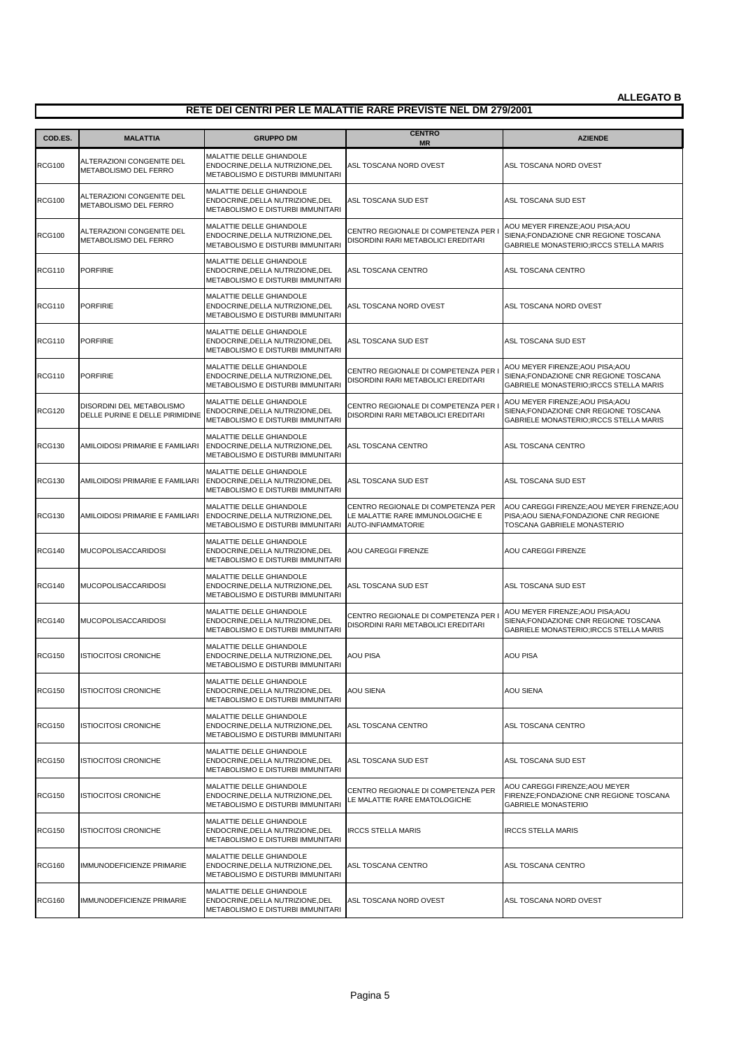**ALLEGATO B**

**RETE DEI CENTRI PER LE MALATTIE RARE PREVISTE NEL DM 279/2001**

| COD.ES. | MALATTIA | GRUPPO DM | CENTRO MR | AZIENDE |
|---|---|---|---|---|
| RCG100 | ALTERAZIONI CONGENITE DEL METABOLISMO DEL FERRO | MALATTIE DELLE GHIANDOLE ENDOCRINE,DELLA NUTRIZIONE,DEL METABOLISMO E DISTURBI IMMUNITARI | ASL TOSCANA NORD OVEST | ASL TOSCANA NORD OVEST |
| RCG100 | ALTERAZIONI CONGENITE DEL METABOLISMO DEL FERRO | MALATTIE DELLE GHIANDOLE ENDOCRINE,DELLA NUTRIZIONE,DEL METABOLISMO E DISTURBI IMMUNITARI | ASL TOSCANA SUD EST | ASL TOSCANA SUD EST |
| RCG100 | ALTERAZIONI CONGENITE DEL METABOLISMO DEL FERRO | MALATTIE DELLE GHIANDOLE ENDOCRINE,DELLA NUTRIZIONE,DEL METABOLISMO E DISTURBI IMMUNITARI | CENTRO REGIONALE DI COMPETENZA PER I DISORDINI RARI METABOLICI EREDITARI | AOU MEYER FIRENZE;AOU PISA;AOU SIENA;FONDAZIONE CNR REGIONE TOSCANA GABRIELE MONASTERIO;IRCCS STELLA MARIS |
| RCG110 | PORFIRIE | MALATTIE DELLE GHIANDOLE ENDOCRINE,DELLA NUTRIZIONE,DEL METABOLISMO E DISTURBI IMMUNITARI | ASL TOSCANA CENTRO | ASL TOSCANA CENTRO |
| RCG110 | PORFIRIE | MALATTIE DELLE GHIANDOLE ENDOCRINE,DELLA NUTRIZIONE,DEL METABOLISMO E DISTURBI IMMUNITARI | ASL TOSCANA NORD OVEST | ASL TOSCANA NORD OVEST |
| RCG110 | PORFIRIE | MALATTIE DELLE GHIANDOLE ENDOCRINE,DELLA NUTRIZIONE,DEL METABOLISMO E DISTURBI IMMUNITARI | ASL TOSCANA SUD EST | ASL TOSCANA SUD EST |
| RCG110 | PORFIRIE | MALATTIE DELLE GHIANDOLE ENDOCRINE,DELLA NUTRIZIONE,DEL METABOLISMO E DISTURBI IMMUNITARI | CENTRO REGIONALE DI COMPETENZA PER I DISORDINI RARI METABOLICI EREDITARI | AOU MEYER FIRENZE;AOU PISA;AOU SIENA;FONDAZIONE CNR REGIONE TOSCANA GABRIELE MONASTERIO;IRCCS STELLA MARIS |
| RCG120 | DISORDINI DEL METABOLISMO DELLE PURINE E DELLE PIRIMIDINE | MALATTIE DELLE GHIANDOLE ENDOCRINE,DELLA NUTRIZIONE,DEL METABOLISMO E DISTURBI IMMUNITARI | CENTRO REGIONALE DI COMPETENZA PER I DISORDINI RARI METABOLICI EREDITARI | AOU MEYER FIRENZE;AOU PISA;AOU SIENA;FONDAZIONE CNR REGIONE TOSCANA GABRIELE MONASTERIO;IRCCS STELLA MARIS |
| RCG130 | AMILOIDOSI PRIMARIE E FAMILIARI | MALATTIE DELLE GHIANDOLE ENDOCRINE,DELLA NUTRIZIONE,DEL METABOLISMO E DISTURBI IMMUNITARI | ASL TOSCANA CENTRO | ASL TOSCANA CENTRO |
| RCG130 | AMILOIDOSI PRIMARIE E FAMILIARI | MALATTIE DELLE GHIANDOLE ENDOCRINE,DELLA NUTRIZIONE,DEL METABOLISMO E DISTURBI IMMUNITARI | ASL TOSCANA SUD EST | ASL TOSCANA SUD EST |
| RCG130 | AMILOIDOSI PRIMARIE E FAMILIARI | MALATTIE DELLE GHIANDOLE ENDOCRINE,DELLA NUTRIZIONE,DEL METABOLISMO E DISTURBI IMMUNITARI | CENTRO REGIONALE DI COMPETENZA PER LE MALATTIE RARE IMMUNOLOGICHE E AUTO-INFIAMMATORIE | AOU CAREGGI FIRENZE;AOU MEYER FIRENZE;AOU PISA;AOU SIENA;FONDAZIONE CNR REGIONE TOSCANA GABRIELE MONASTERIO |
| RCG140 | MUCOPOLISACCARIDOSI | MALATTIE DELLE GHIANDOLE ENDOCRINE,DELLA NUTRIZIONE,DEL METABOLISMO E DISTURBI IMMUNITARI | AOU CAREGGI FIRENZE | AOU CAREGGI FIRENZE |
| RCG140 | MUCOPOLISACCARIDOSI | MALATTIE DELLE GHIANDOLE ENDOCRINE,DELLA NUTRIZIONE,DEL METABOLISMO E DISTURBI IMMUNITARI | ASL TOSCANA SUD EST | ASL TOSCANA SUD EST |
| RCG140 | MUCOPOLISACCARIDOSI | MALATTIE DELLE GHIANDOLE ENDOCRINE,DELLA NUTRIZIONE,DEL METABOLISMO E DISTURBI IMMUNITARI | CENTRO REGIONALE DI COMPETENZA PER I DISORDINI RARI METABOLICI EREDITARI | AOU MEYER FIRENZE;AOU PISA;AOU SIENA;FONDAZIONE CNR REGIONE TOSCANA GABRIELE MONASTERIO;IRCCS STELLA MARIS |
| RCG150 | ISTIOCITOSI CRONICHE | MALATTIE DELLE GHIANDOLE ENDOCRINE,DELLA NUTRIZIONE,DEL METABOLISMO E DISTURBI IMMUNITARI | AOU PISA | AOU PISA |
| RCG150 | ISTIOCITOSI CRONICHE | MALATTIE DELLE GHIANDOLE ENDOCRINE,DELLA NUTRIZIONE,DEL METABOLISMO E DISTURBI IMMUNITARI | AOU SIENA | AOU SIENA |
| RCG150 | ISTIOCITOSI CRONICHE | MALATTIE DELLE GHIANDOLE ENDOCRINE,DELLA NUTRIZIONE,DEL METABOLISMO E DISTURBI IMMUNITARI | ASL TOSCANA CENTRO | ASL TOSCANA CENTRO |
| RCG150 | ISTIOCITOSI CRONICHE | MALATTIE DELLE GHIANDOLE ENDOCRINE,DELLA NUTRIZIONE,DEL METABOLISMO E DISTURBI IMMUNITARI | ASL TOSCANA SUD EST | ASL TOSCANA SUD EST |
| RCG150 | ISTIOCITOSI CRONICHE | MALATTIE DELLE GHIANDOLE ENDOCRINE,DELLA NUTRIZIONE,DEL METABOLISMO E DISTURBI IMMUNITARI | CENTRO REGIONALE DI COMPETENZA PER LE MALATTIE RARE EMATOLOGICHE | AOU CAREGGI FIRENZE;AOU MEYER FIRENZE;FONDAZIONE CNR REGIONE TOSCANA GABRIELE MONASTERIO |
| RCG150 | ISTIOCITOSI CRONICHE | MALATTIE DELLE GHIANDOLE ENDOCRINE,DELLA NUTRIZIONE,DEL METABOLISMO E DISTURBI IMMUNITARI | IRCCS STELLA MARIS | IRCCS STELLA MARIS |
| RCG160 | IMMUNODEFICIENZE PRIMARIE | MALATTIE DELLE GHIANDOLE ENDOCRINE,DELLA NUTRIZIONE,DEL METABOLISMO E DISTURBI IMMUNITARI | ASL TOSCANA CENTRO | ASL TOSCANA CENTRO |
| RCG160 | IMMUNODEFICIENZE PRIMARIE | MALATTIE DELLE GHIANDOLE ENDOCRINE,DELLA NUTRIZIONE,DEL METABOLISMO E DISTURBI IMMUNITARI | ASL TOSCANA NORD OVEST | ASL TOSCANA NORD OVEST |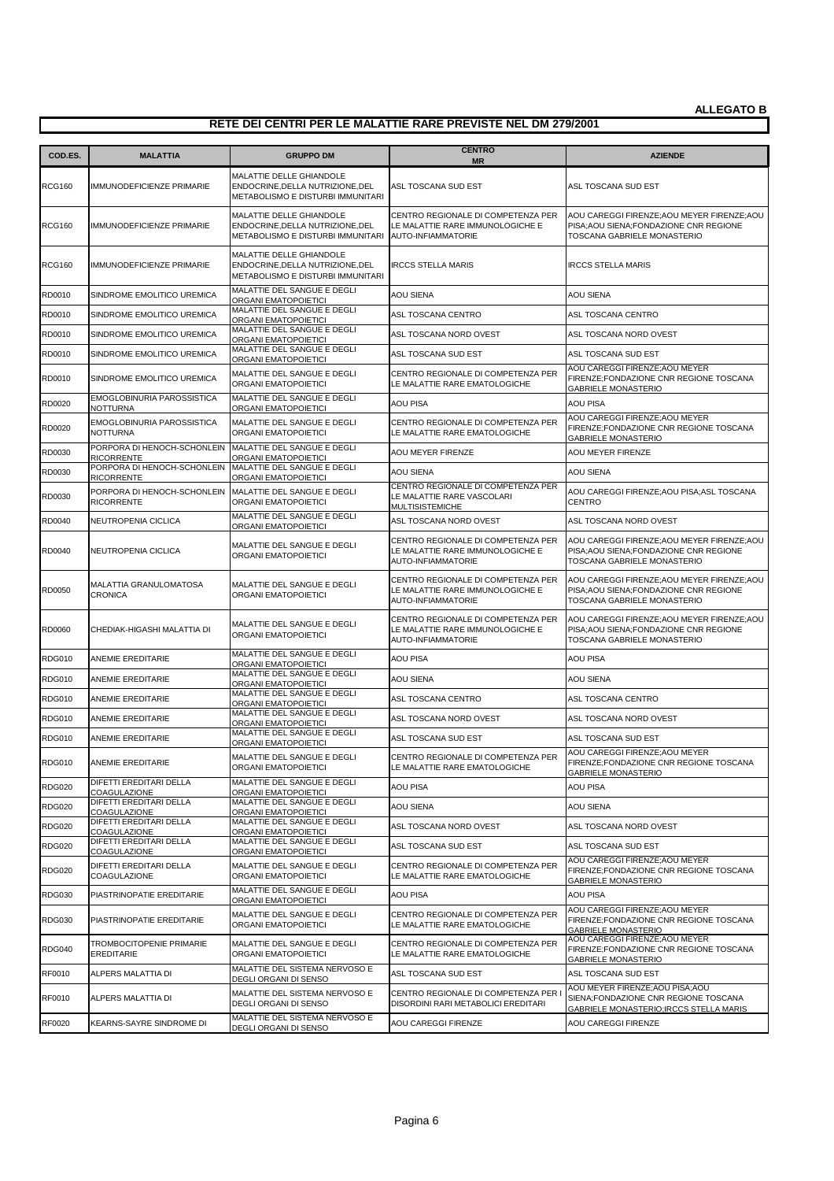**ALLEGATO B**

## RETE DEI CENTRI PER LE MALATTIE RARE PREVISTE NEL DM 279/2001

| COD.ES. | MALATTIA | GRUPPO DM | CENTRO MR | AZIENDE |
|---|---|---|---|---|
| RCG160 | IMMUNODEFICIENZE PRIMARIE | MALATTIE DELLE GHIANDOLE ENDOCRINE,DELLA NUTRIZIONE,DEL METABOLISMO E DISTURBI IMMUNITARI | ASL TOSCANA SUD EST | ASL TOSCANA SUD EST |
| RCG160 | IMMUNODEFICIENZE PRIMARIE | MALATTIE DELLE GHIANDOLE ENDOCRINE,DELLA NUTRIZIONE,DEL METABOLISMO E DISTURBI IMMUNITARI | CENTRO REGIONALE DI COMPETENZA PER LE MALATTIE RARE IMMUNOLOGICHE E AUTO-INFIAMMATORIE | AOU CAREGGI FIRENZE;AOU MEYER FIRENZE;AOU PISA;AOU SIENA;FONDAZIONE CNR REGIONE TOSCANA GABRIELE MONASTERIO |
| RCG160 | IMMUNODEFICIENZE PRIMARIE | MALATTIE DELLE GHIANDOLE ENDOCRINE,DELLA NUTRIZIONE,DEL METABOLISMO E DISTURBI IMMUNITARI | IRCCS STELLA MARIS | IRCCS STELLA MARIS |
| RD0010 | SINDROME EMOLITICO UREMICA | MALATTIE DEL SANGUE E DEGLI ORGANI EMATOPOIETICI | AOU SIENA | AOU SIENA |
| RD0010 | SINDROME EMOLITICO UREMICA | MALATTIE DEL SANGUE E DEGLI ORGANI EMATOPOIETICI | ASL TOSCANA CENTRO | ASL TOSCANA CENTRO |
| RD0010 | SINDROME EMOLITICO UREMICA | MALATTIE DEL SANGUE E DEGLI ORGANI EMATOPOIETICI | ASL TOSCANA NORD OVEST | ASL TOSCANA NORD OVEST |
| RD0010 | SINDROME EMOLITICO UREMICA | MALATTIE DEL SANGUE E DEGLI ORGANI EMATOPOIETICI | ASL TOSCANA SUD EST | ASL TOSCANA SUD EST |
| RD0010 | SINDROME EMOLITICO UREMICA | MALATTIE DEL SANGUE E DEGLI ORGANI EMATOPOIETICI | CENTRO REGIONALE DI COMPETENZA PER LE MALATTIE RARE EMATOLOGICHE | AOU CAREGGI FIRENZE;AOU MEYER FIRENZE;FONDAZIONE CNR REGIONE TOSCANA GABRIELE MONASTERIO |
| RD0020 | EMOGLOBINURIA PAROSSISTICA NOTTURNA | MALATTIE DEL SANGUE E DEGLI ORGANI EMATOPOIETICI | AOU PISA | AOU PISA |
| RD0020 | EMOGLOBINURIA PAROSSISTICA NOTTURNA | MALATTIE DEL SANGUE E DEGLI ORGANI EMATOPOIETICI | CENTRO REGIONALE DI COMPETENZA PER LE MALATTIE RARE EMATOLOGICHE | AOU CAREGGI FIRENZE;AOU MEYER FIRENZE;FONDAZIONE CNR REGIONE TOSCANA GABRIELE MONASTERIO |
| RD0030 | PORPORA DI HENOCH-SCHONLEIN RICORRENTE | MALATTIE DEL SANGUE E DEGLI ORGANI EMATOPOIETICI | AOU MEYER FIRENZE | AOU MEYER FIRENZE |
| RD0030 | PORPORA DI HENOCH-SCHONLEIN RICORRENTE | MALATTIE DEL SANGUE E DEGLI ORGANI EMATOPOIETICI | AOU SIENA | AOU SIENA |
| RD0030 | PORPORA DI HENOCH-SCHONLEIN RICORRENTE | MALATTIE DEL SANGUE E DEGLI ORGANI EMATOPOIETICI | CENTRO REGIONALE DI COMPETENZA PER LE MALATTIE RARE VASCOLARI MULTISISTEMICHE | AOU CAREGGI FIRENZE;AOU PISA;ASL TOSCANA CENTRO |
| RD0040 | NEUTROPENIA CICLICA | MALATTIE DEL SANGUE E DEGLI ORGANI EMATOPOIETICI | ASL TOSCANA NORD OVEST | ASL TOSCANA NORD OVEST |
| RD0040 | NEUTROPENIA CICLICA | MALATTIE DEL SANGUE E DEGLI ORGANI EMATOPOIETICI | CENTRO REGIONALE DI COMPETENZA PER LE MALATTIE RARE IMMUNOLOGICHE E AUTO-INFIAMMATORIE | AOU CAREGGI FIRENZE;AOU MEYER FIRENZE;AOU PISA;AOU SIENA;FONDAZIONE CNR REGIONE TOSCANA GABRIELE MONASTERIO |
| RD0050 | MALATTIA GRANULOMATOSA CRONICA | MALATTIE DEL SANGUE E DEGLI ORGANI EMATOPOIETICI | CENTRO REGIONALE DI COMPETENZA PER LE MALATTIE RARE IMMUNOLOGICHE E AUTO-INFIAMMATORIE | AOU CAREGGI FIRENZE;AOU MEYER FIRENZE;AOU PISA;AOU SIENA;FONDAZIONE CNR REGIONE TOSCANA GABRIELE MONASTERIO |
| RD0060 | CHEDIAK-HIGASHI MALATTIA DI | MALATTIE DEL SANGUE E DEGLI ORGANI EMATOPOIETICI | CENTRO REGIONALE DI COMPETENZA PER LE MALATTIE RARE IMMUNOLOGICHE E AUTO-INFIAMMATORIE | AOU CAREGGI FIRENZE;AOU MEYER FIRENZE;AOU PISA;AOU SIENA;FONDAZIONE CNR REGIONE TOSCANA GABRIELE MONASTERIO |
| RDG010 | ANEMIE EREDITARIE | MALATTIE DEL SANGUE E DEGLI ORGANI EMATOPOIETICI | AOU PISA | AOU PISA |
| RDG010 | ANEMIE EREDITARIE | MALATTIE DEL SANGUE E DEGLI ORGANI EMATOPOIETICI | AOU SIENA | AOU SIENA |
| RDG010 | ANEMIE EREDITARIE | MALATTIE DEL SANGUE E DEGLI ORGANI EMATOPOIETICI | ASL TOSCANA CENTRO | ASL TOSCANA CENTRO |
| RDG010 | ANEMIE EREDITARIE | MALATTIE DEL SANGUE E DEGLI ORGANI EMATOPOIETICI | ASL TOSCANA NORD OVEST | ASL TOSCANA NORD OVEST |
| RDG010 | ANEMIE EREDITARIE | MALATTIE DEL SANGUE E DEGLI ORGANI EMATOPOIETICI | ASL TOSCANA SUD EST | ASL TOSCANA SUD EST |
| RDG010 | ANEMIE EREDITARIE | MALATTIE DEL SANGUE E DEGLI ORGANI EMATOPOIETICI | CENTRO REGIONALE DI COMPETENZA PER LE MALATTIE RARE EMATOLOGICHE | AOU CAREGGI FIRENZE;AOU MEYER FIRENZE;FONDAZIONE CNR REGIONE TOSCANA GABRIELE MONASTERIO |
| RDG020 | DIFETTI EREDITARI DELLA COAGULAZIONE | MALATTIE DEL SANGUE E DEGLI ORGANI EMATOPOIETICI | AOU PISA | AOU PISA |
| RDG020 | DIFETTI EREDITARI DELLA COAGULAZIONE | MALATTIE DEL SANGUE E DEGLI ORGANI EMATOPOIETICI | AOU SIENA | AOU SIENA |
| RDG020 | DIFETTI EREDITARI DELLA COAGULAZIONE | MALATTIE DEL SANGUE E DEGLI ORGANI EMATOPOIETICI | ASL TOSCANA NORD OVEST | ASL TOSCANA NORD OVEST |
| RDG020 | DIFETTI EREDITARI DELLA COAGULAZIONE | MALATTIE DEL SANGUE E DEGLI ORGANI EMATOPOIETICI | ASL TOSCANA SUD EST | ASL TOSCANA SUD EST |
| RDG020 | DIFETTI EREDITARI DELLA COAGULAZIONE | MALATTIE DEL SANGUE E DEGLI ORGANI EMATOPOIETICI | CENTRO REGIONALE DI COMPETENZA PER LE MALATTIE RARE EMATOLOGICHE | AOU CAREGGI FIRENZE;AOU MEYER FIRENZE;FONDAZIONE CNR REGIONE TOSCANA GABRIELE MONASTERIO |
| RDG030 | PIASTRINOPATIE EREDITARIE | MALATTIE DEL SANGUE E DEGLI ORGANI EMATOPOIETICI | AOU PISA | AOU PISA |
| RDG030 | PIASTRINOPATIE EREDITARIE | MALATTIE DEL SANGUE E DEGLI ORGANI EMATOPOIETICI | CENTRO REGIONALE DI COMPETENZA PER LE MALATTIE RARE EMATOLOGICHE | AOU CAREGGI FIRENZE;AOU MEYER FIRENZE;FONDAZIONE CNR REGIONE TOSCANA GABRIELE MONASTERIO |
| RDG040 | TROMBOCITOPENIE PRIMARIE EREDITARIE | MALATTIE DEL SANGUE E DEGLI ORGANI EMATOPOIETICI | CENTRO REGIONALE DI COMPETENZA PER LE MALATTIE RARE EMATOLOGICHE | AOU CAREGGI FIRENZE;AOU MEYER FIRENZE;FONDAZIONE CNR REGIONE TOSCANA GABRIELE MONASTERIO |
| RF0010 | ALPERS MALATTIA DI | MALATTIE DEL SISTEMA NERVOSO E DEGLI ORGANI DI SENSO | ASL TOSCANA SUD EST | ASL TOSCANA SUD EST |
| RF0010 | ALPERS MALATTIA DI | MALATTIE DEL SISTEMA NERVOSO E DEGLI ORGANI DI SENSO | CENTRO REGIONALE DI COMPETENZA PER I DISORDINI RARI METABOLICI EREDITARI | AOU MEYER FIRENZE;AOU PISA;AOU SIENA;FONDAZIONE CNR REGIONE TOSCANA GABRIELE MONASTERIO;IRCCS STELLA MARIS |
| RF0020 | KEARNS-SAYRE SINDROME DI | MALATTIE DEL SISTEMA NERVOSO E DEGLI ORGANI DI SENSO | AOU CAREGGI FIRENZE | AOU CAREGGI FIRENZE |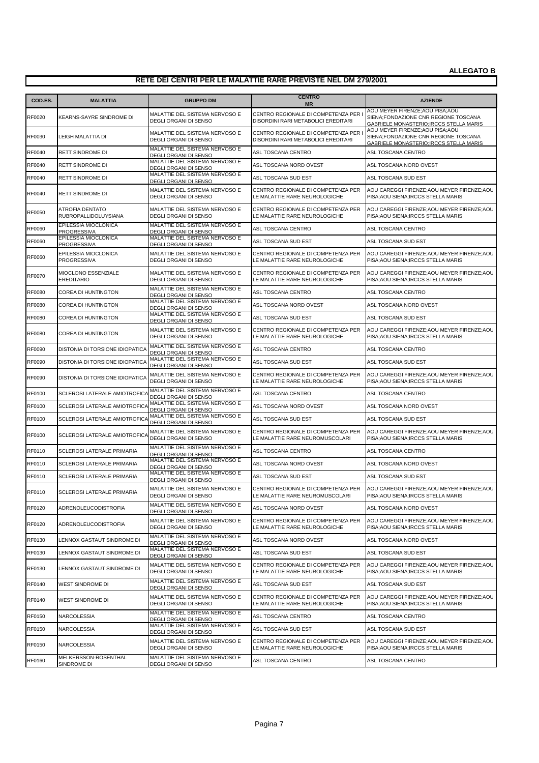**ALLEGATO B**

## RETE DEI CENTRI PER LE MALATTIE RARE PREVISTE NEL DM 279/2001

| COD.ES. | MALATTIA | GRUPPO DM | CENTRO MR | AZIENDE |
|---|---|---|---|---|
| RF0020 | KEARNS-SAYRE SINDROME DI | MALATTIE DEL SISTEMA NERVOSO E DEGLI ORGANI DI SENSO | CENTRO REGIONALE DI COMPETENZA PER I DISORDINI RARI METABOLICI EREDITARI | AOU MEYER FIRENZE;AOU PISA;AOU SIENA;FONDAZIONE CNR REGIONE TOSCANA GABRIELE MONASTERIO;IRCCS STELLA MARIS |
| RF0030 | LEIGH MALATTIA DI | MALATTIE DEL SISTEMA NERVOSO E DEGLI ORGANI DI SENSO | CENTRO REGIONALE DI COMPETENZA PER I DISORDINI RARI METABOLICI EREDITARI | AOU MEYER FIRENZE;AOU PISA;AOU SIENA;FONDAZIONE CNR REGIONE TOSCANA GABRIELE MONASTERIO;IRCCS STELLA MARIS |
| RF0040 | RETT SINDROME DI | MALATTIE DEL SISTEMA NERVOSO E DEGLI ORGANI DI SENSO | ASL TOSCANA CENTRO | ASL TOSCANA CENTRO |
| RF0040 | RETT SINDROME DI | MALATTIE DEL SISTEMA NERVOSO E DEGLI ORGANI DI SENSO | ASL TOSCANA NORD OVEST | ASL TOSCANA NORD OVEST |
| RF0040 | RETT SINDROME DI | MALATTIE DEL SISTEMA NERVOSO E DEGLI ORGANI DI SENSO | ASL TOSCANA SUD EST | ASL TOSCANA SUD EST |
| RF0040 | RETT SINDROME DI | MALATTIE DEL SISTEMA NERVOSO E DEGLI ORGANI DI SENSO | CENTRO REGIONALE DI COMPETENZA PER LE MALATTIE RARE NEUROLOGICHE | AOU CAREGGI FIRENZE;AOU MEYER FIRENZE;AOU PISA;AOU SIENA;IRCCS STELLA MARIS |
| RF0050 | ATROFIA DENTATO RUBROPALLIDOLUYSIANA | MALATTIE DEL SISTEMA NERVOSO E DEGLI ORGANI DI SENSO | CENTRO REGIONALE DI COMPETENZA PER LE MALATTIE RARE NEUROLOGICHE | AOU CAREGGI FIRENZE;AOU MEYER FIRENZE;AOU PISA;AOU SIENA;IRCCS STELLA MARIS |
| RF0060 | EPILESSIA MIOCLONICA PROGRESSIVA | MALATTIE DEL SISTEMA NERVOSO E DEGLI ORGANI DI SENSO | ASL TOSCANA CENTRO | ASL TOSCANA CENTRO |
| RF0060 | EPILESSIA MIOCLONICA PROGRESSIVA | MALATTIE DEL SISTEMA NERVOSO E DEGLI ORGANI DI SENSO | ASL TOSCANA SUD EST | ASL TOSCANA SUD EST |
| RF0060 | EPILESSIA MIOCLONICA PROGRESSIVA | MALATTIE DEL SISTEMA NERVOSO E DEGLI ORGANI DI SENSO | CENTRO REGIONALE DI COMPETENZA PER LE MALATTIE RARE NEUROLOGICHE | AOU CAREGGI FIRENZE;AOU MEYER FIRENZE;AOU PISA;AOU SIENA;IRCCS STELLA MARIS |
| RF0070 | MIOCLONO ESSENZIALE EREDITARIO | MALATTIE DEL SISTEMA NERVOSO E DEGLI ORGANI DI SENSO | CENTRO REGIONALE DI COMPETENZA PER LE MALATTIE RARE NEUROLOGICHE | AOU CAREGGI FIRENZE;AOU MEYER FIRENZE;AOU PISA;AOU SIENA;IRCCS STELLA MARIS |
| RF0080 | COREA DI HUNTINGTON | MALATTIE DEL SISTEMA NERVOSO E DEGLI ORGANI DI SENSO | ASL TOSCANA CENTRO | ASL TOSCANA CENTRO |
| RF0080 | COREA DI HUNTINGTON | MALATTIE DEL SISTEMA NERVOSO E DEGLI ORGANI DI SENSO | ASL TOSCANA NORD OVEST | ASL TOSCANA NORD OVEST |
| RF0080 | COREA DI HUNTINGTON | MALATTIE DEL SISTEMA NERVOSO E DEGLI ORGANI DI SENSO | ASL TOSCANA SUD EST | ASL TOSCANA SUD EST |
| RF0080 | COREA DI HUNTINGTON | MALATTIE DEL SISTEMA NERVOSO E DEGLI ORGANI DI SENSO | CENTRO REGIONALE DI COMPETENZA PER LE MALATTIE RARE NEUROLOGICHE | AOU CAREGGI FIRENZE;AOU MEYER FIRENZE;AOU PISA;AOU SIENA;IRCCS STELLA MARIS |
| RF0090 | DISTONIA DI TORSIONE IDIOPATICA | MALATTIE DEL SISTEMA NERVOSO E DEGLI ORGANI DI SENSO | ASL TOSCANA CENTRO | ASL TOSCANA CENTRO |
| RF0090 | DISTONIA DI TORSIONE IDIOPATICA | MALATTIE DEL SISTEMA NERVOSO E DEGLI ORGANI DI SENSO | ASL TOSCANA SUD EST | ASL TOSCANA SUD EST |
| RF0090 | DISTONIA DI TORSIONE IDIOPATICA | MALATTIE DEL SISTEMA NERVOSO E DEGLI ORGANI DI SENSO | CENTRO REGIONALE DI COMPETENZA PER LE MALATTIE RARE NEUROLOGICHE | AOU CAREGGI FIRENZE;AOU MEYER FIRENZE;AOU PISA;AOU SIENA;IRCCS STELLA MARIS |
| RF0100 | SCLEROSI LATERALE AMIOTROFICA | MALATTIE DEL SISTEMA NERVOSO E DEGLI ORGANI DI SENSO | ASL TOSCANA CENTRO | ASL TOSCANA CENTRO |
| RF0100 | SCLEROSI LATERALE AMIOTROFICA | MALATTIE DEL SISTEMA NERVOSO E DEGLI ORGANI DI SENSO | ASL TOSCANA NORD OVEST | ASL TOSCANA NORD OVEST |
| RF0100 | SCLEROSI LATERALE AMIOTROFICA | MALATTIE DEL SISTEMA NERVOSO E DEGLI ORGANI DI SENSO | ASL TOSCANA SUD EST | ASL TOSCANA SUD EST |
| RF0100 | SCLEROSI LATERALE AMIOTROFICA | MALATTIE DEL SISTEMA NERVOSO E DEGLI ORGANI DI SENSO | CENTRO REGIONALE DI COMPETENZA PER LE MALATTIE RARE NEUROMUSCOLARI | AOU CAREGGI FIRENZE;AOU MEYER FIRENZE;AOU PISA;AOU SIENA;IRCCS STELLA MARIS |
| RF0110 | SCLEROSI LATERALE PRIMARIA | MALATTIE DEL SISTEMA NERVOSO E DEGLI ORGANI DI SENSO | ASL TOSCANA CENTRO | ASL TOSCANA CENTRO |
| RF0110 | SCLEROSI LATERALE PRIMARIA | MALATTIE DEL SISTEMA NERVOSO E DEGLI ORGANI DI SENSO | ASL TOSCANA NORD OVEST | ASL TOSCANA NORD OVEST |
| RF0110 | SCLEROSI LATERALE PRIMARIA | MALATTIE DEL SISTEMA NERVOSO E DEGLI ORGANI DI SENSO | ASL TOSCANA SUD EST | ASL TOSCANA SUD EST |
| RF0110 | SCLEROSI LATERALE PRIMARIA | MALATTIE DEL SISTEMA NERVOSO E DEGLI ORGANI DI SENSO | CENTRO REGIONALE DI COMPETENZA PER LE MALATTIE RARE NEUROMUSCOLARI | AOU CAREGGI FIRENZE;AOU MEYER FIRENZE;AOU PISA;AOU SIENA;IRCCS STELLA MARIS |
| RF0120 | ADRENOLEUCODISTROFIA | MALATTIE DEL SISTEMA NERVOSO E DEGLI ORGANI DI SENSO | ASL TOSCANA NORD OVEST | ASL TOSCANA NORD OVEST |
| RF0120 | ADRENOLEUCODISTROFIA | MALATTIE DEL SISTEMA NERVOSO E DEGLI ORGANI DI SENSO | CENTRO REGIONALE DI COMPETENZA PER LE MALATTIE RARE NEUROLOGICHE | AOU CAREGGI FIRENZE;AOU MEYER FIRENZE;AOU PISA;AOU SIENA;IRCCS STELLA MARIS |
| RF0130 | LENNOX GASTAUT SINDROME DI | MALATTIE DEL SISTEMA NERVOSO E DEGLI ORGANI DI SENSO | ASL TOSCANA NORD OVEST | ASL TOSCANA NORD OVEST |
| RF0130 | LENNOX GASTAUT SINDROME DI | MALATTIE DEL SISTEMA NERVOSO E DEGLI ORGANI DI SENSO | ASL TOSCANA SUD EST | ASL TOSCANA SUD EST |
| RF0130 | LENNOX GASTAUT SINDROME DI | MALATTIE DEL SISTEMA NERVOSO E DEGLI ORGANI DI SENSO | CENTRO REGIONALE DI COMPETENZA PER LE MALATTIE RARE NEUROLOGICHE | AOU CAREGGI FIRENZE;AOU MEYER FIRENZE;AOU PISA;AOU SIENA;IRCCS STELLA MARIS |
| RF0140 | WEST SINDROME DI | MALATTIE DEL SISTEMA NERVOSO E DEGLI ORGANI DI SENSO | ASL TOSCANA SUD EST | ASL TOSCANA SUD EST |
| RF0140 | WEST SINDROME DI | MALATTIE DEL SISTEMA NERVOSO E DEGLI ORGANI DI SENSO | CENTRO REGIONALE DI COMPETENZA PER LE MALATTIE RARE NEUROLOGICHE | AOU CAREGGI FIRENZE;AOU MEYER FIRENZE;AOU PISA;AOU SIENA;IRCCS STELLA MARIS |
| RF0150 | NARCOLESSIA | MALATTIE DEL SISTEMA NERVOSO E DEGLI ORGANI DI SENSO | ASL TOSCANA CENTRO | ASL TOSCANA CENTRO |
| RF0150 | NARCOLESSIA | MALATTIE DEL SISTEMA NERVOSO E DEGLI ORGANI DI SENSO | ASL TOSCANA SUD EST | ASL TOSCANA SUD EST |
| RF0150 | NARCOLESSIA | MALATTIE DEL SISTEMA NERVOSO E DEGLI ORGANI DI SENSO | CENTRO REGIONALE DI COMPETENZA PER LE MALATTIE RARE NEUROLOGICHE | AOU CAREGGI FIRENZE;AOU MEYER FIRENZE;AOU PISA;AOU SIENA;IRCCS STELLA MARIS |
| RF0160 | MELKERSSON-ROSENTHAL SINDROME DI | MALATTIE DEL SISTEMA NERVOSO E DEGLI ORGANI DI SENSO | ASL TOSCANA CENTRO | ASL TOSCANA CENTRO |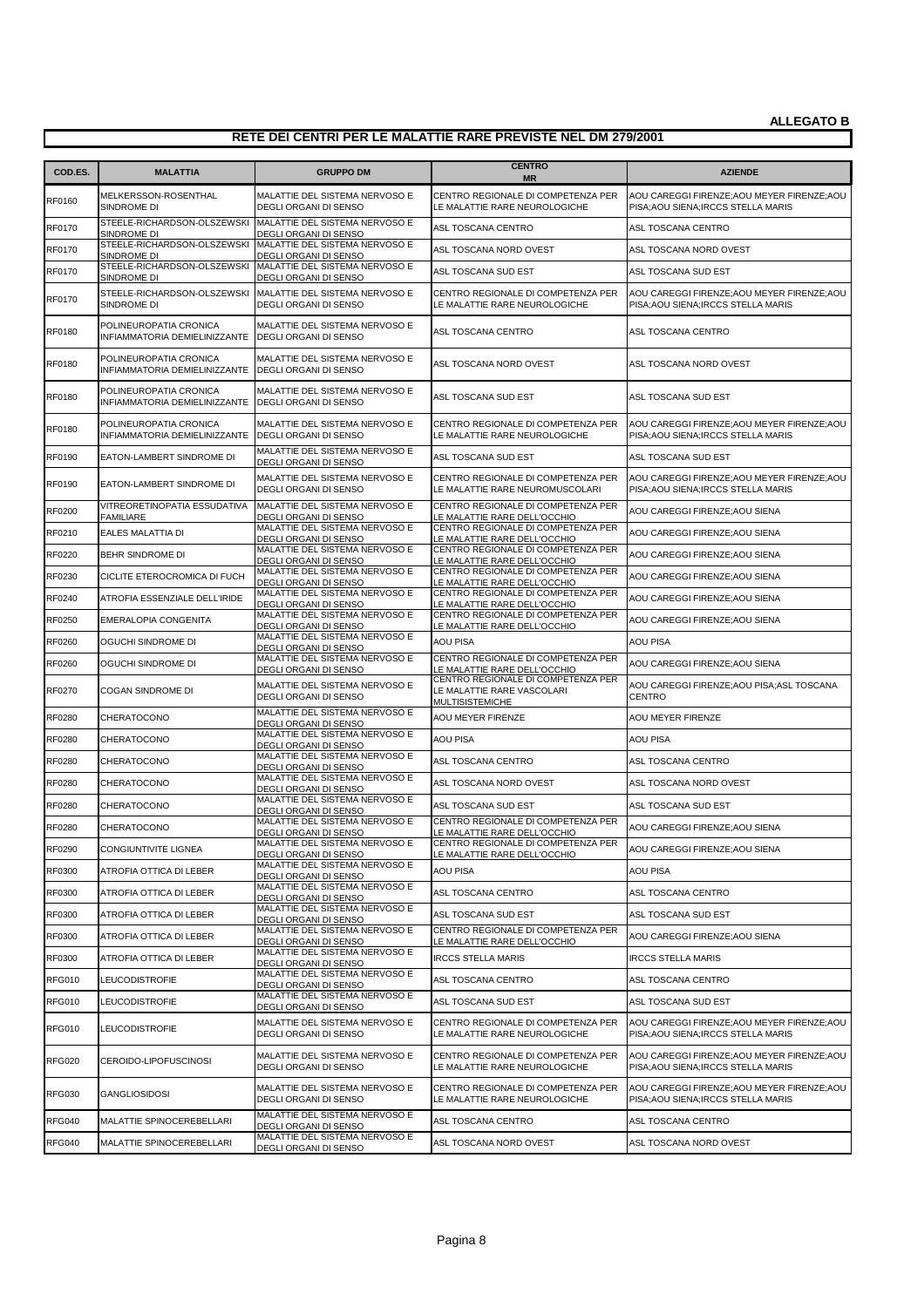**ALLEGATO B**

## RETE DEI CENTRI PER LE MALATTIE RARE PREVISTE NEL DM 279/2001

| COD.ES. | MALATTIA | GRUPPO DM | CENTRO MR | AZIENDE |
|---|---|---|---|---|
| RF0160 | MELKERSSON-ROSENTHAL SINDROME DI | MALATTIE DEL SISTEMA NERVOSO E DEGLI ORGANI DI SENSO | CENTRO REGIONALE DI COMPETENZA PER LE MALATTIE RARE NEUROLOGICHE | AOU CAREGGI FIRENZE;AOU MEYER FIRENZE;AOU PISA;AOU SIENA;IRCCS STELLA MARIS |
| RF0170 | STEELE-RICHARDSON-OLSZEWSKI SINDROME DI | MALATTIE DEL SISTEMA NERVOSO E DEGLI ORGANI DI SENSO | ASL TOSCANA CENTRO | ASL TOSCANA CENTRO |
| RF0170 | STEELE-RICHARDSON-OLSZEWSKI SINDROME DI | MALATTIE DEL SISTEMA NERVOSO E DEGLI ORGANI DI SENSO | ASL TOSCANA NORD OVEST | ASL TOSCANA NORD OVEST |
| RF0170 | STEELE-RICHARDSON-OLSZEWSKI SINDROME DI | MALATTIE DEL SISTEMA NERVOSO E DEGLI ORGANI DI SENSO | ASL TOSCANA SUD EST | ASL TOSCANA SUD EST |
| RF0170 | STEELE-RICHARDSON-OLSZEWSKI SINDROME DI | MALATTIE DEL SISTEMA NERVOSO E DEGLI ORGANI DI SENSO | CENTRO REGIONALE DI COMPETENZA PER LE MALATTIE RARE NEUROLOGICHE | AOU CAREGGI FIRENZE;AOU MEYER FIRENZE;AOU PISA;AOU SIENA;IRCCS STELLA MARIS |
| RF0180 | POLINEUROPATIA CRONICA INFIAMMATORIA DEMIELINIZZANTE | MALATTIE DEL SISTEMA NERVOSO E DEGLI ORGANI DI SENSO | ASL TOSCANA CENTRO | ASL TOSCANA CENTRO |
| RF0180 | POLINEUROPATIA CRONICA INFIAMMATORIA DEMIELINIZZANTE | MALATTIE DEL SISTEMA NERVOSO E DEGLI ORGANI DI SENSO | ASL TOSCANA NORD OVEST | ASL TOSCANA NORD OVEST |
| RF0180 | POLINEUROPATIA CRONICA INFIAMMATORIA DEMIELINIZZANTE | MALATTIE DEL SISTEMA NERVOSO E DEGLI ORGANI DI SENSO | ASL TOSCANA SUD EST | ASL TOSCANA SUD EST |
| RF0180 | POLINEUROPATIA CRONICA INFIAMMATORIA DEMIELINIZZANTE | MALATTIE DEL SISTEMA NERVOSO E DEGLI ORGANI DI SENSO | CENTRO REGIONALE DI COMPETENZA PER LE MALATTIE RARE NEUROLOGICHE | AOU CAREGGI FIRENZE;AOU MEYER FIRENZE;AOU PISA;AOU SIENA;IRCCS STELLA MARIS |
| RF0190 | EATON-LAMBERT SINDROME DI | MALATTIE DEL SISTEMA NERVOSO E DEGLI ORGANI DI SENSO | ASL TOSCANA SUD EST | ASL TOSCANA SUD EST |
| RF0190 | EATON-LAMBERT SINDROME DI | MALATTIE DEL SISTEMA NERVOSO E DEGLI ORGANI DI SENSO | CENTRO REGIONALE DI COMPETENZA PER LE MALATTIE RARE NEUROMUSCOLARI | AOU CAREGGI FIRENZE;AOU MEYER FIRENZE;AOU PISA;AOU SIENA;IRCCS STELLA MARIS |
| RF0200 | VITREORETINOPATIA ESSUDATIVA FAMILIARE | MALATTIE DEL SISTEMA NERVOSO E DEGLI ORGANI DI SENSO | CENTRO REGIONALE DI COMPETENZA PER LE MALATTIE RARE DELL'OCCHIO | AOU CAREGGI FIRENZE;AOU SIENA |
| RF0210 | EALES MALATTIA DI | MALATTIE DEL SISTEMA NERVOSO E DEGLI ORGANI DI SENSO | CENTRO REGIONALE DI COMPETENZA PER LE MALATTIE RARE DELL'OCCHIO | AOU CAREGGI FIRENZE;AOU SIENA |
| RF0220 | BEHR SINDROME DI | MALATTIE DEL SISTEMA NERVOSO E DEGLI ORGANI DI SENSO | CENTRO REGIONALE DI COMPETENZA PER LE MALATTIE RARE DELL'OCCHIO | AOU CAREGGI FIRENZE;AOU SIENA |
| RF0230 | CICLITE ETEROCROMICA DI FUCH | MALATTIE DEL SISTEMA NERVOSO E DEGLI ORGANI DI SENSO | CENTRO REGIONALE DI COMPETENZA PER LE MALATTIE RARE DELL'OCCHIO | AOU CAREGGI FIRENZE;AOU SIENA |
| RF0240 | ATROFIA ESSENZIALE DELL'IRIDE | MALATTIE DEL SISTEMA NERVOSO E DEGLI ORGANI DI SENSO | CENTRO REGIONALE DI COMPETENZA PER LE MALATTIE RARE DELL'OCCHIO | AOU CAREGGI FIRENZE;AOU SIENA |
| RF0250 | EMERALOPIA CONGENITA | MALATTIE DEL SISTEMA NERVOSO E DEGLI ORGANI DI SENSO | CENTRO REGIONALE DI COMPETENZA PER LE MALATTIE RARE DELL'OCCHIO | AOU CAREGGI FIRENZE;AOU SIENA |
| RF0260 | OGUCHI SINDROME DI | MALATTIE DEL SISTEMA NERVOSO E DEGLI ORGANI DI SENSO | AOU PISA | AOU PISA |
| RF0260 | OGUCHI SINDROME DI | MALATTIE DEL SISTEMA NERVOSO E DEGLI ORGANI DI SENSO | CENTRO REGIONALE DI COMPETENZA PER LE MALATTIE RARE DELL'OCCHIO | AOU CAREGGI FIRENZE;AOU SIENA |
| RF0270 | COGAN SINDROME DI | MALATTIE DEL SISTEMA NERVOSO E DEGLI ORGANI DI SENSO | CENTRO REGIONALE DI COMPETENZA PER LE MALATTIE RARE VASCOLARI MULTISISTEMICHE | AOU CAREGGI FIRENZE;AOU PISA;ASL TOSCANA CENTRO |
| RF0280 | CHERATOCONO | MALATTIE DEL SISTEMA NERVOSO E DEGLI ORGANI DI SENSO | AOU MEYER FIRENZE | AOU MEYER FIRENZE |
| RF0280 | CHERATOCONO | MALATTIE DEL SISTEMA NERVOSO E DEGLI ORGANI DI SENSO | AOU PISA | AOU PISA |
| RF0280 | CHERATOCONO | MALATTIE DEL SISTEMA NERVOSO E DEGLI ORGANI DI SENSO | ASL TOSCANA CENTRO | ASL TOSCANA CENTRO |
| RF0280 | CHERATOCONO | MALATTIE DEL SISTEMA NERVOSO E DEGLI ORGANI DI SENSO | ASL TOSCANA NORD OVEST | ASL TOSCANA NORD OVEST |
| RF0280 | CHERATOCONO | MALATTIE DEL SISTEMA NERVOSO E DEGLI ORGANI DI SENSO | ASL TOSCANA SUD EST | ASL TOSCANA SUD EST |
| RF0280 | CHERATOCONO | MALATTIE DEL SISTEMA NERVOSO E DEGLI ORGANI DI SENSO | CENTRO REGIONALE DI COMPETENZA PER LE MALATTIE RARE DELL'OCCHIO | AOU CAREGGI FIRENZE;AOU SIENA |
| RF0290 | CONGIUNTIVITE LIGNEA | MALATTIE DEL SISTEMA NERVOSO E DEGLI ORGANI DI SENSO | CENTRO REGIONALE DI COMPETENZA PER LE MALATTIE RARE DELL'OCCHIO | AOU CAREGGI FIRENZE;AOU SIENA |
| RF0300 | ATROFIA OTTICA DI LEBER | MALATTIE DEL SISTEMA NERVOSO E DEGLI ORGANI DI SENSO | AOU PISA | AOU PISA |
| RF0300 | ATROFIA OTTICA DI LEBER | MALATTIE DEL SISTEMA NERVOSO E DEGLI ORGANI DI SENSO | ASL TOSCANA CENTRO | ASL TOSCANA CENTRO |
| RF0300 | ATROFIA OTTICA DI LEBER | MALATTIE DEL SISTEMA NERVOSO E DEGLI ORGANI DI SENSO | ASL TOSCANA SUD EST | ASL TOSCANA SUD EST |
| RF0300 | ATROFIA OTTICA DI LEBER | MALATTIE DEL SISTEMA NERVOSO E DEGLI ORGANI DI SENSO | CENTRO REGIONALE DI COMPETENZA PER LE MALATTIE RARE DELL'OCCHIO | AOU CAREGGI FIRENZE;AOU SIENA |
| RF0300 | ATROFIA OTTICA DI LEBER | MALATTIE DEL SISTEMA NERVOSO E DEGLI ORGANI DI SENSO | IRCCS STELLA MARIS | IRCCS STELLA MARIS |
| RFG010 | LEUCODISTROFIE | MALATTIE DEL SISTEMA NERVOSO E DEGLI ORGANI DI SENSO | ASL TOSCANA CENTRO | ASL TOSCANA CENTRO |
| RFG010 | LEUCODISTROFIE | MALATTIE DEL SISTEMA NERVOSO E DEGLI ORGANI DI SENSO | ASL TOSCANA SUD EST | ASL TOSCANA SUD EST |
| RFG010 | LEUCODISTROFIE | MALATTIE DEL SISTEMA NERVOSO E DEGLI ORGANI DI SENSO | CENTRO REGIONALE DI COMPETENZA PER LE MALATTIE RARE NEUROLOGICHE | AOU CAREGGI FIRENZE;AOU MEYER FIRENZE;AOU PISA;AOU SIENA;IRCCS STELLA MARIS |
| RFG020 | CEROIDO-LIPOFUSCINOSI | MALATTIE DEL SISTEMA NERVOSO E DEGLI ORGANI DI SENSO | CENTRO REGIONALE DI COMPETENZA PER LE MALATTIE RARE NEUROLOGICHE | AOU CAREGGI FIRENZE;AOU MEYER FIRENZE;AOU PISA;AOU SIENA;IRCCS STELLA MARIS |
| RFG030 | GANGLIOSIDOSI | MALATTIE DEL SISTEMA NERVOSO E DEGLI ORGANI DI SENSO | CENTRO REGIONALE DI COMPETENZA PER LE MALATTIE RARE NEUROLOGICHE | AOU CAREGGI FIRENZE;AOU MEYER FIRENZE;AOU PISA;AOU SIENA;IRCCS STELLA MARIS |
| RFG040 | MALATTIE SPINOCEREBELLARI | MALATTIE DEL SISTEMA NERVOSO E DEGLI ORGANI DI SENSO | ASL TOSCANA CENTRO | ASL TOSCANA CENTRO |
| RFG040 | MALATTIE SPINOCEREBELLARI | MALATTIE DEL SISTEMA NERVOSO E DEGLI ORGANI DI SENSO | ASL TOSCANA NORD OVEST | ASL TOSCANA NORD OVEST |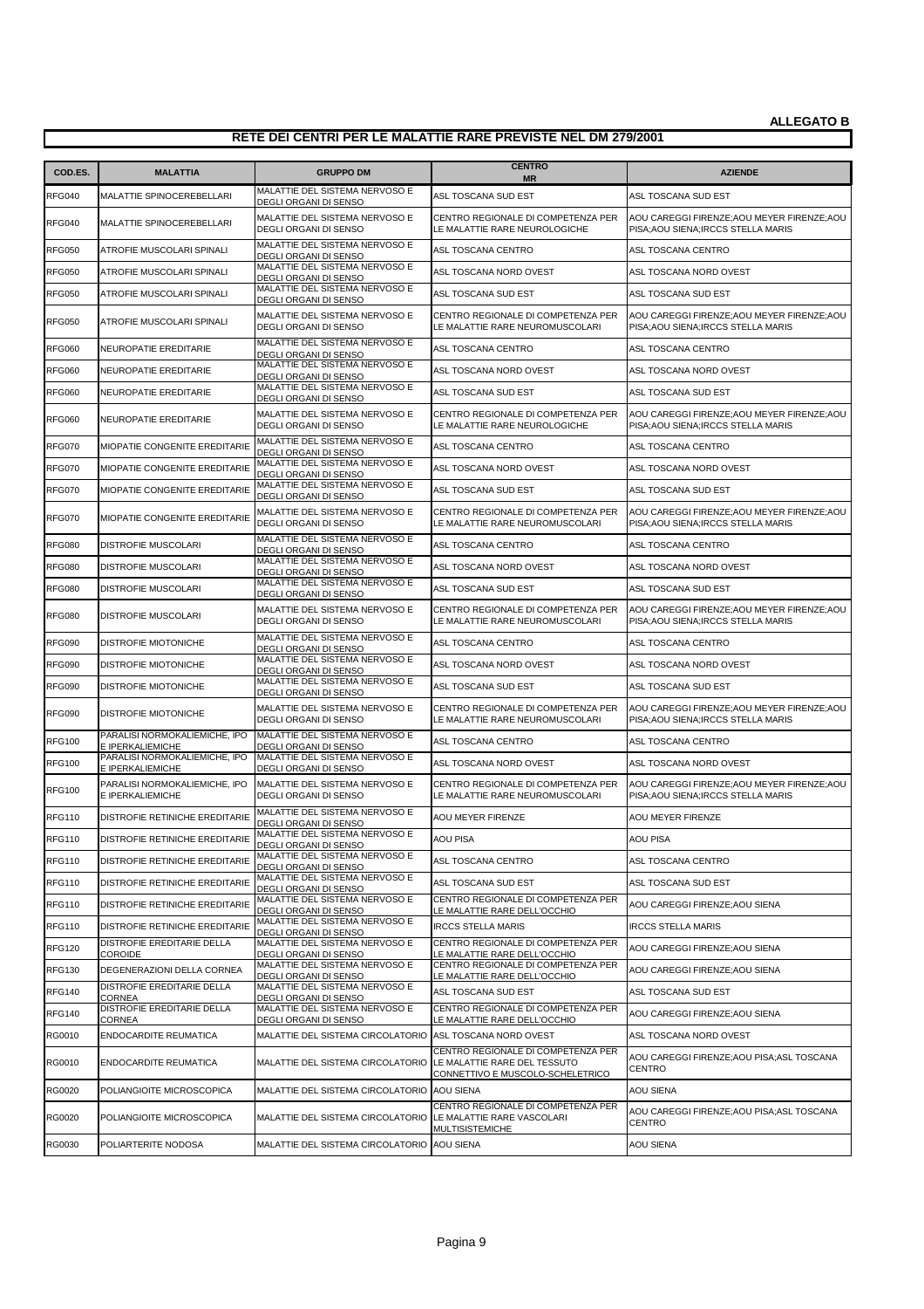**ALLEGATO B**

## RETE DEI CENTRI PER LE MALATTIE RARE PREVISTE NEL DM 279/2001

| COD.ES. | MALATTIA | GRUPPO DM | CENTRO MR | AZIENDE |
|---|---|---|---|---|
| RFG040 | MALATTIE SPINOCEREBELLARI | MALATTIE DEL SISTEMA NERVOSO E DEGLI ORGANI DI SENSO | ASL TOSCANA SUD EST | ASL TOSCANA SUD EST |
| RFG040 | MALATTIE SPINOCEREBELLARI | MALATTIE DEL SISTEMA NERVOSO E DEGLI ORGANI DI SENSO | CENTRO REGIONALE DI COMPETENZA PER LE MALATTIE RARE NEUROLOGICHE | AOU CAREGGI FIRENZE;AOU MEYER FIRENZE;AOU PISA;AOU SIENA;IRCCS STELLA MARIS |
| RFG050 | ATROFIE MUSCOLARI SPINALI | MALATTIE DEL SISTEMA NERVOSO E DEGLI ORGANI DI SENSO | ASL TOSCANA CENTRO | ASL TOSCANA CENTRO |
| RFG050 | ATROFIE MUSCOLARI SPINALI | MALATTIE DEL SISTEMA NERVOSO E DEGLI ORGANI DI SENSO | ASL TOSCANA NORD OVEST | ASL TOSCANA NORD OVEST |
| RFG050 | ATROFIE MUSCOLARI SPINALI | MALATTIE DEL SISTEMA NERVOSO E DEGLI ORGANI DI SENSO | ASL TOSCANA SUD EST | ASL TOSCANA SUD EST |
| RFG050 | ATROFIE MUSCOLARI SPINALI | MALATTIE DEL SISTEMA NERVOSO E DEGLI ORGANI DI SENSO | CENTRO REGIONALE DI COMPETENZA PER LE MALATTIE RARE NEUROMUSCOLARI | AOU CAREGGI FIRENZE;AOU MEYER FIRENZE;AOU PISA;AOU SIENA;IRCCS STELLA MARIS |
| RFG060 | NEUROPATIE EREDITARIE | MALATTIE DEL SISTEMA NERVOSO E DEGLI ORGANI DI SENSO | ASL TOSCANA CENTRO | ASL TOSCANA CENTRO |
| RFG060 | NEUROPATIE EREDITARIE | MALATTIE DEL SISTEMA NERVOSO E DEGLI ORGANI DI SENSO | ASL TOSCANA NORD OVEST | ASL TOSCANA NORD OVEST |
| RFG060 | NEUROPATIE EREDITARIE | MALATTIE DEL SISTEMA NERVOSO E DEGLI ORGANI DI SENSO | ASL TOSCANA SUD EST | ASL TOSCANA SUD EST |
| RFG060 | NEUROPATIE EREDITARIE | MALATTIE DEL SISTEMA NERVOSO E DEGLI ORGANI DI SENSO | CENTRO REGIONALE DI COMPETENZA PER LE MALATTIE RARE NEUROLOGICHE | AOU CAREGGI FIRENZE;AOU MEYER FIRENZE;AOU PISA;AOU SIENA;IRCCS STELLA MARIS |
| RFG070 | MIOPATIE CONGENITE EREDITARIE | MALATTIE DEL SISTEMA NERVOSO E DEGLI ORGANI DI SENSO | ASL TOSCANA CENTRO | ASL TOSCANA CENTRO |
| RFG070 | MIOPATIE CONGENITE EREDITARIE | MALATTIE DEL SISTEMA NERVOSO E DEGLI ORGANI DI SENSO | ASL TOSCANA NORD OVEST | ASL TOSCANA NORD OVEST |
| RFG070 | MIOPATIE CONGENITE EREDITARIE | MALATTIE DEL SISTEMA NERVOSO E DEGLI ORGANI DI SENSO | ASL TOSCANA SUD EST | ASL TOSCANA SUD EST |
| RFG070 | MIOPATIE CONGENITE EREDITARIE | MALATTIE DEL SISTEMA NERVOSO E DEGLI ORGANI DI SENSO | CENTRO REGIONALE DI COMPETENZA PER LE MALATTIE RARE NEUROMUSCOLARI | AOU CAREGGI FIRENZE;AOU MEYER FIRENZE;AOU PISA;AOU SIENA;IRCCS STELLA MARIS |
| RFG080 | DISTROFIE MUSCOLARI | MALATTIE DEL SISTEMA NERVOSO E DEGLI ORGANI DI SENSO | ASL TOSCANA CENTRO | ASL TOSCANA CENTRO |
| RFG080 | DISTROFIE MUSCOLARI | MALATTIE DEL SISTEMA NERVOSO E DEGLI ORGANI DI SENSO | ASL TOSCANA NORD OVEST | ASL TOSCANA NORD OVEST |
| RFG080 | DISTROFIE MUSCOLARI | MALATTIE DEL SISTEMA NERVOSO E DEGLI ORGANI DI SENSO | ASL TOSCANA SUD EST | ASL TOSCANA SUD EST |
| RFG080 | DISTROFIE MUSCOLARI | MALATTIE DEL SISTEMA NERVOSO E DEGLI ORGANI DI SENSO | CENTRO REGIONALE DI COMPETENZA PER LE MALATTIE RARE NEUROMUSCOLARI | AOU CAREGGI FIRENZE;AOU MEYER FIRENZE;AOU PISA;AOU SIENA;IRCCS STELLA MARIS |
| RFG090 | DISTROFIE MIOTONICHE | MALATTIE DEL SISTEMA NERVOSO E DEGLI ORGANI DI SENSO | ASL TOSCANA CENTRO | ASL TOSCANA CENTRO |
| RFG090 | DISTROFIE MIOTONICHE | MALATTIE DEL SISTEMA NERVOSO E DEGLI ORGANI DI SENSO | ASL TOSCANA NORD OVEST | ASL TOSCANA NORD OVEST |
| RFG090 | DISTROFIE MIOTONICHE | MALATTIE DEL SISTEMA NERVOSO E DEGLI ORGANI DI SENSO | ASL TOSCANA SUD EST | ASL TOSCANA SUD EST |
| RFG090 | DISTROFIE MIOTONICHE | MALATTIE DEL SISTEMA NERVOSO E DEGLI ORGANI DI SENSO | CENTRO REGIONALE DI COMPETENZA PER LE MALATTIE RARE NEUROMUSCOLARI | AOU CAREGGI FIRENZE;AOU MEYER FIRENZE;AOU PISA;AOU SIENA;IRCCS STELLA MARIS |
| RFG100 | PARALISI NORMOKALIEMICHE, IPO E IPERKALIEMICHE | MALATTIE DEL SISTEMA NERVOSO E DEGLI ORGANI DI SENSO | ASL TOSCANA CENTRO | ASL TOSCANA CENTRO |
| RFG100 | PARALISI NORMOKALIEMICHE, IPO E IPERKALIEMICHE | MALATTIE DEL SISTEMA NERVOSO E DEGLI ORGANI DI SENSO | ASL TOSCANA NORD OVEST | ASL TOSCANA NORD OVEST |
| RFG100 | PARALISI NORMOKALIEMICHE, IPO E IPERKALIEMICHE | MALATTIE DEL SISTEMA NERVOSO E DEGLI ORGANI DI SENSO | CENTRO REGIONALE DI COMPETENZA PER LE MALATTIE RARE NEUROMUSCOLARI | AOU CAREGGI FIRENZE;AOU MEYER FIRENZE;AOU PISA;AOU SIENA;IRCCS STELLA MARIS |
| RFG110 | DISTROFIE RETINICHE EREDITARIE | MALATTIE DEL SISTEMA NERVOSO E DEGLI ORGANI DI SENSO | AOU MEYER FIRENZE | AOU MEYER FIRENZE |
| RFG110 | DISTROFIE RETINICHE EREDITARIE | MALATTIE DEL SISTEMA NERVOSO E DEGLI ORGANI DI SENSO | AOU PISA | AOU PISA |
| RFG110 | DISTROFIE RETINICHE EREDITARIE | MALATTIE DEL SISTEMA NERVOSO E DEGLI ORGANI DI SENSO | ASL TOSCANA CENTRO | ASL TOSCANA CENTRO |
| RFG110 | DISTROFIE RETINICHE EREDITARIE | MALATTIE DEL SISTEMA NERVOSO E DEGLI ORGANI DI SENSO | ASL TOSCANA SUD EST | ASL TOSCANA SUD EST |
| RFG110 | DISTROFIE RETINICHE EREDITARIE | MALATTIE DEL SISTEMA NERVOSO E DEGLI ORGANI DI SENSO | CENTRO REGIONALE DI COMPETENZA PER LE MALATTIE RARE DELL'OCCHIO | AOU CAREGGI FIRENZE;AOU SIENA |
| RFG110 | DISTROFIE RETINICHE EREDITARIE | MALATTIE DEL SISTEMA NERVOSO E DEGLI ORGANI DI SENSO | IRCCS STELLA MARIS | IRCCS STELLA MARIS |
| RFG120 | DISTROFIE EREDITARIE DELLA COROIDE | MALATTIE DEL SISTEMA NERVOSO E DEGLI ORGANI DI SENSO | CENTRO REGIONALE DI COMPETENZA PER LE MALATTIE RARE DELL'OCCHIO | AOU CAREGGI FIRENZE;AOU SIENA |
| RFG130 | DEGENERAZIONI DELLA CORNEA | MALATTIE DEL SISTEMA NERVOSO E DEGLI ORGANI DI SENSO | CENTRO REGIONALE DI COMPETENZA PER LE MALATTIE RARE DELL'OCCHIO | AOU CAREGGI FIRENZE;AOU SIENA |
| RFG140 | DISTROFIE EREDITARIE DELLA CORNEA | MALATTIE DEL SISTEMA NERVOSO E DEGLI ORGANI DI SENSO | ASL TOSCANA SUD EST | ASL TOSCANA SUD EST |
| RFG140 | DISTROFIE EREDITARIE DELLA CORNEA | MALATTIE DEL SISTEMA NERVOSO E DEGLI ORGANI DI SENSO | CENTRO REGIONALE DI COMPETENZA PER LE MALATTIE RARE DELL'OCCHIO | AOU CAREGGI FIRENZE;AOU SIENA |
| RG0010 | ENDOCARDITE REUMATICA | MALATTIE DEL SISTEMA CIRCOLATORIO | ASL TOSCANA NORD OVEST | ASL TOSCANA NORD OVEST |
| RG0010 | ENDOCARDITE REUMATICA | MALATTIE DEL SISTEMA CIRCOLATORIO | CENTRO REGIONALE DI COMPETENZA PER LE MALATTIE RARE DEL TESSUTO CONNETTIVO E MUSCOLO-SCHELETRICO | AOU CAREGGI FIRENZE;AOU PISA;ASL TOSCANA CENTRO |
| RG0020 | POLIANGIOITE MICROSCOPICA | MALATTIE DEL SISTEMA CIRCOLATORIO | AOU SIENA | AOU SIENA |
| RG0020 | POLIANGIOITE MICROSCOPICA | MALATTIE DEL SISTEMA CIRCOLATORIO | CENTRO REGIONALE DI COMPETENZA PER LE MALATTIE RARE VASCOLARI MULTISISTEMICHE | AOU CAREGGI FIRENZE;AOU PISA;ASL TOSCANA CENTRO |
| RG0030 | POLIARTERITE NODOSA | MALATTIE DEL SISTEMA CIRCOLATORIO | AOU SIENA | AOU SIENA |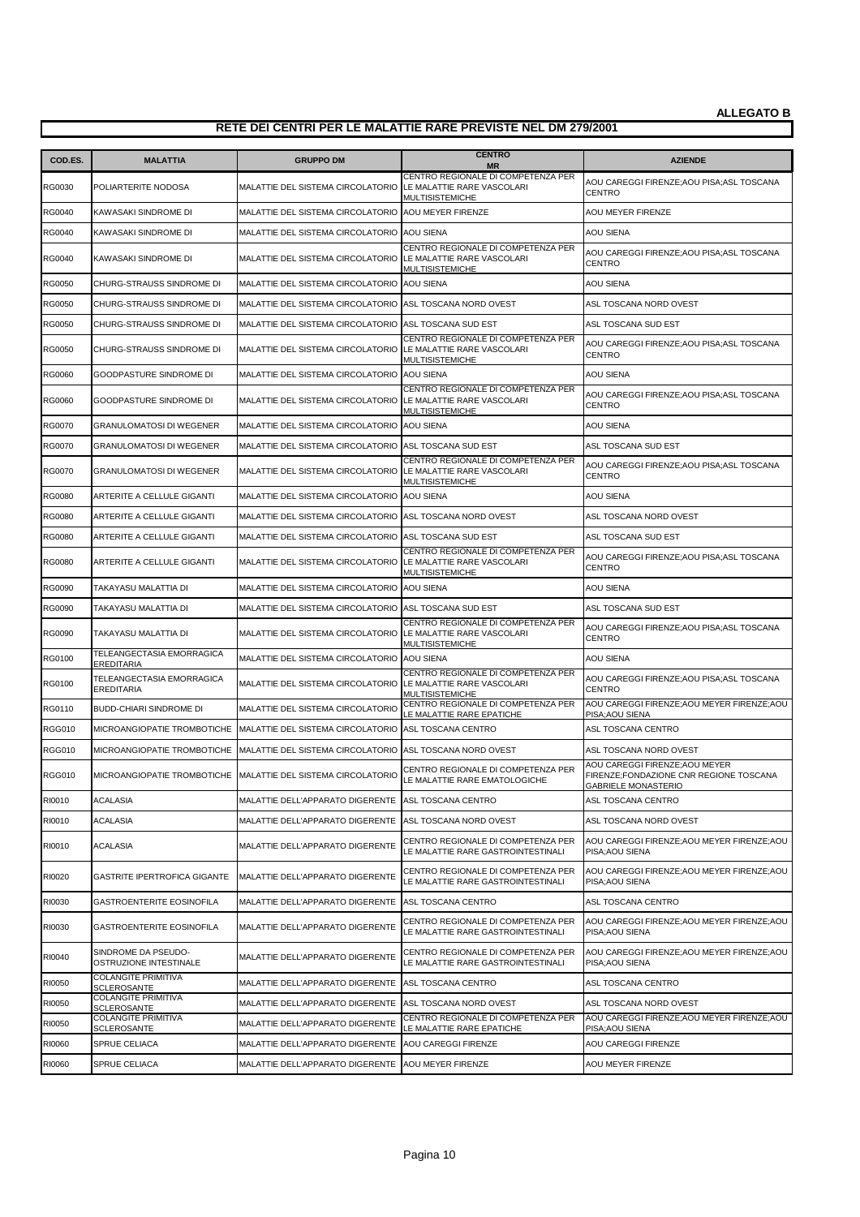**ALLEGATO B**

## RETE DEI CENTRI PER LE MALATTIE RARE PREVISTE NEL DM 279/2001

| COD.ES. | MALATTIA | GRUPPO DM | CENTRO MR | AZIENDE |
|---|---|---|---|---|
| RG0030 | POLIARTERITE NODOSA | MALATTIE DEL SISTEMA CIRCOLATORIO | CENTRO REGIONALE DI COMPETENZA PER LE MALATTIE RARE VASCOLARI MULTISISTEMICHE | AOU CAREGGI FIRENZE;AOU PISA;ASL TOSCANA CENTRO |
| RG0040 | KAWASAKI SINDROME DI | MALATTIE DEL SISTEMA CIRCOLATORIO | AOU MEYER FIRENZE | AOU MEYER FIRENZE |
| RG0040 | KAWASAKI SINDROME DI | MALATTIE DEL SISTEMA CIRCOLATORIO | AOU SIENA | AOU SIENA |
| RG0040 | KAWASAKI SINDROME DI | MALATTIE DEL SISTEMA CIRCOLATORIO | CENTRO REGIONALE DI COMPETENZA PER LE MALATTIE RARE VASCOLARI MULTISISTEMICHE | AOU CAREGGI FIRENZE;AOU PISA;ASL TOSCANA CENTRO |
| RG0050 | CHURG-STRAUSS SINDROME DI | MALATTIE DEL SISTEMA CIRCOLATORIO | AOU SIENA | AOU SIENA |
| RG0050 | CHURG-STRAUSS SINDROME DI | MALATTIE DEL SISTEMA CIRCOLATORIO | ASL TOSCANA NORD OVEST | ASL TOSCANA NORD OVEST |
| RG0050 | CHURG-STRAUSS SINDROME DI | MALATTIE DEL SISTEMA CIRCOLATORIO | ASL TOSCANA SUD EST | ASL TOSCANA SUD EST |
| RG0050 | CHURG-STRAUSS SINDROME DI | MALATTIE DEL SISTEMA CIRCOLATORIO | CENTRO REGIONALE DI COMPETENZA PER LE MALATTIE RARE VASCOLARI MULTISISTEMICHE | AOU CAREGGI FIRENZE;AOU PISA;ASL TOSCANA CENTRO |
| RG0060 | GOODPASTURE SINDROME DI | MALATTIE DEL SISTEMA CIRCOLATORIO | AOU SIENA | AOU SIENA |
| RG0060 | GOODPASTURE SINDROME DI | MALATTIE DEL SISTEMA CIRCOLATORIO | CENTRO REGIONALE DI COMPETENZA PER LE MALATTIE RARE VASCOLARI MULTISISTEMICHE | AOU CAREGGI FIRENZE;AOU PISA;ASL TOSCANA CENTRO |
| RG0070 | GRANULOMATOSI DI WEGENER | MALATTIE DEL SISTEMA CIRCOLATORIO | AOU SIENA | AOU SIENA |
| RG0070 | GRANULOMATOSI DI WEGENER | MALATTIE DEL SISTEMA CIRCOLATORIO | ASL TOSCANA SUD EST | ASL TOSCANA SUD EST |
| RG0070 | GRANULOMATOSI DI WEGENER | MALATTIE DEL SISTEMA CIRCOLATORIO | CENTRO REGIONALE DI COMPETENZA PER LE MALATTIE RARE VASCOLARI MULTISISTEMICHE | AOU CAREGGI FIRENZE;AOU PISA;ASL TOSCANA CENTRO |
| RG0080 | ARTERITE A CELLULE GIGANTI | MALATTIE DEL SISTEMA CIRCOLATORIO | AOU SIENA | AOU SIENA |
| RG0080 | ARTERITE A CELLULE GIGANTI | MALATTIE DEL SISTEMA CIRCOLATORIO | ASL TOSCANA NORD OVEST | ASL TOSCANA NORD OVEST |
| RG0080 | ARTERITE A CELLULE GIGANTI | MALATTIE DEL SISTEMA CIRCOLATORIO | ASL TOSCANA SUD EST | ASL TOSCANA SUD EST |
| RG0080 | ARTERITE A CELLULE GIGANTI | MALATTIE DEL SISTEMA CIRCOLATORIO | CENTRO REGIONALE DI COMPETENZA PER LE MALATTIE RARE VASCOLARI MULTISISTEMICHE | AOU CAREGGI FIRENZE;AOU PISA;ASL TOSCANA CENTRO |
| RG0090 | TAKAYASU MALATTIA DI | MALATTIE DEL SISTEMA CIRCOLATORIO | AOU SIENA | AOU SIENA |
| RG0090 | TAKAYASU MALATTIA DI | MALATTIE DEL SISTEMA CIRCOLATORIO | ASL TOSCANA SUD EST | ASL TOSCANA SUD EST |
| RG0090 | TAKAYASU MALATTIA DI | MALATTIE DEL SISTEMA CIRCOLATORIO | CENTRO REGIONALE DI COMPETENZA PER LE MALATTIE RARE VASCOLARI MULTISISTEMICHE | AOU CAREGGI FIRENZE;AOU PISA;ASL TOSCANA CENTRO |
| RG0100 | TELEANGECTASIA EMORRAGICA EREDITARIA | MALATTIE DEL SISTEMA CIRCOLATORIO | AOU SIENA | AOU SIENA |
| RG0100 | TELEANGECTASIA EMORRAGICA EREDITARIA | MALATTIE DEL SISTEMA CIRCOLATORIO | CENTRO REGIONALE DI COMPETENZA PER LE MALATTIE RARE VASCOLARI MULTISISTEMICHE | AOU CAREGGI FIRENZE;AOU PISA;ASL TOSCANA CENTRO |
| RG0110 | BUDD-CHIARI SINDROME DI | MALATTIE DEL SISTEMA CIRCOLATORIO | CENTRO REGIONALE DI COMPETENZA PER LE MALATTIE RARE EPATICHE | AOU CAREGGI FIRENZE;AOU MEYER FIRENZE;AOU PISA;AOU SIENA |
| RGG010 | MICROANGIOPATIE TROMBOTICHE | MALATTIE DEL SISTEMA CIRCOLATORIO | ASL TOSCANA CENTRO | ASL TOSCANA CENTRO |
| RGG010 | MICROANGIOPATIE TROMBOTICHE | MALATTIE DEL SISTEMA CIRCOLATORIO | ASL TOSCANA NORD OVEST | ASL TOSCANA NORD OVEST |
| RGG010 | MICROANGIOPATIE TROMBOTICHE | MALATTIE DEL SISTEMA CIRCOLATORIO | CENTRO REGIONALE DI COMPETENZA PER LE MALATTIE RARE EMATOLOGICHE | AOU CAREGGI FIRENZE;AOU MEYER FIRENZE;FONDAZIONE CNR REGIONE TOSCANA GABRIELE MONASTERIO |
| RI0010 | ACALASIA | MALATTIE DELL'APPARATO DIGERENTE | ASL TOSCANA CENTRO | ASL TOSCANA CENTRO |
| RI0010 | ACALASIA | MALATTIE DELL'APPARATO DIGERENTE | ASL TOSCANA NORD OVEST | ASL TOSCANA NORD OVEST |
| RI0010 | ACALASIA | MALATTIE DELL'APPARATO DIGERENTE | CENTRO REGIONALE DI COMPETENZA PER LE MALATTIE RARE GASTROINTESTINALI | AOU CAREGGI FIRENZE;AOU MEYER FIRENZE;AOU PISA;AOU SIENA |
| RI0020 | GASTRITE IPERTROFICA GIGANTE | MALATTIE DELL'APPARATO DIGERENTE | CENTRO REGIONALE DI COMPETENZA PER LE MALATTIE RARE GASTROINTESTINALI | AOU CAREGGI FIRENZE;AOU MEYER FIRENZE;AOU PISA;AOU SIENA |
| RI0030 | GASTROENTERITE EOSINOFILA | MALATTIE DELL'APPARATO DIGERENTE | ASL TOSCANA CENTRO | ASL TOSCANA CENTRO |
| RI0030 | GASTROENTERITE EOSINOFILA | MALATTIE DELL'APPARATO DIGERENTE | CENTRO REGIONALE DI COMPETENZA PER LE MALATTIE RARE GASTROINTESTINALI | AOU CAREGGI FIRENZE;AOU MEYER FIRENZE;AOU PISA;AOU SIENA |
| RI0040 | SINDROME DA PSEUDO-OSTRUZIONE INTESTINALE | MALATTIE DELL'APPARATO DIGERENTE | CENTRO REGIONALE DI COMPETENZA PER LE MALATTIE RARE GASTROINTESTINALI | AOU CAREGGI FIRENZE;AOU MEYER FIRENZE;AOU PISA;AOU SIENA |
| RI0050 | COLANGITE PRIMITIVA SCLEROSANTE | MALATTIE DELL'APPARATO DIGERENTE | ASL TOSCANA CENTRO | ASL TOSCANA CENTRO |
| RI0050 | COLANGITE PRIMITIVA SCLEROSANTE | MALATTIE DELL'APPARATO DIGERENTE | ASL TOSCANA NORD OVEST | ASL TOSCANA NORD OVEST |
| RI0050 | COLANGITE PRIMITIVA SCLEROSANTE | MALATTIE DELL'APPARATO DIGERENTE | CENTRO REGIONALE DI COMPETENZA PER LE MALATTIE RARE EPATICHE | AOU CAREGGI FIRENZE;AOU MEYER FIRENZE;AOU PISA;AOU SIENA |
| RI0060 | SPRUE CELIACA | MALATTIE DELL'APPARATO DIGERENTE | AOU CAREGGI FIRENZE | AOU CAREGGI FIRENZE |
| RI0060 | SPRUE CELIACA | MALATTIE DELL'APPARATO DIGERENTE | AOU MEYER FIRENZE | AOU MEYER FIRENZE |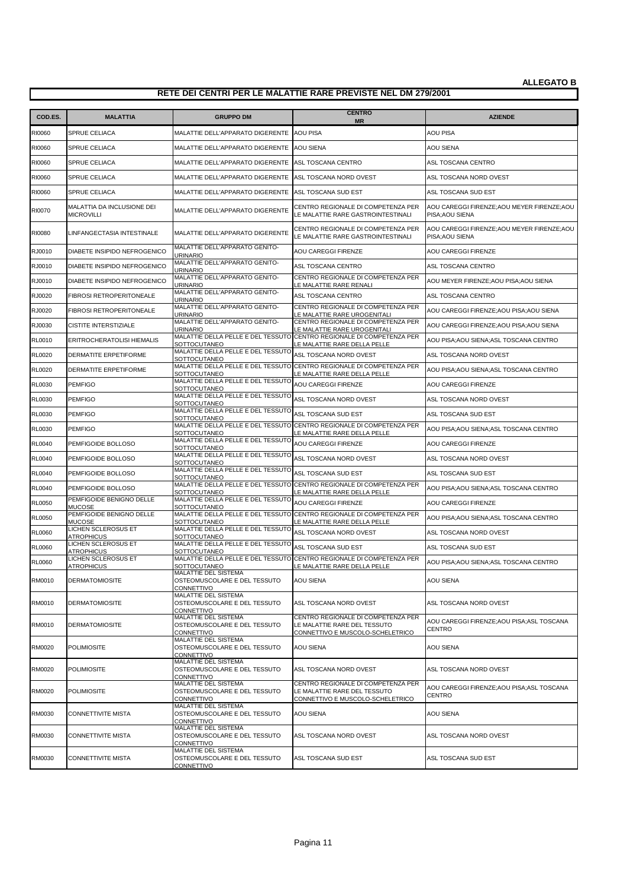**ALLEGATO B**

## RETE DEI CENTRI PER LE MALATTIE RARE PREVISTE NEL DM 279/2001

| COD.ES. | MALATTIA | GRUPPO DM | CENTRO MR | AZIENDE |
|---|---|---|---|---|
| RI0060 | SPRUE CELIACA | MALATTIE DELL'APPARATO DIGERENTE | AOU PISA | AOU PISA |
| RI0060 | SPRUE CELIACA | MALATTIE DELL'APPARATO DIGERENTE | AOU SIENA | AOU SIENA |
| RI0060 | SPRUE CELIACA | MALATTIE DELL'APPARATO DIGERENTE | ASL TOSCANA CENTRO | ASL TOSCANA CENTRO |
| RI0060 | SPRUE CELIACA | MALATTIE DELL'APPARATO DIGERENTE | ASL TOSCANA NORD OVEST | ASL TOSCANA NORD OVEST |
| RI0060 | SPRUE CELIACA | MALATTIE DELL'APPARATO DIGERENTE | ASL TOSCANA SUD EST | ASL TOSCANA SUD EST |
| RI0070 | MALATTIA DA INCLUSIONE DEI MICROVILLI | MALATTIE DELL'APPARATO DIGERENTE | CENTRO REGIONALE DI COMPETENZA PER LE MALATTIE RARE GASTROINTESTINALI | AOU CAREGGI FIRENZE;AOU MEYER FIRENZE;AOU PISA;AOU SIENA |
| RI0080 | LINFANGECTASIA INTESTINALE | MALATTIE DELL'APPARATO DIGERENTE | CENTRO REGIONALE DI COMPETENZA PER LE MALATTIE RARE GASTROINTESTINALI | AOU CAREGGI FIRENZE;AOU MEYER FIRENZE;AOU PISA;AOU SIENA |
| RJ0010 | DIABETE INSIPIDO NEFROGENICO | MALATTIE DELL'APPARATO GENITO-URINARIO | AOU CAREGGI FIRENZE | AOU CAREGGI FIRENZE |
| RJ0010 | DIABETE INSIPIDO NEFROGENICO | MALATTIE DELL'APPARATO GENITO-URINARIO | ASL TOSCANA CENTRO | ASL TOSCANA CENTRO |
| RJ0010 | DIABETE INSIPIDO NEFROGENICO | MALATTIE DELL'APPARATO GENITO-URINARIO | CENTRO REGIONALE DI COMPETENZA PER LE MALATTIE RARE RENALI | AOU MEYER FIRENZE;AOU PISA;AOU SIENA |
| RJ0020 | FIBROSI RETROPERITONEALE | MALATTIE DELL'APPARATO GENITO-URINARIO | ASL TOSCANA CENTRO | ASL TOSCANA CENTRO |
| RJ0020 | FIBROSI RETROPERITONEALE | MALATTIE DELL'APPARATO GENITO-URINARIO | CENTRO REGIONALE DI COMPETENZA PER LE MALATTIE RARE UROGENITALI | AOU CAREGGI FIRENZE;AOU PISA;AOU SIENA |
| RJ0030 | CISTITE INTERSTIZIALE | MALATTIE DELL'APPARATO GENITO-URINARIO | CENTRO REGIONALE DI COMPETENZA PER LE MALATTIE RARE UROGENITALI | AOU CAREGGI FIRENZE;AOU PISA;AOU SIENA |
| RL0010 | ERITROCHERATOLISI HIEMALIS | MALATTIE DELLA PELLE E DEL TESSUTO SOTTOCUTANEO | CENTRO REGIONALE DI COMPETENZA PER LE MALATTIE RARE DELLA PELLE | AOU PISA;AOU SIENA;ASL TOSCANA CENTRO |
| RL0020 | DERMATITE ERPETIFORME | MALATTIE DELLA PELLE E DEL TESSUTO SOTTOCUTANEO | ASL TOSCANA NORD OVEST | ASL TOSCANA NORD OVEST |
| RL0020 | DERMATITE ERPETIFORME | MALATTIE DELLA PELLE E DEL TESSUTO SOTTOCUTANEO | CENTRO REGIONALE DI COMPETENZA PER LE MALATTIE RARE DELLA PELLE | AOU PISA;AOU SIENA;ASL TOSCANA CENTRO |
| RL0030 | PEMFIGO | MALATTIE DELLA PELLE E DEL TESSUTO SOTTOCUTANEO | AOU CAREGGI FIRENZE | AOU CAREGGI FIRENZE |
| RL0030 | PEMFIGO | MALATTIE DELLA PELLE E DEL TESSUTO SOTTOCUTANEO | ASL TOSCANA NORD OVEST | ASL TOSCANA NORD OVEST |
| RL0030 | PEMFIGO | MALATTIE DELLA PELLE E DEL TESSUTO SOTTOCUTANEO | ASL TOSCANA SUD EST | ASL TOSCANA SUD EST |
| RL0030 | PEMFIGO | MALATTIE DELLA PELLE E DEL TESSUTO SOTTOCUTANEO | CENTRO REGIONALE DI COMPETENZA PER LE MALATTIE RARE DELLA PELLE | AOU PISA;AOU SIENA;ASL TOSCANA CENTRO |
| RL0040 | PEMFIGOIDE BOLLOSO | MALATTIE DELLA PELLE E DEL TESSUTO SOTTOCUTANEO | AOU CAREGGI FIRENZE | AOU CAREGGI FIRENZE |
| RL0040 | PEMFIGOIDE BOLLOSO | MALATTIE DELLA PELLE E DEL TESSUTO SOTTOCUTANEO | ASL TOSCANA NORD OVEST | ASL TOSCANA NORD OVEST |
| RL0040 | PEMFIGOIDE BOLLOSO | MALATTIE DELLA PELLE E DEL TESSUTO SOTTOCUTANEO | ASL TOSCANA SUD EST | ASL TOSCANA SUD EST |
| RL0040 | PEMFIGOIDE BOLLOSO | MALATTIE DELLA PELLE E DEL TESSUTO SOTTOCUTANEO | CENTRO REGIONALE DI COMPETENZA PER LE MALATTIE RARE DELLA PELLE | AOU PISA;AOU SIENA;ASL TOSCANA CENTRO |
| RL0050 | PEMFIGOIDE BENIGNO DELLE MUCOSE | MALATTIE DELLA PELLE E DEL TESSUTO SOTTOCUTANEO | AOU CAREGGI FIRENZE | AOU CAREGGI FIRENZE |
| RL0050 | PEMFIGOIDE BENIGNO DELLE MUCOSE | MALATTIE DELLA PELLE E DEL TESSUTO SOTTOCUTANEO | CENTRO REGIONALE DI COMPETENZA PER LE MALATTIE RARE DELLA PELLE | AOU PISA;AOU SIENA;ASL TOSCANA CENTRO |
| RL0060 | LICHEN SCLEROSUS ET ATROPHICUS | MALATTIE DELLA PELLE E DEL TESSUTO SOTTOCUTANEO | ASL TOSCANA NORD OVEST | ASL TOSCANA NORD OVEST |
| RL0060 | LICHEN SCLEROSUS ET ATROPHICUS | MALATTIE DELLA PELLE E DEL TESSUTO SOTTOCUTANEO | ASL TOSCANA SUD EST | ASL TOSCANA SUD EST |
| RL0060 | LICHEN SCLEROSUS ET ATROPHICUS | MALATTIE DELLA PELLE E DEL TESSUTO SOTTOCUTANEO | CENTRO REGIONALE DI COMPETENZA PER LE MALATTIE RARE DELLA PELLE | AOU PISA;AOU SIENA;ASL TOSCANA CENTRO |
| RM0010 | DERMATOMIOSITE | MALATTIE DEL SISTEMA OSTEOMUSCOLARE E DEL TESSUTO CONNETTIVO | AOU SIENA | AOU SIENA |
| RM0010 | DERMATOMIOSITE | MALATTIE DEL SISTEMA OSTEOMUSCOLARE E DEL TESSUTO CONNETTIVO | ASL TOSCANA NORD OVEST | ASL TOSCANA NORD OVEST |
| RM0010 | DERMATOMIOSITE | MALATTIE DEL SISTEMA OSTEOMUSCOLARE E DEL TESSUTO CONNETTIVO | CENTRO REGIONALE DI COMPETENZA PER LE MALATTIE RARE DEL TESSUTO CONNETTIVO E MUSCOLO-SCHELETRICO | AOU CAREGGI FIRENZE;AOU PISA;ASL TOSCANA CENTRO |
| RM0020 | POLIMIOSITE | MALATTIE DEL SISTEMA OSTEOMUSCOLARE E DEL TESSUTO CONNETTIVO | AOU SIENA | AOU SIENA |
| RM0020 | POLIMIOSITE | MALATTIE DEL SISTEMA OSTEOMUSCOLARE E DEL TESSUTO CONNETTIVO | ASL TOSCANA NORD OVEST | ASL TOSCANA NORD OVEST |
| RM0020 | POLIMIOSITE | MALATTIE DEL SISTEMA OSTEOMUSCOLARE E DEL TESSUTO CONNETTIVO | CENTRO REGIONALE DI COMPETENZA PER LE MALATTIE RARE DEL TESSUTO CONNETTIVO E MUSCOLO-SCHELETRICO | AOU CAREGGI FIRENZE;AOU PISA;ASL TOSCANA CENTRO |
| RM0030 | CONNETTIVITE MISTA | MALATTIE DEL SISTEMA OSTEOMUSCOLARE E DEL TESSUTO CONNETTIVO | AOU SIENA | AOU SIENA |
| RM0030 | CONNETTIVITE MISTA | MALATTIE DEL SISTEMA OSTEOMUSCOLARE E DEL TESSUTO CONNETTIVO | ASL TOSCANA NORD OVEST | ASL TOSCANA NORD OVEST |
| RM0030 | CONNETTIVITE MISTA | MALATTIE DEL SISTEMA OSTEOMUSCOLARE E DEL TESSUTO CONNETTIVO | ASL TOSCANA SUD EST | ASL TOSCANA SUD EST |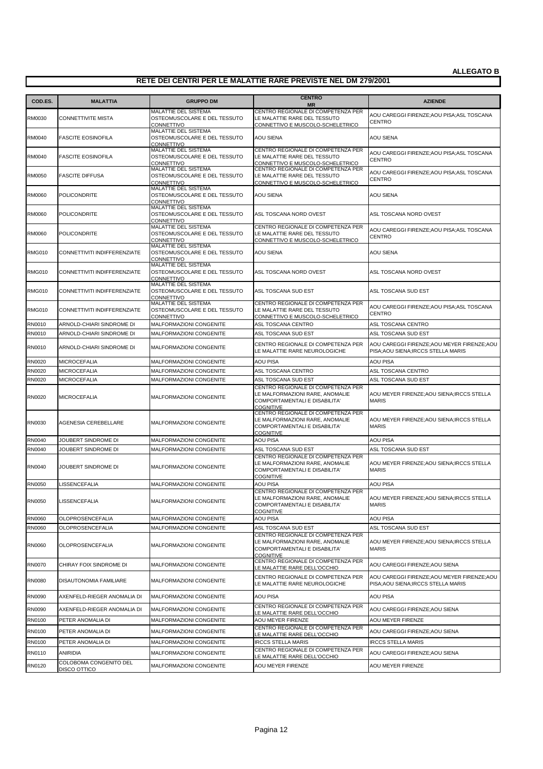**ALLEGATO B**

**RETE DEI CENTRI PER LE MALATTIE RARE PREVISTE NEL DM 279/2001**

| COD.ES. | MALATTIA | GRUPPO DM | CENTRO MR | AZIENDE |
|---|---|---|---|---|
| RM0030 | CONNETTIVITE MISTA | MALATTIE DEL SISTEMA OSTEOMUSCOLARE E DEL TESSUTO CONNETTIVO | CENTRO REGIONALE DI COMPETENZA PER LE MALATTIE RARE DEL TESSUTO CONNETTIVO E MUSCOLO-SCHELETRICO | AOU CAREGGI FIRENZE;AOU PISA;ASL TOSCANA CENTRO |
| RM0040 | FASCITE EOSINOFILA | MALATTIE DEL SISTEMA OSTEOMUSCOLARE E DEL TESSUTO CONNETTIVO | AOU SIENA | AOU SIENA |
| RM0040 | FASCITE EOSINOFILA | MALATTIE DEL SISTEMA OSTEOMUSCOLARE E DEL TESSUTO CONNETTIVO | CENTRO REGIONALE DI COMPETENZA PER LE MALATTIE RARE DEL TESSUTO CONNETTIVO E MUSCOLO-SCHELETRICO | AOU CAREGGI FIRENZE;AOU PISA;ASL TOSCANA CENTRO |
| RM0050 | FASCITE DIFFUSA | MALATTIE DEL SISTEMA OSTEOMUSCOLARE E DEL TESSUTO CONNETTIVO | CENTRO REGIONALE DI COMPETENZA PER LE MALATTIE RARE DEL TESSUTO CONNETTIVO E MUSCOLO-SCHELETRICO | AOU CAREGGI FIRENZE;AOU PISA;ASL TOSCANA CENTRO |
| RM0060 | POLICONDRITE | MALATTIE DEL SISTEMA OSTEOMUSCOLARE E DEL TESSUTO CONNETTIVO | AOU SIENA | AOU SIENA |
| RM0060 | POLICONDRITE | MALATTIE DEL SISTEMA OSTEOMUSCOLARE E DEL TESSUTO CONNETTIVO | ASL TOSCANA NORD OVEST | ASL TOSCANA NORD OVEST |
| RM0060 | POLICONDRITE | MALATTIE DEL SISTEMA OSTEOMUSCOLARE E DEL TESSUTO CONNETTIVO | CENTRO REGIONALE DI COMPETENZA PER LE MALATTIE RARE DEL TESSUTO CONNETTIVO E MUSCOLO-SCHELETRICO | AOU CAREGGI FIRENZE;AOU PISA;ASL TOSCANA CENTRO |
| RMG010 | CONNETTIVITI INDIFFERENZIATE | MALATTIE DEL SISTEMA OSTEOMUSCOLARE E DEL TESSUTO CONNETTIVO | AOU SIENA | AOU SIENA |
| RMG010 | CONNETTIVITI INDIFFERENZIATE | MALATTIE DEL SISTEMA OSTEOMUSCOLARE E DEL TESSUTO CONNETTIVO | ASL TOSCANA NORD OVEST | ASL TOSCANA NORD OVEST |
| RMG010 | CONNETTIVITI INDIFFERENZIATE | MALATTIE DEL SISTEMA OSTEOMUSCOLARE E DEL TESSUTO CONNETTIVO | ASL TOSCANA SUD EST | ASL TOSCANA SUD EST |
| RMG010 | CONNETTIVITI INDIFFERENZIATE | MALATTIE DEL SISTEMA OSTEOMUSCOLARE E DEL TESSUTO CONNETTIVO | CENTRO REGIONALE DI COMPETENZA PER LE MALATTIE RARE DEL TESSUTO CONNETTIVO E MUSCOLO-SCHELETRICO | AOU CAREGGI FIRENZE;AOU PISA;ASL TOSCANA CENTRO |
| RN0010 | ARNOLD-CHIARI SINDROME DI | MALFORMAZIONI CONGENITE | ASL TOSCANA CENTRO | ASL TOSCANA CENTRO |
| RN0010 | ARNOLD-CHIARI SINDROME DI | MALFORMAZIONI CONGENITE | ASL TOSCANA SUD EST | ASL TOSCANA SUD EST |
| RN0010 | ARNOLD-CHIARI SINDROME DI | MALFORMAZIONI CONGENITE | CENTRO REGIONALE DI COMPETENZA PER LE MALATTIE RARE NEUROLOGICHE | AOU CAREGGI FIRENZE;AOU MEYER FIRENZE;AOU PISA;AOU SIENA;IRCCS STELLA MARIS |
| RN0020 | MICROCEFALIA | MALFORMAZIONI CONGENITE | AOU PISA | AOU PISA |
| RN0020 | MICROCEFALIA | MALFORMAZIONI CONGENITE | ASL TOSCANA CENTRO | ASL TOSCANA CENTRO |
| RN0020 | MICROCEFALIA | MALFORMAZIONI CONGENITE | ASL TOSCANA SUD EST | ASL TOSCANA SUD EST |
| RN0020 | MICROCEFALIA | MALFORMAZIONI CONGENITE | CENTRO REGIONALE DI COMPETENZA PER LE MALFORMAZIONI RARE, ANOMALIE COMPORTAMENTALI E DISABILITA' COGNITIVE | AOU MEYER FIRENZE;AOU SIENA;IRCCS STELLA MARIS |
| RN0030 | AGENESIA CEREBELLARE | MALFORMAZIONI CONGENITE | CENTRO REGIONALE DI COMPETENZA PER LE MALFORMAZIONI RARE, ANOMALIE COMPORTAMENTALI E DISABILITA' COGNITIVE | AOU MEYER FIRENZE;AOU SIENA;IRCCS STELLA MARIS |
| RN0040 | JOUBERT SINDROME DI | MALFORMAZIONI CONGENITE | AOU PISA | AOU PISA |
| RN0040 | JOUBERT SINDROME DI | MALFORMAZIONI CONGENITE | ASL TOSCANA SUD EST | ASL TOSCANA SUD EST |
| RN0040 | JOUBERT SINDROME DI | MALFORMAZIONI CONGENITE | CENTRO REGIONALE DI COMPETENZA PER LE MALFORMAZIONI RARE, ANOMALIE COMPORTAMENTALI E DISABILITA' COGNITIVE | AOU MEYER FIRENZE;AOU SIENA;IRCCS STELLA MARIS |
| RN0050 | LISSENCEFALIA | MALFORMAZIONI CONGENITE | AOU PISA | AOU PISA |
| RN0050 | LISSENCEFALIA | MALFORMAZIONI CONGENITE | CENTRO REGIONALE DI COMPETENZA PER LE MALFORMAZIONI RARE, ANOMALIE COMPORTAMENTALI E DISABILITA' COGNITIVE | AOU MEYER FIRENZE;AOU SIENA;IRCCS STELLA MARIS |
| RN0060 | OLOPROSENCEFALIA | MALFORMAZIONI CONGENITE | AOU PISA | AOU PISA |
| RN0060 | OLOPROSENCEFALIA | MALFORMAZIONI CONGENITE | ASL TOSCANA SUD EST | ASL TOSCANA SUD EST |
| RN0060 | OLOPROSENCEFALIA | MALFORMAZIONI CONGENITE | CENTRO REGIONALE DI COMPETENZA PER LE MALFORMAZIONI RARE, ANOMALIE COMPORTAMENTALI E DISABILITA' COGNITIVE | AOU MEYER FIRENZE;AOU SIENA;IRCCS STELLA MARIS |
| RN0070 | CHIRAY FOIX SINDROME DI | MALFORMAZIONI CONGENITE | CENTRO REGIONALE DI COMPETENZA PER LE MALATTIE RARE DELL'OCCHIO | AOU CAREGGI FIRENZE;AOU SIENA |
| RN0080 | DISAUTONOMIA FAMILIARE | MALFORMAZIONI CONGENITE | CENTRO REGIONALE DI COMPETENZA PER LE MALATTIE RARE NEUROLOGICHE | AOU CAREGGI FIRENZE;AOU MEYER FIRENZE;AOU PISA;AOU SIENA;IRCCS STELLA MARIS |
| RN0090 | AXENFELD-RIEGER ANOMALIA DI | MALFORMAZIONI CONGENITE | AOU PISA | AOU PISA |
| RN0090 | AXENFELD-RIEGER ANOMALIA DI | MALFORMAZIONI CONGENITE | CENTRO REGIONALE DI COMPETENZA PER LE MALATTIE RARE DELL'OCCHIO | AOU CAREGGI FIRENZE;AOU SIENA |
| RN0100 | PETER ANOMALIA DI | MALFORMAZIONI CONGENITE | AOU MEYER FIRENZE | AOU MEYER FIRENZE |
| RN0100 | PETER ANOMALIA DI | MALFORMAZIONI CONGENITE | CENTRO REGIONALE DI COMPETENZA PER LE MALATTIE RARE DELL'OCCHIO | AOU CAREGGI FIRENZE;AOU SIENA |
| RN0100 | PETER ANOMALIA DI | MALFORMAZIONI CONGENITE | IRCCS STELLA MARIS | IRCCS STELLA MARIS |
| RN0110 | ANIRIDIA | MALFORMAZIONI CONGENITE | CENTRO REGIONALE DI COMPETENZA PER LE MALATTIE RARE DELL'OCCHIO | AOU CAREGGI FIRENZE;AOU SIENA |
| RN0120 | COLOBOMA CONGENITO DEL DISCO OTTICO | MALFORMAZIONI CONGENITE | AOU MEYER FIRENZE | AOU MEYER FIRENZE |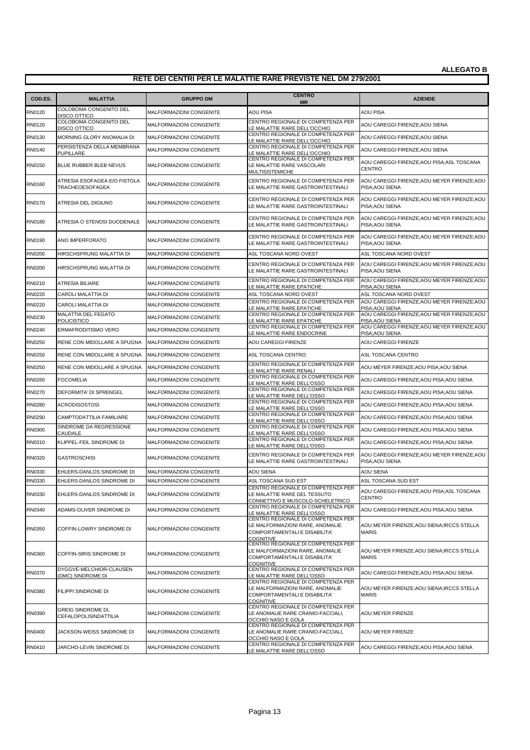**ALLEGATO B**

## RETE DEI CENTRI PER LE MALATTIE RARE PREVISTE NEL DM 279/2001

| COD.ES. | MALATTIA | GRUPPO DM | CENTRO MR | AZIENDE |
|---|---|---|---|---|
| RN0120 | COLOBOMA CONGENITO DEL DISCO OTTICO | MALFORMAZIONI CONGENITE | AOU PISA | AOU PISA |
| RN0120 | COLOBOMA CONGENITO DEL DISCO OTTICO | MALFORMAZIONI CONGENITE | CENTRO REGIONALE DI COMPETENZA PER LE MALATTIE RARE DELL'OCCHIO | AOU CAREGGI FIRENZE;AOU SIENA |
| RN0130 | MORNING GLORY ANOMALIA DI | MALFORMAZIONI CONGENITE | CENTRO REGIONALE DI COMPETENZA PER LE MALATTIE RARE DELL'OCCHIO | AOU CAREGGI FIRENZE;AOU SIENA |
| RN0140 | PERSISTENZA DELLA MEMBRANA PUPILLARE | MALFORMAZIONI CONGENITE | CENTRO REGIONALE DI COMPETENZA PER LE MALATTIE RARE DELL'OCCHIO | AOU CAREGGI FIRENZE;AOU SIENA |
| RN0150 | BLUE RUBBER BLEB NEVUS | MALFORMAZIONI CONGENITE | CENTRO REGIONALE DI COMPETENZA PER LE MALATTIE RARE VASCOLARI MULTISISTEMICHE | AOU CAREGGI FIRENZE;AOU PISA;ASL TOSCANA CENTRO |
| RN0160 | ATRESIA ESOFAGEA E/O FISTOLA TRACHEOESOFAGEA | MALFORMAZIONI CONGENITE | CENTRO REGIONALE DI COMPETENZA PER LE MALATTIE RARE GASTROINTESTINALI | AOU CAREGGI FIRENZE;AOU MEYER FIRENZE;AOU PISA;AOU SIENA |
| RN0170 | ATRESIA DEL DIGIUNO | MALFORMAZIONI CONGENITE | CENTRO REGIONALE DI COMPETENZA PER LE MALATTIE RARE GASTROINTESTINALI | AOU CAREGGI FIRENZE;AOU MEYER FIRENZE;AOU PISA;AOU SIENA |
| RN0180 | ATRESIA O STENOSI DUODENALE | MALFORMAZIONI CONGENITE | CENTRO REGIONALE DI COMPETENZA PER LE MALATTIE RARE GASTROINTESTINALI | AOU CAREGGI FIRENZE;AOU MEYER FIRENZE;AOU PISA;AOU SIENA |
| RN0190 | ANO IMPERFORATO | MALFORMAZIONI CONGENITE | CENTRO REGIONALE DI COMPETENZA PER LE MALATTIE RARE GASTROINTESTINALI | AOU CAREGGI FIRENZE;AOU MEYER FIRENZE;AOU PISA;AOU SIENA |
| RN0200 | HIRSCHSPRUNG MALATTIA DI | MALFORMAZIONI CONGENITE | ASL TOSCANA NORD OVEST | ASL TOSCANA NORD OVEST |
| RN0200 | HIRSCHSPRUNG MALATTIA DI | MALFORMAZIONI CONGENITE | CENTRO REGIONALE DI COMPETENZA PER LE MALATTIE RARE GASTROINTESTINALI | AOU CAREGGI FIRENZE;AOU MEYER FIRENZE;AOU PISA;AOU SIENA |
| RN0210 | ATRESIA BILIARE | MALFORMAZIONI CONGENITE | CENTRO REGIONALE DI COMPETENZA PER LE MALATTIE RARE EPATICHE | AOU CAREGGI FIRENZE;AOU MEYER FIRENZE;AOU PISA;AOU SIENA |
| RN0220 | CAROLI MALATTIA DI | MALFORMAZIONI CONGENITE | ASL TOSCANA NORD OVEST | ASL TOSCANA NORD OVEST |
| RN0220 | CAROLI MALATTIA DI | MALFORMAZIONI CONGENITE | CENTRO REGIONALE DI COMPETENZA PER LE MALATTIE RARE EPATICHE | AOU CAREGGI FIRENZE;AOU MEYER FIRENZE;AOU PISA;AOU SIENA |
| RN0230 | MALATTIA DEL FEGATO POLICISTICO | MALFORMAZIONI CONGENITE | CENTRO REGIONALE DI COMPETENZA PER LE MALATTIE RARE EPATICHE | AOU CAREGGI FIRENZE;AOU MEYER FIRENZE;AOU PISA;AOU SIENA |
| RN0240 | ERMAFRODITISMO VERO | MALFORMAZIONI CONGENITE | CENTRO REGIONALE DI COMPETENZA PER LE MALATTIE RARE ENDOCRINE | AOU CAREGGI FIRENZE;AOU MEYER FIRENZE;AOU PISA;AOU SIENA |
| RN0250 | RENE CON MIDOLLARE A SPUGNA | MALFORMAZIONI CONGENITE | AOU CAREGGI FIRENZE | AOU CAREGGI FIRENZE |
| RN0250 | RENE CON MIDOLLARE A SPUGNA | MALFORMAZIONI CONGENITE | ASL TOSCANA CENTRO | ASL TOSCANA CENTRO |
| RN0250 | RENE CON MIDOLLARE A SPUGNA | MALFORMAZIONI CONGENITE | CENTRO REGIONALE DI COMPETENZA PER LE MALATTIE RARE RENALI | AOU MEYER FIRENZE;AOU PISA;AOU SIENA |
| RN0260 | FOCOMELIA | MALFORMAZIONI CONGENITE | CENTRO REGIONALE DI COMPETENZA PER LE MALATTIE RARE DELL'OSSO | AOU CAREGGI FIRENZE;AOU PISA;AOU SIENA |
| RN0270 | DEFORMITA' DI SPRENGEL | MALFORMAZIONI CONGENITE | CENTRO REGIONALE DI COMPETENZA PER LE MALATTIE RARE DELL'OSSO | AOU CAREGGI FIRENZE;AOU PISA;AOU SIENA |
| RN0280 | ACRODISOSTOSI | MALFORMAZIONI CONGENITE | CENTRO REGIONALE DI COMPETENZA PER LE MALATTIE RARE DELL'OSSO | AOU CAREGGI FIRENZE;AOU PISA;AOU SIENA |
| RN0290 | CAMPTODATTILIA FAMILIARE | MALFORMAZIONI CONGENITE | CENTRO REGIONALE DI COMPETENZA PER LE MALATTIE RARE DELL'OSSO | AOU CAREGGI FIRENZE;AOU PISA;AOU SIENA |
| RN0300 | SINDROME DA REGRESSIONE CAUDALE | MALFORMAZIONI CONGENITE | CENTRO REGIONALE DI COMPETENZA PER LE MALATTIE RARE DELL'OSSO | AOU CAREGGI FIRENZE;AOU PISA;AOU SIENA |
| RN0310 | KLIPPEL-FEIL SINDROME DI | MALFORMAZIONI CONGENITE | CENTRO REGIONALE DI COMPETENZA PER LE MALATTIE RARE DELL'OSSO | AOU CAREGGI FIRENZE;AOU PISA;AOU SIENA |
| RN0320 | GASTROSCHISI | MALFORMAZIONI CONGENITE | CENTRO REGIONALE DI COMPETENZA PER LE MALATTIE RARE GASTROINTESTINALI | AOU CAREGGI FIRENZE;AOU MEYER FIRENZE;AOU PISA;AOU SIENA |
| RN0330 | EHLERS-DANLOS SINDROME DI | MALFORMAZIONI CONGENITE | AOU SIENA | AOU SIENA |
| RN0330 | EHLERS-DANLOS SINDROME DI | MALFORMAZIONI CONGENITE | ASL TOSCANA SUD EST | ASL TOSCANA SUD EST |
| RN0330 | EHLERS-DANLOS SINDROME DI | MALFORMAZIONI CONGENITE | CENTRO REGIONALE DI COMPETENZA PER LE MALATTIE RARE DEL TESSUTO CONNETTIVO E MUSCOLO-SCHELETRICO | AOU CAREGGI FIRENZE;AOU PISA;ASL TOSCANA CENTRO |
| RN0340 | ADAMS-OLIVER SINDROME DI | MALFORMAZIONI CONGENITE | CENTRO REGIONALE DI COMPETENZA PER LE MALATTIE RARE DELL'OSSO | AOU CAREGGI FIRENZE;AOU PISA;AOU SIENA |
| RN0350 | COFFIN-LOWRY SINDROME DI | MALFORMAZIONI CONGENITE | CENTRO REGIONALE DI COMPETENZA PER LE MALFORMAZIONI RARE, ANOMALIE COMPORTAMENTALI E DISABILITA' COGNITIVE | AOU MEYER FIRENZE;AOU SIENA;IRCCS STELLA MARIS |
| RN0360 | COFFIN-SIRIS SINDROME DI | MALFORMAZIONI CONGENITE | CENTRO REGIONALE DI COMPETENZA PER LE MALFORMAZIONI RARE, ANOMALIE COMPORTAMENTALI E DISABILITA' COGNITIVE | AOU MEYER FIRENZE;AOU SIENA;IRCCS STELLA MARIS |
| RN0370 | DYGGVE-MELCHIOR-CLAUSEN (DMC) SINDROME DI | MALFORMAZIONI CONGENITE | CENTRO REGIONALE DI COMPETENZA PER LE MALATTIE RARE DELL'OSSO | AOU CAREGGI FIRENZE;AOU PISA;AOU SIENA |
| RN0380 | FILIPPI SINDROME DI | MALFORMAZIONI CONGENITE | CENTRO REGIONALE DI COMPETENZA PER LE MALFORMAZIONI RARE, ANOMALIE COMPORTAMENTALI E DISABILITA' COGNITIVE | AOU MEYER FIRENZE;AOU SIENA;IRCCS STELLA MARIS |
| RN0390 | GREIG SINDROME DI, CEFALOPOLISINDATTILIA | MALFORMAZIONI CONGENITE | CENTRO REGIONALE DI COMPETENZA PER LE ANOMALIE RARE CRANIO-FACCIALI, OCCHIO NASO E GOLA | AOU MEYER FIRENZE |
| RN0400 | JACKSON-WEISS SINDROME DI | MALFORMAZIONI CONGENITE | CENTRO REGIONALE DI COMPETENZA PER LE ANOMALIE RARE CRANIO-FACCIALI, OCCHIO NASO E GOLA | AOU MEYER FIRENZE |
| RN0410 | JARCHO-LEVIN SINDROME DI | MALFORMAZIONI CONGENITE | CENTRO REGIONALE DI COMPETENZA PER LE MALATTIE RARE DELL'OSSO | AOU CAREGGI FIRENZE;AOU PISA;AOU SIENA |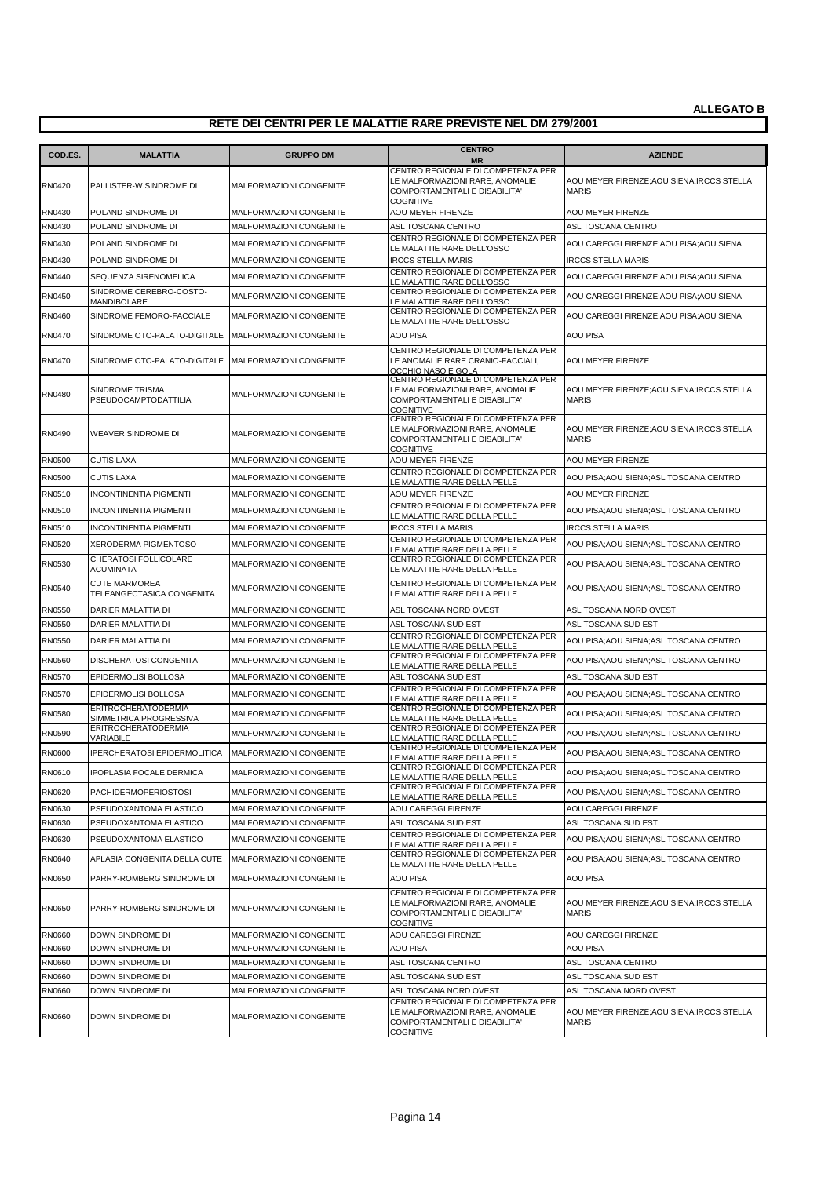**ALLEGATO B**

## RETE DEI CENTRI PER LE MALATTIE RARE PREVISTE NEL DM 279/2001

| COD.ES. | MALATTIA | GRUPPO DM | CENTRO MR | AZIENDE |
|---|---|---|---|---|
| RN0420 | PALLISTER-W SINDROME DI | MALFORMAZIONI CONGENITE | CENTRO REGIONALE DI COMPETENZA PER LE MALFORMAZIONI RARE, ANOMALIE COMPORTAMENTALI E DISABILITA' COGNITIVE | AOU MEYER FIRENZE;AOU SIENA;IRCCS STELLA MARIS |
| RN0430 | POLAND SINDROME DI | MALFORMAZIONI CONGENITE | AOU MEYER FIRENZE | AOU MEYER FIRENZE |
| RN0430 | POLAND SINDROME DI | MALFORMAZIONI CONGENITE | ASL TOSCANA CENTRO | ASL TOSCANA CENTRO |
| RN0430 | POLAND SINDROME DI | MALFORMAZIONI CONGENITE | CENTRO REGIONALE DI COMPETENZA PER LE MALATTIE RARE DELL'OSSO | AOU CAREGGI FIRENZE;AOU PISA;AOU SIENA |
| RN0430 | POLAND SINDROME DI | MALFORMAZIONI CONGENITE | IRCCS STELLA MARIS | IRCCS STELLA MARIS |
| RN0440 | SEQUENZA SIRENOMELICA | MALFORMAZIONI CONGENITE | CENTRO REGIONALE DI COMPETENZA PER LE MALATTIE RARE DELL'OSSO | AOU CAREGGI FIRENZE;AOU PISA;AOU SIENA |
| RN0450 | SINDROME CEREBRO-COSTO-MANDIBOLARE | MALFORMAZIONI CONGENITE | CENTRO REGIONALE DI COMPETENZA PER LE MALATTIE RARE DELL'OSSO | AOU CAREGGI FIRENZE;AOU PISA;AOU SIENA |
| RN0460 | SINDROME FEMORO-FACCIALE | MALFORMAZIONI CONGENITE | CENTRO REGIONALE DI COMPETENZA PER LE MALATTIE RARE DELL'OSSO | AOU CAREGGI FIRENZE;AOU PISA;AOU SIENA |
| RN0470 | SINDROME OTO-PALATO-DIGITALE | MALFORMAZIONI CONGENITE | AOU PISA | AOU PISA |
| RN0470 | SINDROME OTO-PALATO-DIGITALE | MALFORMAZIONI CONGENITE | CENTRO REGIONALE DI COMPETENZA PER LE ANOMALIE RARE CRANIO-FACCIALI, OCCHIO NASO E GOLA | AOU MEYER FIRENZE |
| RN0480 | SINDROME TRISMA PSEUDOCAMPTODATTILIA | MALFORMAZIONI CONGENITE | CENTRO REGIONALE DI COMPETENZA PER LE MALFORMAZIONI RARE, ANOMALIE COMPORTAMENTALI E DISABILITA' COGNITIVE | AOU MEYER FIRENZE;AOU SIENA;IRCCS STELLA MARIS |
| RN0490 | WEAVER SINDROME DI | MALFORMAZIONI CONGENITE | CENTRO REGIONALE DI COMPETENZA PER LE MALFORMAZIONI RARE, ANOMALIE COMPORTAMENTALI E DISABILITA' COGNITIVE | AOU MEYER FIRENZE;AOU SIENA;IRCCS STELLA MARIS |
| RN0500 | CUTIS LAXA | MALFORMAZIONI CONGENITE | AOU MEYER FIRENZE | AOU MEYER FIRENZE |
| RN0500 | CUTIS LAXA | MALFORMAZIONI CONGENITE | CENTRO REGIONALE DI COMPETENZA PER LE MALATTIE RARE DELLA PELLE | AOU PISA;AOU SIENA;ASL TOSCANA CENTRO |
| RN0510 | INCONTINENTIA PIGMENTI | MALFORMAZIONI CONGENITE | AOU MEYER FIRENZE | AOU MEYER FIRENZE |
| RN0510 | INCONTINENTIA PIGMENTI | MALFORMAZIONI CONGENITE | CENTRO REGIONALE DI COMPETENZA PER LE MALATTIE RARE DELLA PELLE | AOU PISA;AOU SIENA;ASL TOSCANA CENTRO |
| RN0510 | INCONTINENTIA PIGMENTI | MALFORMAZIONI CONGENITE | IRCCS STELLA MARIS | IRCCS STELLA MARIS |
| RN0520 | XERODERMA PIGMENTOSO | MALFORMAZIONI CONGENITE | CENTRO REGIONALE DI COMPETENZA PER LE MALATTIE RARE DELLA PELLE | AOU PISA;AOU SIENA;ASL TOSCANA CENTRO |
| RN0530 | CHERATOSI FOLLICOLARE ACUMINATA | MALFORMAZIONI CONGENITE | CENTRO REGIONALE DI COMPETENZA PER LE MALATTIE RARE DELLA PELLE | AOU PISA;AOU SIENA;ASL TOSCANA CENTRO |
| RN0540 | CUTE MARMOREA TELEANGECTASICA CONGENITA | MALFORMAZIONI CONGENITE | CENTRO REGIONALE DI COMPETENZA PER LE MALATTIE RARE DELLA PELLE | AOU PISA;AOU SIENA;ASL TOSCANA CENTRO |
| RN0550 | DARIER MALATTIA DI | MALFORMAZIONI CONGENITE | ASL TOSCANA NORD OVEST | ASL TOSCANA NORD OVEST |
| RN0550 | DARIER MALATTIA DI | MALFORMAZIONI CONGENITE | ASL TOSCANA SUD EST | ASL TOSCANA SUD EST |
| RN0550 | DARIER MALATTIA DI | MALFORMAZIONI CONGENITE | CENTRO REGIONALE DI COMPETENZA PER LE MALATTIE RARE DELLA PELLE | AOU PISA;AOU SIENA;ASL TOSCANA CENTRO |
| RN0560 | DISCHERATOSI CONGENITA | MALFORMAZIONI CONGENITE | CENTRO REGIONALE DI COMPETENZA PER LE MALATTIE RARE DELLA PELLE | AOU PISA;AOU SIENA;ASL TOSCANA CENTRO |
| RN0570 | EPIDERMOLISI BOLLOSA | MALFORMAZIONI CONGENITE | ASL TOSCANA SUD EST | ASL TOSCANA SUD EST |
| RN0570 | EPIDERMOLISI BOLLOSA | MALFORMAZIONI CONGENITE | CENTRO REGIONALE DI COMPETENZA PER LE MALATTIE RARE DELLA PELLE | AOU PISA;AOU SIENA;ASL TOSCANA CENTRO |
| RN0580 | ERITROCHERATODERMIA SIMMETRICA PROGRESSIVA | MALFORMAZIONI CONGENITE | CENTRO REGIONALE DI COMPETENZA PER LE MALATTIE RARE DELLA PELLE | AOU PISA;AOU SIENA;ASL TOSCANA CENTRO |
| RN0590 | ERITROCHERATODERMIA VARIABILE | MALFORMAZIONI CONGENITE | CENTRO REGIONALE DI COMPETENZA PER LE MALATTIE RARE DELLA PELLE | AOU PISA;AOU SIENA;ASL TOSCANA CENTRO |
| RN0600 | IPERCHERATOSI EPIDERMOLITICA | MALFORMAZIONI CONGENITE | CENTRO REGIONALE DI COMPETENZA PER LE MALATTIE RARE DELLA PELLE | AOU PISA;AOU SIENA;ASL TOSCANA CENTRO |
| RN0610 | IPOPLASIA FOCALE DERMICA | MALFORMAZIONI CONGENITE | CENTRO REGIONALE DI COMPETENZA PER LE MALATTIE RARE DELLA PELLE | AOU PISA;AOU SIENA;ASL TOSCANA CENTRO |
| RN0620 | PACHIDERMOPERIOSTOSI | MALFORMAZIONI CONGENITE | CENTRO REGIONALE DI COMPETENZA PER LE MALATTIE RARE DELLA PELLE | AOU PISA;AOU SIENA;ASL TOSCANA CENTRO |
| RN0630 | PSEUDOXANTOMA ELASTICO | MALFORMAZIONI CONGENITE | AOU CAREGGI FIRENZE | AOU CAREGGI FIRENZE |
| RN0630 | PSEUDOXANTOMA ELASTICO | MALFORMAZIONI CONGENITE | ASL TOSCANA SUD EST | ASL TOSCANA SUD EST |
| RN0630 | PSEUDOXANTOMA ELASTICO | MALFORMAZIONI CONGENITE | CENTRO REGIONALE DI COMPETENZA PER LE MALATTIE RARE DELLA PELLE | AOU PISA;AOU SIENA;ASL TOSCANA CENTRO |
| RN0640 | APLASIA CONGENITA DELLA CUTE | MALFORMAZIONI CONGENITE | CENTRO REGIONALE DI COMPETENZA PER LE MALATTIE RARE DELLA PELLE | AOU PISA;AOU SIENA;ASL TOSCANA CENTRO |
| RN0650 | PARRY-ROMBERG SINDROME DI | MALFORMAZIONI CONGENITE | AOU PISA | AOU PISA |
| RN0650 | PARRY-ROMBERG SINDROME DI | MALFORMAZIONI CONGENITE | CENTRO REGIONALE DI COMPETENZA PER LE MALFORMAZIONI RARE, ANOMALIE COMPORTAMENTALI E DISABILITA' COGNITIVE | AOU MEYER FIRENZE;AOU SIENA;IRCCS STELLA MARIS |
| RN0660 | DOWN SINDROME DI | MALFORMAZIONI CONGENITE | AOU CAREGGI FIRENZE | AOU CAREGGI FIRENZE |
| RN0660 | DOWN SINDROME DI | MALFORMAZIONI CONGENITE | AOU PISA | AOU PISA |
| RN0660 | DOWN SINDROME DI | MALFORMAZIONI CONGENITE | ASL TOSCANA CENTRO | ASL TOSCANA CENTRO |
| RN0660 | DOWN SINDROME DI | MALFORMAZIONI CONGENITE | ASL TOSCANA SUD EST | ASL TOSCANA SUD EST |
| RN0660 | DOWN SINDROME DI | MALFORMAZIONI CONGENITE | ASL TOSCANA NORD OVEST | ASL TOSCANA NORD OVEST |
| RN0660 | DOWN SINDROME DI | MALFORMAZIONI CONGENITE | CENTRO REGIONALE DI COMPETENZA PER LE MALFORMAZIONI RARE, ANOMALIE COMPORTAMENTALI E DISABILITA' COGNITIVE | AOU MEYER FIRENZE;AOU SIENA;IRCCS STELLA MARIS |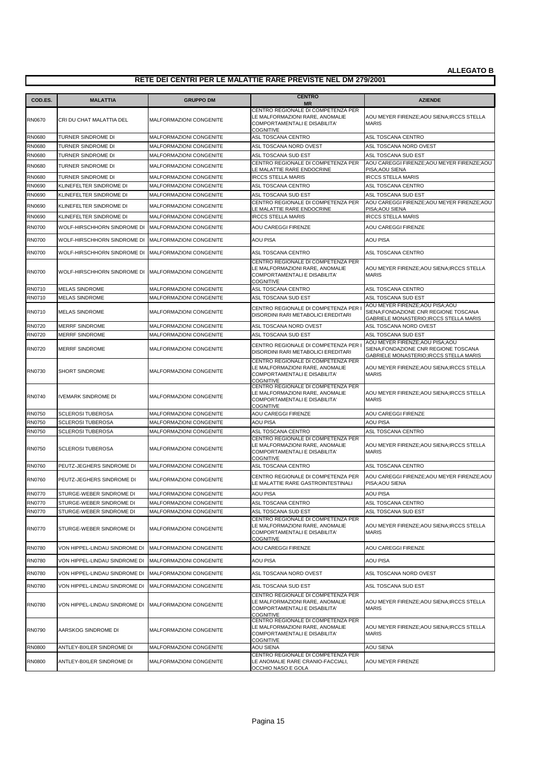**ALLEGATO B**

## RETE DEI CENTRI PER LE MALATTIE RARE PREVISTE NEL DM 279/2001

| COD.ES. | MALATTIA | GRUPPO DM | CENTRO MR | AZIENDE |
|---|---|---|---|---|
| RN0670 | CRI DU CHAT MALATTIA DEL | MALFORMAZIONI CONGENITE | CENTRO REGIONALE DI COMPETENZA PER LE MALFORMAZIONI RARE, ANOMALIE COMPORTAMENTALI E DISABILITA' COGNITIVE | AOU MEYER FIRENZE;AOU SIENA;IRCCS STELLA MARIS |
| RN0680 | TURNER SINDROME DI | MALFORMAZIONI CONGENITE | ASL TOSCANA CENTRO | ASL TOSCANA CENTRO |
| RN0680 | TURNER SINDROME DI | MALFORMAZIONI CONGENITE | ASL TOSCANA NORD OVEST | ASL TOSCANA NORD OVEST |
| RN0680 | TURNER SINDROME DI | MALFORMAZIONI CONGENITE | ASL TOSCANA SUD EST | ASL TOSCANA SUD EST |
| RN0680 | TURNER SINDROME DI | MALFORMAZIONI CONGENITE | CENTRO REGIONALE DI COMPETENZA PER LE MALATTIE RARE ENDOCRINE | AOU CAREGGI FIRENZE;AOU MEYER FIRENZE;AOU PISA;AOU SIENA |
| RN0680 | TURNER SINDROME DI | MALFORMAZIONI CONGENITE | IRCCS STELLA MARIS | IRCCS STELLA MARIS |
| RN0690 | KLINEFELTER SINDROME DI | MALFORMAZIONI CONGENITE | ASL TOSCANA CENTRO | ASL TOSCANA CENTRO |
| RN0690 | KLINEFELTER SINDROME DI | MALFORMAZIONI CONGENITE | ASL TOSCANA SUD EST | ASL TOSCANA SUD EST |
| RN0690 | KLINEFELTER SINDROME DI | MALFORMAZIONI CONGENITE | CENTRO REGIONALE DI COMPETENZA PER LE MALATTIE RARE ENDOCRINE | AOU CAREGGI FIRENZE;AOU MEYER FIRENZE;AOU PISA;AOU SIENA |
| RN0690 | KLINEFELTER SINDROME DI | MALFORMAZIONI CONGENITE | IRCCS STELLA MARIS | IRCCS STELLA MARIS |
| RN0700 | WOLF-HIRSCHHORN SINDROME DI | MALFORMAZIONI CONGENITE | AOU CAREGGI FIRENZE | AOU CAREGGI FIRENZE |
| RN0700 | WOLF-HIRSCHHORN SINDROME DI | MALFORMAZIONI CONGENITE | AOU PISA | AOU PISA |
| RN0700 | WOLF-HIRSCHHORN SINDROME DI | MALFORMAZIONI CONGENITE | ASL TOSCANA CENTRO | ASL TOSCANA CENTRO |
| RN0700 | WOLF-HIRSCHHORN SINDROME DI | MALFORMAZIONI CONGENITE | CENTRO REGIONALE DI COMPETENZA PER LE MALFORMAZIONI RARE, ANOMALIE COMPORTAMENTALI E DISABILITA' COGNITIVE | AOU MEYER FIRENZE;AOU SIENA;IRCCS STELLA MARIS |
| RN0710 | MELAS SINDROME | MALFORMAZIONI CONGENITE | ASL TOSCANA CENTRO | ASL TOSCANA CENTRO |
| RN0710 | MELAS SINDROME | MALFORMAZIONI CONGENITE | ASL TOSCANA SUD EST | ASL TOSCANA SUD EST |
| RN0710 | MELAS SINDROME | MALFORMAZIONI CONGENITE | CENTRO REGIONALE DI COMPETENZA PER I DISORDINI RARI METABOLICI EREDITARI | AOU MEYER FIRENZE;AOU PISA;AOU SIENA;FONDAZIONE CNR REGIONE TOSCANA GABRIELE MONASTERIO;IRCCS STELLA MARIS |
| RN0720 | MERRF SINDROME | MALFORMAZIONI CONGENITE | ASL TOSCANA NORD OVEST | ASL TOSCANA NORD OVEST |
| RN0720 | MERRF SINDROME | MALFORMAZIONI CONGENITE | ASL TOSCANA SUD EST | ASL TOSCANA SUD EST |
| RN0720 | MERRF SINDROME | MALFORMAZIONI CONGENITE | CENTRO REGIONALE DI COMPETENZA PER I DISORDINI RARI METABOLICI EREDITARI | AOU MEYER FIRENZE;AOU PISA;AOU SIENA;FONDAZIONE CNR REGIONE TOSCANA GABRIELE MONASTERIO;IRCCS STELLA MARIS |
| RN0730 | SHORT SINDROME | MALFORMAZIONI CONGENITE | CENTRO REGIONALE DI COMPETENZA PER LE MALFORMAZIONI RARE, ANOMALIE COMPORTAMENTALI E DISABILITA' COGNITIVE | AOU MEYER FIRENZE;AOU SIENA;IRCCS STELLA MARIS |
| RN0740 | IVEMARK SINDROME DI | MALFORMAZIONI CONGENITE | CENTRO REGIONALE DI COMPETENZA PER LE MALFORMAZIONI RARE, ANOMALIE COMPORTAMENTALI E DISABILITA' COGNITIVE | AOU MEYER FIRENZE;AOU SIENA;IRCCS STELLA MARIS |
| RN0750 | SCLEROSI TUBEROSA | MALFORMAZIONI CONGENITE | AOU CAREGGI FIRENZE | AOU CAREGGI FIRENZE |
| RN0750 | SCLEROSI TUBEROSA | MALFORMAZIONI CONGENITE | AOU PISA | AOU PISA |
| RN0750 | SCLEROSI TUBEROSA | MALFORMAZIONI CONGENITE | ASL TOSCANA CENTRO | ASL TOSCANA CENTRO |
| RN0750 | SCLEROSI TUBEROSA | MALFORMAZIONI CONGENITE | CENTRO REGIONALE DI COMPETENZA PER LE MALFORMAZIONI RARE, ANOMALIE COMPORTAMENTALI E DISABILITA' COGNITIVE | AOU MEYER FIRENZE;AOU SIENA;IRCCS STELLA MARIS |
| RN0760 | PEUTZ-JEGHERS SINDROME DI | MALFORMAZIONI CONGENITE | ASL TOSCANA CENTRO | ASL TOSCANA CENTRO |
| RN0760 | PEUTZ-JEGHERS SINDROME DI | MALFORMAZIONI CONGENITE | CENTRO REGIONALE DI COMPETENZA PER LE MALATTIE RARE GASTROINTESTINALI | AOU CAREGGI FIRENZE;AOU MEYER FIRENZE;AOU PISA;AOU SIENA |
| RN0770 | STURGE-WEBER SINDROME DI | MALFORMAZIONI CONGENITE | AOU PISA | AOU PISA |
| RN0770 | STURGE-WEBER SINDROME DI | MALFORMAZIONI CONGENITE | ASL TOSCANA CENTRO | ASL TOSCANA CENTRO |
| RN0770 | STURGE-WEBER SINDROME DI | MALFORMAZIONI CONGENITE | ASL TOSCANA SUD EST | ASL TOSCANA SUD EST |
| RN0770 | STURGE-WEBER SINDROME DI | MALFORMAZIONI CONGENITE | CENTRO REGIONALE DI COMPETENZA PER LE MALFORMAZIONI RARE, ANOMALIE COMPORTAMENTALI E DISABILITA' COGNITIVE | AOU MEYER FIRENZE;AOU SIENA;IRCCS STELLA MARIS |
| RN0780 | VON HIPPEL-LINDAU SINDROME DI | MALFORMAZIONI CONGENITE | AOU CAREGGI FIRENZE | AOU CAREGGI FIRENZE |
| RN0780 | VON HIPPEL-LINDAU SINDROME DI | MALFORMAZIONI CONGENITE | AOU PISA | AOU PISA |
| RN0780 | VON HIPPEL-LINDAU SINDROME DI | MALFORMAZIONI CONGENITE | ASL TOSCANA NORD OVEST | ASL TOSCANA NORD OVEST |
| RN0780 | VON HIPPEL-LINDAU SINDROME DI | MALFORMAZIONI CONGENITE | ASL TOSCANA SUD EST | ASL TOSCANA SUD EST |
| RN0780 | VON HIPPEL-LINDAU SINDROME DI | MALFORMAZIONI CONGENITE | CENTRO REGIONALE DI COMPETENZA PER LE MALFORMAZIONI RARE, ANOMALIE COMPORTAMENTALI E DISABILITA' COGNITIVE | AOU MEYER FIRENZE;AOU SIENA;IRCCS STELLA MARIS |
| RN0790 | AARSKOG SINDROME DI | MALFORMAZIONI CONGENITE | CENTRO REGIONALE DI COMPETENZA PER LE MALFORMAZIONI RARE, ANOMALIE COMPORTAMENTALI E DISABILITA' COGNITIVE | AOU MEYER FIRENZE;AOU SIENA;IRCCS STELLA MARIS |
| RN0800 | ANTLEY-BIXLER SINDROME DI | MALFORMAZIONI CONGENITE | AOU SIENA | AOU SIENA |
| RN0800 | ANTLEY-BIXLER SINDROME DI | MALFORMAZIONI CONGENITE | CENTRO REGIONALE DI COMPETENZA PER LE ANOMALIE RARE CRANIO-FACCIALI, OCCHIO NASO E GOLA | AOU MEYER FIRENZE |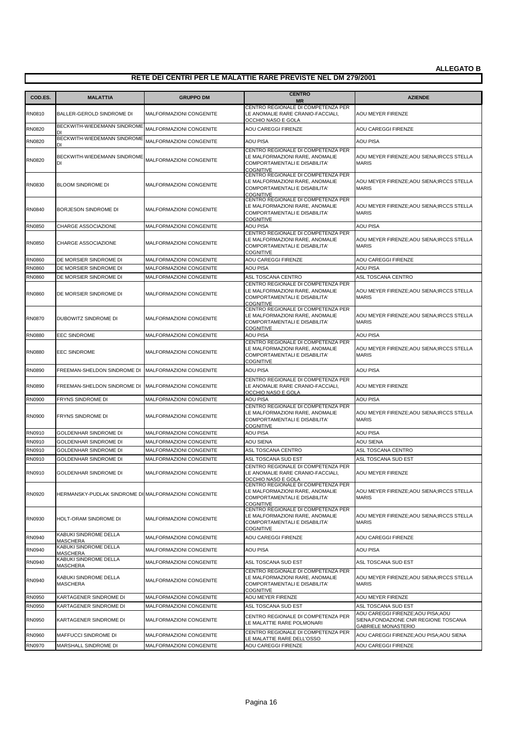**ALLEGATO B**

## RETE DEI CENTRI PER LE MALATTIE RARE PREVISTE NEL DM 279/2001

| COD.ES. | MALATTIA | GRUPPO DM | CENTRO MR | AZIENDE |
|---|---|---|---|---|
| RN0810 | BALLER-GEROLD SINDROME DI | MALFORMAZIONI CONGENITE | CENTRO REGIONALE DI COMPETENZA PER LE ANOMALIE RARE CRANIO-FACCIALI, OCCHIO NASO E GOLA | AOU MEYER FIRENZE |
| RN0820 | BECKWITH-WIEDEMANN SINDROME DI | MALFORMAZIONI CONGENITE | AOU CAREGGI FIRENZE | AOU CAREGGI FIRENZE |
| RN0820 | BECKWITH-WIEDEMANN SINDROME DI | MALFORMAZIONI CONGENITE | AOU PISA | AOU PISA |
| RN0820 | BECKWITH-WIEDEMANN SINDROME DI | MALFORMAZIONI CONGENITE | CENTRO REGIONALE DI COMPETENZA PER LE MALFORMAZIONI RARE, ANOMALIE COMPORTAMENTALI E DISABILITA' COGNITIVE | AOU MEYER FIRENZE;AOU SIENA;IRCCS STELLA MARIS |
| RN0830 | BLOOM SINDROME DI | MALFORMAZIONI CONGENITE | CENTRO REGIONALE DI COMPETENZA PER LE MALFORMAZIONI RARE, ANOMALIE COMPORTAMENTALI E DISABILITA' COGNITIVE | AOU MEYER FIRENZE;AOU SIENA;IRCCS STELLA MARIS |
| RN0840 | BORJESON SINDROME DI | MALFORMAZIONI CONGENITE | CENTRO REGIONALE DI COMPETENZA PER LE MALFORMAZIONI RARE, ANOMALIE COMPORTAMENTALI E DISABILITA' COGNITIVE | AOU MEYER FIRENZE;AOU SIENA;IRCCS STELLA MARIS |
| RN0850 | CHARGE ASSOCIAZIONE | MALFORMAZIONI CONGENITE | AOU PISA | AOU PISA |
| RN0850 | CHARGE ASSOCIAZIONE | MALFORMAZIONI CONGENITE | CENTRO REGIONALE DI COMPETENZA PER LE MALFORMAZIONI RARE, ANOMALIE COMPORTAMENTALI E DISABILITA' COGNITIVE | AOU MEYER FIRENZE;AOU SIENA;IRCCS STELLA MARIS |
| RN0860 | DE MORSIER SINDROME DI | MALFORMAZIONI CONGENITE | AOU CAREGGI FIRENZE | AOU CAREGGI FIRENZE |
| RN0860 | DE MORSIER SINDROME DI | MALFORMAZIONI CONGENITE | AOU PISA | AOU PISA |
| RN0860 | DE MORSIER SINDROME DI | MALFORMAZIONI CONGENITE | ASL TOSCANA CENTRO | ASL TOSCANA CENTRO |
| RN0860 | DE MORSIER SINDROME DI | MALFORMAZIONI CONGENITE | CENTRO REGIONALE DI COMPETENZA PER LE MALFORMAZIONI RARE, ANOMALIE COMPORTAMENTALI E DISABILITA' COGNITIVE | AOU MEYER FIRENZE;AOU SIENA;IRCCS STELLA MARIS |
| RN0870 | DUBOWITZ SINDROME DI | MALFORMAZIONI CONGENITE | CENTRO REGIONALE DI COMPETENZA PER LE MALFORMAZIONI RARE, ANOMALIE COMPORTAMENTALI E DISABILITA' COGNITIVE | AOU MEYER FIRENZE;AOU SIENA;IRCCS STELLA MARIS |
| RN0880 | EEC SINDROME | MALFORMAZIONI CONGENITE | AOU PISA | AOU PISA |
| RN0880 | EEC SINDROME | MALFORMAZIONI CONGENITE | CENTRO REGIONALE DI COMPETENZA PER LE MALFORMAZIONI RARE, ANOMALIE COMPORTAMENTALI E DISABILITA' COGNITIVE | AOU MEYER FIRENZE;AOU SIENA;IRCCS STELLA MARIS |
| RN0890 | FREEMAN-SHELDON SINDROME DI | MALFORMAZIONI CONGENITE | AOU PISA | AOU PISA |
| RN0890 | FREEMAN-SHELDON SINDROME DI | MALFORMAZIONI CONGENITE | CENTRO REGIONALE DI COMPETENZA PER LE ANOMALIE RARE CRANIO-FACCIALI, OCCHIO NASO E GOLA | AOU MEYER FIRENZE |
| RN0900 | FRYNS SINDROME DI | MALFORMAZIONI CONGENITE | AOU PISA | AOU PISA |
| RN0900 | FRYNS SINDROME DI | MALFORMAZIONI CONGENITE | CENTRO REGIONALE DI COMPETENZA PER LE MALFORMAZIONI RARE, ANOMALIE COMPORTAMENTALI E DISABILITA' COGNITIVE | AOU MEYER FIRENZE;AOU SIENA;IRCCS STELLA MARIS |
| RN0910 | GOLDENHAR SINDROME DI | MALFORMAZIONI CONGENITE | AOU PISA | AOU PISA |
| RN0910 | GOLDENHAR SINDROME DI | MALFORMAZIONI CONGENITE | AOU SIENA | AOU SIENA |
| RN0910 | GOLDENHAR SINDROME DI | MALFORMAZIONI CONGENITE | ASL TOSCANA CENTRO | ASL TOSCANA CENTRO |
| RN0910 | GOLDENHAR SINDROME DI | MALFORMAZIONI CONGENITE | ASL TOSCANA SUD EST | ASL TOSCANA SUD EST |
| RN0910 | GOLDENHAR SINDROME DI | MALFORMAZIONI CONGENITE | CENTRO REGIONALE DI COMPETENZA PER LE ANOMALIE RARE CRANIO-FACCIALI, OCCHIO NASO E GOLA | AOU MEYER FIRENZE |
| RN0920 | HERMANSKY-PUDLAK SINDROME DI | MALFORMAZIONI CONGENITE | CENTRO REGIONALE DI COMPETENZA PER LE MALFORMAZIONI RARE, ANOMALIE COMPORTAMENTALI E DISABILITA' COGNITIVE | AOU MEYER FIRENZE;AOU SIENA;IRCCS STELLA MARIS |
| RN0930 | HOLT-ORAM SINDROME DI | MALFORMAZIONI CONGENITE | CENTRO REGIONALE DI COMPETENZA PER LE MALFORMAZIONI RARE, ANOMALIE COMPORTAMENTALI E DISABILITA' COGNITIVE | AOU MEYER FIRENZE;AOU SIENA;IRCCS STELLA MARIS |
| RN0940 | KABUKI SINDROME DELLA MASCHERA | MALFORMAZIONI CONGENITE | AOU CAREGGI FIRENZE | AOU CAREGGI FIRENZE |
| RN0940 | KABUKI SINDROME DELLA MASCHERA | MALFORMAZIONI CONGENITE | AOU PISA | AOU PISA |
| RN0940 | KABUKI SINDROME DELLA MASCHERA | MALFORMAZIONI CONGENITE | ASL TOSCANA SUD EST | ASL TOSCANA SUD EST |
| RN0940 | KABUKI SINDROME DELLA MASCHERA | MALFORMAZIONI CONGENITE | CENTRO REGIONALE DI COMPETENZA PER LE MALFORMAZIONI RARE, ANOMALIE COMPORTAMENTALI E DISABILITA' COGNITIVE | AOU MEYER FIRENZE;AOU SIENA;IRCCS STELLA MARIS |
| RN0950 | KARTAGENER SINDROME DI | MALFORMAZIONI CONGENITE | AOU MEYER FIRENZE | AOU MEYER FIRENZE |
| RN0950 | KARTAGENER SINDROME DI | MALFORMAZIONI CONGENITE | ASL TOSCANA SUD EST | ASL TOSCANA SUD EST |
| RN0950 | KARTAGENER SINDROME DI | MALFORMAZIONI CONGENITE | CENTRO REGIONALE DI COMPETENZA PER LE MALATTIE RARE POLMONARI | AOU CAREGGI FIRENZE;AOU PISA;AOU SIENA;FONDAZIONE CNR REGIONE TOSCANA GABRIELE MONASTERIO |
| RN0960 | MAFFUCCI SINDROME DI | MALFORMAZIONI CONGENITE | CENTRO REGIONALE DI COMPETENZA PER LE MALATTIE RARE DELL'OSSO | AOU CAREGGI FIRENZE;AOU PISA;AOU SIENA |
| RN0970 | MARSHALL SINDROME DI | MALFORMAZIONI CONGENITE | AOU CAREGGI FIRENZE | AOU CAREGGI FIRENZE |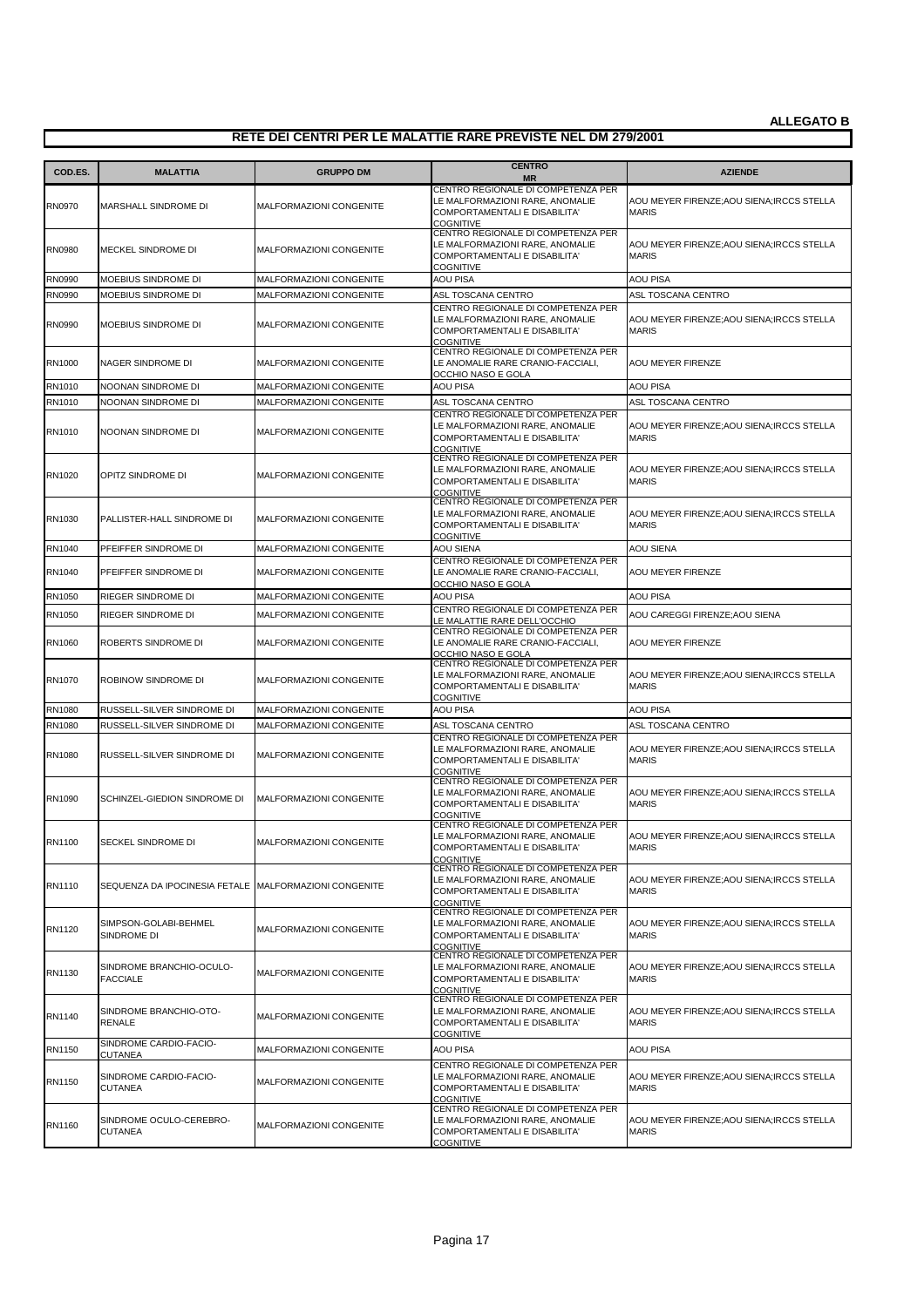**ALLEGATO B**

**RETE DEI CENTRI PER LE MALATTIE RARE PREVISTE NEL DM 279/2001**

| COD.ES. | MALATTIA | GRUPPO DM | CENTRO MR | AZIENDE |
|---|---|---|---|---|
| RN0970 | MARSHALL SINDROME DI | MALFORMAZIONI CONGENITE | CENTRO REGIONALE DI COMPETENZA PER LE MALFORMAZIONI RARE, ANOMALIE COMPORTAMENTALI E DISABILITA' COGNITIVE | AOU MEYER FIRENZE;AOU SIENA;IRCCS STELLA MARIS |
| RN0980 | MECKEL SINDROME DI | MALFORMAZIONI CONGENITE | CENTRO REGIONALE DI COMPETENZA PER LE MALFORMAZIONI RARE, ANOMALIE COMPORTAMENTALI E DISABILITA' COGNITIVE | AOU MEYER FIRENZE;AOU SIENA;IRCCS STELLA MARIS |
| RN0990 | MOEBIUS SINDROME DI | MALFORMAZIONI CONGENITE | AOU PISA | AOU PISA |
| RN0990 | MOEBIUS SINDROME DI | MALFORMAZIONI CONGENITE | ASL TOSCANA CENTRO | ASL TOSCANA CENTRO |
| RN0990 | MOEBIUS SINDROME DI | MALFORMAZIONI CONGENITE | CENTRO REGIONALE DI COMPETENZA PER LE MALFORMAZIONI RARE, ANOMALIE COMPORTAMENTALI E DISABILITA' COGNITIVE | AOU MEYER FIRENZE;AOU SIENA;IRCCS STELLA MARIS |
| RN1000 | NAGER SINDROME DI | MALFORMAZIONI CONGENITE | CENTRO REGIONALE DI COMPETENZA PER LE ANOMALIE RARE CRANIO-FACCIALI, OCCHIO NASO E GOLA | AOU MEYER FIRENZE |
| RN1010 | NOONAN SINDROME DI | MALFORMAZIONI CONGENITE | AOU PISA | AOU PISA |
| RN1010 | NOONAN SINDROME DI | MALFORMAZIONI CONGENITE | ASL TOSCANA CENTRO | ASL TOSCANA CENTRO |
| RN1010 | NOONAN SINDROME DI | MALFORMAZIONI CONGENITE | CENTRO REGIONALE DI COMPETENZA PER LE MALFORMAZIONI RARE, ANOMALIE COMPORTAMENTALI E DISABILITA' COGNITIVE | AOU MEYER FIRENZE;AOU SIENA;IRCCS STELLA MARIS |
| RN1020 | OPITZ SINDROME DI | MALFORMAZIONI CONGENITE | CENTRO REGIONALE DI COMPETENZA PER LE MALFORMAZIONI RARE, ANOMALIE COMPORTAMENTALI E DISABILITA' COGNITIVE | AOU MEYER FIRENZE;AOU SIENA;IRCCS STELLA MARIS |
| RN1030 | PALLISTER-HALL SINDROME DI | MALFORMAZIONI CONGENITE | CENTRO REGIONALE DI COMPETENZA PER LE MALFORMAZIONI RARE, ANOMALIE COMPORTAMENTALI E DISABILITA' COGNITIVE | AOU MEYER FIRENZE;AOU SIENA;IRCCS STELLA MARIS |
| RN1040 | PFEIFFER SINDROME DI | MALFORMAZIONI CONGENITE | AOU SIENA | AOU SIENA |
| RN1040 | PFEIFFER SINDROME DI | MALFORMAZIONI CONGENITE | CENTRO REGIONALE DI COMPETENZA PER LE ANOMALIE RARE CRANIO-FACCIALI, OCCHIO NASO E GOLA | AOU MEYER FIRENZE |
| RN1050 | RIEGER SINDROME DI | MALFORMAZIONI CONGENITE | AOU PISA | AOU PISA |
| RN1050 | RIEGER SINDROME DI | MALFORMAZIONI CONGENITE | CENTRO REGIONALE DI COMPETENZA PER LE MALATTIE RARE DELL'OCCHIO | AOU CAREGGI FIRENZE;AOU SIENA |
| RN1060 | ROBERTS SINDROME DI | MALFORMAZIONI CONGENITE | CENTRO REGIONALE DI COMPETENZA PER LE ANOMALIE RARE CRANIO-FACCIALI, OCCHIO NASO E GOLA | AOU MEYER FIRENZE |
| RN1070 | ROBINOW SINDROME DI | MALFORMAZIONI CONGENITE | CENTRO REGIONALE DI COMPETENZA PER LE MALFORMAZIONI RARE, ANOMALIE COMPORTAMENTALI E DISABILITA' COGNITIVE | AOU MEYER FIRENZE;AOU SIENA;IRCCS STELLA MARIS |
| RN1080 | RUSSELL-SILVER SINDROME DI | MALFORMAZIONI CONGENITE | AOU PISA | AOU PISA |
| RN1080 | RUSSELL-SILVER SINDROME DI | MALFORMAZIONI CONGENITE | ASL TOSCANA CENTRO | ASL TOSCANA CENTRO |
| RN1080 | RUSSELL-SILVER SINDROME DI | MALFORMAZIONI CONGENITE | CENTRO REGIONALE DI COMPETENZA PER LE MALFORMAZIONI RARE, ANOMALIE COMPORTAMENTALI E DISABILITA' COGNITIVE | AOU MEYER FIRENZE;AOU SIENA;IRCCS STELLA MARIS |
| RN1090 | SCHINZEL-GIEDION SINDROME DI | MALFORMAZIONI CONGENITE | CENTRO REGIONALE DI COMPETENZA PER LE MALFORMAZIONI RARE, ANOMALIE COMPORTAMENTALI E DISABILITA' COGNITIVE | AOU MEYER FIRENZE;AOU SIENA;IRCCS STELLA MARIS |
| RN1100 | SECKEL SINDROME DI | MALFORMAZIONI CONGENITE | CENTRO REGIONALE DI COMPETENZA PER LE MALFORMAZIONI RARE, ANOMALIE COMPORTAMENTALI E DISABILITA' COGNITIVE | AOU MEYER FIRENZE;AOU SIENA;IRCCS STELLA MARIS |
| RN1110 | SEQUENZA DA IPOCINESIA FETALE | MALFORMAZIONI CONGENITE | CENTRO REGIONALE DI COMPETENZA PER LE MALFORMAZIONI RARE, ANOMALIE COMPORTAMENTALI E DISABILITA' COGNITIVE | AOU MEYER FIRENZE;AOU SIENA;IRCCS STELLA MARIS |
| RN1120 | SIMPSON-GOLABI-BEHMEL SINDROME DI | MALFORMAZIONI CONGENITE | CENTRO REGIONALE DI COMPETENZA PER LE MALFORMAZIONI RARE, ANOMALIE COMPORTAMENTALI E DISABILITA' COGNITIVE | AOU MEYER FIRENZE;AOU SIENA;IRCCS STELLA MARIS |
| RN1130 | SINDROME BRANCHIO-OCULO-FACCIALE | MALFORMAZIONI CONGENITE | CENTRO REGIONALE DI COMPETENZA PER LE MALFORMAZIONI RARE, ANOMALIE COMPORTAMENTALI E DISABILITA' COGNITIVE | AOU MEYER FIRENZE;AOU SIENA;IRCCS STELLA MARIS |
| RN1140 | SINDROME BRANCHIO-OTO-RENALE | MALFORMAZIONI CONGENITE | CENTRO REGIONALE DI COMPETENZA PER LE MALFORMAZIONI RARE, ANOMALIE COMPORTAMENTALI E DISABILITA' COGNITIVE | AOU MEYER FIRENZE;AOU SIENA;IRCCS STELLA MARIS |
| RN1150 | SINDROME CARDIO-FACIO-CUTANEA | MALFORMAZIONI CONGENITE | AOU PISA | AOU PISA |
| RN1150 | SINDROME CARDIO-FACIO-CUTANEA | MALFORMAZIONI CONGENITE | CENTRO REGIONALE DI COMPETENZA PER LE MALFORMAZIONI RARE, ANOMALIE COMPORTAMENTALI E DISABILITA' COGNITIVE | AOU MEYER FIRENZE;AOU SIENA;IRCCS STELLA MARIS |
| RN1160 | SINDROME OCULO-CEREBRO-CUTANEA | MALFORMAZIONI CONGENITE | CENTRO REGIONALE DI COMPETENZA PER LE MALFORMAZIONI RARE, ANOMALIE COMPORTAMENTALI E DISABILITA' COGNITIVE | AOU MEYER FIRENZE;AOU SIENA;IRCCS STELLA MARIS |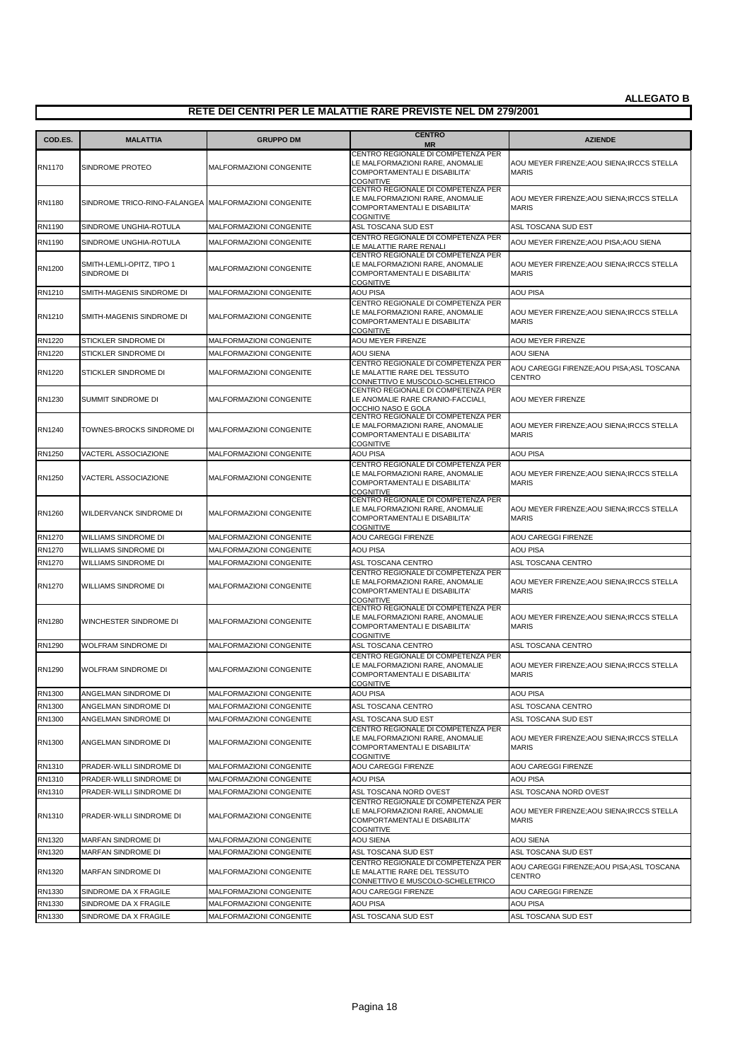**ALLEGATO B**

## RETE DEI CENTRI PER LE MALATTIE RARE PREVISTE NEL DM 279/2001

| COD.ES. | MALATTIA | GRUPPO DM | CENTRO MR | AZIENDE |
|---|---|---|---|---|
| RN1170 | SINDROME PROTEO | MALFORMAZIONI CONGENITE | CENTRO REGIONALE DI COMPETENZA PER LE MALFORMAZIONI RARE, ANOMALIE COMPORTAMENTALI E DISABILITA' COGNITIVE | AOU MEYER FIRENZE;AOU SIENA;IRCCS STELLA MARIS |
| RN1180 | SINDROME TRICO-RINO-FALANGEA | MALFORMAZIONI CONGENITE | CENTRO REGIONALE DI COMPETENZA PER LE MALFORMAZIONI RARE, ANOMALIE COMPORTAMENTALI E DISABILITA' COGNITIVE | AOU MEYER FIRENZE;AOU SIENA;IRCCS STELLA MARIS |
| RN1190 | SINDROME UNGHIA-ROTULA | MALFORMAZIONI CONGENITE | ASL TOSCANA SUD EST | ASL TOSCANA SUD EST |
| RN1190 | SINDROME UNGHIA-ROTULA | MALFORMAZIONI CONGENITE | CENTRO REGIONALE DI COMPETENZA PER LE MALATTIE RARE RENALI | AOU MEYER FIRENZE;AOU PISA;AOU SIENA |
| RN1200 | SMITH-LEMLI-OPITZ, TIPO 1 SINDROME DI | MALFORMAZIONI CONGENITE | CENTRO REGIONALE DI COMPETENZA PER LE MALFORMAZIONI RARE, ANOMALIE COMPORTAMENTALI E DISABILITA' COGNITIVE | AOU MEYER FIRENZE;AOU SIENA;IRCCS STELLA MARIS |
| RN1210 | SMITH-MAGENIS SINDROME DI | MALFORMAZIONI CONGENITE | AOU PISA | AOU PISA |
| RN1210 | SMITH-MAGENIS SINDROME DI | MALFORMAZIONI CONGENITE | CENTRO REGIONALE DI COMPETENZA PER LE MALFORMAZIONI RARE, ANOMALIE COMPORTAMENTALI E DISABILITA' COGNITIVE | AOU MEYER FIRENZE;AOU SIENA;IRCCS STELLA MARIS |
| RN1220 | STICKLER SINDROME DI | MALFORMAZIONI CONGENITE | AOU MEYER FIRENZE | AOU MEYER FIRENZE |
| RN1220 | STICKLER SINDROME DI | MALFORMAZIONI CONGENITE | AOU SIENA | AOU SIENA |
| RN1220 | STICKLER SINDROME DI | MALFORMAZIONI CONGENITE | CENTRO REGIONALE DI COMPETENZA PER LE MALATTIE RARE DEL TESSUTO CONNETTIVO E MUSCOLO-SCHELETRICO | AOU CAREGGI FIRENZE;AOU PISA;ASL TOSCANA CENTRO |
| RN1230 | SUMMIT SINDROME DI | MALFORMAZIONI CONGENITE | CENTRO REGIONALE DI COMPETENZA PER LE ANOMALIE RARE CRANIO-FACCIALI, OCCHIO NASO E GOLA | AOU MEYER FIRENZE |
| RN1240 | TOWNES-BROCKS SINDROME DI | MALFORMAZIONI CONGENITE | CENTRO REGIONALE DI COMPETENZA PER LE MALFORMAZIONI RARE, ANOMALIE COMPORTAMENTALI E DISABILITA' COGNITIVE | AOU MEYER FIRENZE;AOU SIENA;IRCCS STELLA MARIS |
| RN1250 | VACTERL ASSOCIAZIONE | MALFORMAZIONI CONGENITE | AOU PISA | AOU PISA |
| RN1250 | VACTERL ASSOCIAZIONE | MALFORMAZIONI CONGENITE | CENTRO REGIONALE DI COMPETENZA PER LE MALFORMAZIONI RARE, ANOMALIE COMPORTAMENTALI E DISABILITA' COGNITIVE | AOU MEYER FIRENZE;AOU SIENA;IRCCS STELLA MARIS |
| RN1260 | WILDERVANCK SINDROME DI | MALFORMAZIONI CONGENITE | CENTRO REGIONALE DI COMPETENZA PER LE MALFORMAZIONI RARE, ANOMALIE COMPORTAMENTALI E DISABILITA' COGNITIVE | AOU MEYER FIRENZE;AOU SIENA;IRCCS STELLA MARIS |
| RN1270 | WILLIAMS SINDROME DI | MALFORMAZIONI CONGENITE | AOU CAREGGI FIRENZE | AOU CAREGGI FIRENZE |
| RN1270 | WILLIAMS SINDROME DI | MALFORMAZIONI CONGENITE | AOU PISA | AOU PISA |
| RN1270 | WILLIAMS SINDROME DI | MALFORMAZIONI CONGENITE | ASL TOSCANA CENTRO | ASL TOSCANA CENTRO |
| RN1270 | WILLIAMS SINDROME DI | MALFORMAZIONI CONGENITE | CENTRO REGIONALE DI COMPETENZA PER LE MALFORMAZIONI RARE, ANOMALIE COMPORTAMENTALI E DISABILITA' COGNITIVE | AOU MEYER FIRENZE;AOU SIENA;IRCCS STELLA MARIS |
| RN1280 | WINCHESTER SINDROME DI | MALFORMAZIONI CONGENITE | CENTRO REGIONALE DI COMPETENZA PER LE MALFORMAZIONI RARE, ANOMALIE COMPORTAMENTALI E DISABILITA' COGNITIVE | AOU MEYER FIRENZE;AOU SIENA;IRCCS STELLA MARIS |
| RN1290 | WOLFRAM SINDROME DI | MALFORMAZIONI CONGENITE | ASL TOSCANA CENTRO | ASL TOSCANA CENTRO |
| RN1290 | WOLFRAM SINDROME DI | MALFORMAZIONI CONGENITE | CENTRO REGIONALE DI COMPETENZA PER LE MALFORMAZIONI RARE, ANOMALIE COMPORTAMENTALI E DISABILITA' COGNITIVE | AOU MEYER FIRENZE;AOU SIENA;IRCCS STELLA MARIS |
| RN1300 | ANGELMAN SINDROME DI | MALFORMAZIONI CONGENITE | AOU PISA | AOU PISA |
| RN1300 | ANGELMAN SINDROME DI | MALFORMAZIONI CONGENITE | ASL TOSCANA CENTRO | ASL TOSCANA CENTRO |
| RN1300 | ANGELMAN SINDROME DI | MALFORMAZIONI CONGENITE | ASL TOSCANA SUD EST | ASL TOSCANA SUD EST |
| RN1300 | ANGELMAN SINDROME DI | MALFORMAZIONI CONGENITE | CENTRO REGIONALE DI COMPETENZA PER LE MALFORMAZIONI RARE, ANOMALIE COMPORTAMENTALI E DISABILITA' COGNITIVE | AOU MEYER FIRENZE;AOU SIENA;IRCCS STELLA MARIS |
| RN1310 | PRADER-WILLI SINDROME DI | MALFORMAZIONI CONGENITE | AOU CAREGGI FIRENZE | AOU CAREGGI FIRENZE |
| RN1310 | PRADER-WILLI SINDROME DI | MALFORMAZIONI CONGENITE | AOU PISA | AOU PISA |
| RN1310 | PRADER-WILLI SINDROME DI | MALFORMAZIONI CONGENITE | ASL TOSCANA NORD OVEST | ASL TOSCANA NORD OVEST |
| RN1310 | PRADER-WILLI SINDROME DI | MALFORMAZIONI CONGENITE | CENTRO REGIONALE DI COMPETENZA PER LE MALFORMAZIONI RARE, ANOMALIE COMPORTAMENTALI E DISABILITA' COGNITIVE | AOU MEYER FIRENZE;AOU SIENA;IRCCS STELLA MARIS |
| RN1320 | MARFAN SINDROME DI | MALFORMAZIONI CONGENITE | AOU SIENA | AOU SIENA |
| RN1320 | MARFAN SINDROME DI | MALFORMAZIONI CONGENITE | ASL TOSCANA SUD EST | ASL TOSCANA SUD EST |
| RN1320 | MARFAN SINDROME DI | MALFORMAZIONI CONGENITE | CENTRO REGIONALE DI COMPETENZA PER LE MALATTIE RARE DEL TESSUTO CONNETTIVO E MUSCOLO-SCHELETRICO | AOU CAREGGI FIRENZE;AOU PISA;ASL TOSCANA CENTRO |
| RN1330 | SINDROME DA X FRAGILE | MALFORMAZIONI CONGENITE | AOU CAREGGI FIRENZE | AOU CAREGGI FIRENZE |
| RN1330 | SINDROME DA X FRAGILE | MALFORMAZIONI CONGENITE | AOU PISA | AOU PISA |
| RN1330 | SINDROME DA X FRAGILE | MALFORMAZIONI CONGENITE | ASL TOSCANA SUD EST | ASL TOSCANA SUD EST |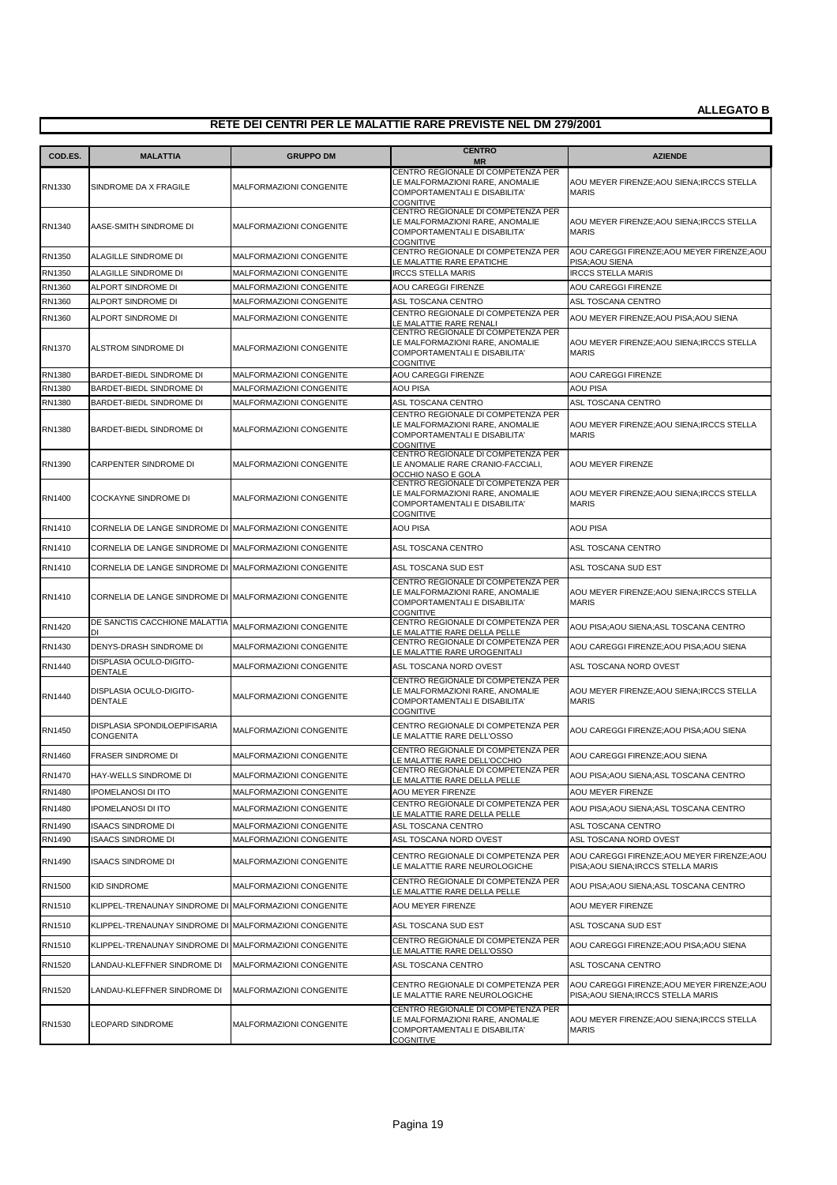**ALLEGATO B**

## RETE DEI CENTRI PER LE MALATTIE RARE PREVISTE NEL DM 279/2001

| COD.ES. | MALATTIA | GRUPPO DM | CENTRO MR | AZIENDE |
|---|---|---|---|---|
| RN1330 | SINDROME DA X FRAGILE | MALFORMAZIONI CONGENITE | CENTRO REGIONALE DI COMPETENZA PER LE MALFORMAZIONI RARE, ANOMALIE COMPORTAMENTALI E DISABILITA' COGNITIVE | AOU MEYER FIRENZE;AOU SIENA;IRCCS STELLA MARIS |
| RN1340 | AASE-SMITH SINDROME DI | MALFORMAZIONI CONGENITE | CENTRO REGIONALE DI COMPETENZA PER LE MALFORMAZIONI RARE, ANOMALIE COMPORTAMENTALI E DISABILITA' COGNITIVE | AOU MEYER FIRENZE;AOU SIENA;IRCCS STELLA MARIS |
| RN1350 | ALAGILLE SINDROME DI | MALFORMAZIONI CONGENITE | CENTRO REGIONALE DI COMPETENZA PER LE MALATTIE RARE EPATICHE | AOU CAREGGI FIRENZE;AOU MEYER FIRENZE;AOU PISA;AOU SIENA |
| RN1350 | ALAGILLE SINDROME DI | MALFORMAZIONI CONGENITE | IRCCS STELLA MARIS | IRCCS STELLA MARIS |
| RN1360 | ALPORT SINDROME DI | MALFORMAZIONI CONGENITE | AOU CAREGGI FIRENZE | AOU CAREGGI FIRENZE |
| RN1360 | ALPORT SINDROME DI | MALFORMAZIONI CONGENITE | ASL TOSCANA CENTRO | ASL TOSCANA CENTRO |
| RN1360 | ALPORT SINDROME DI | MALFORMAZIONI CONGENITE | CENTRO REGIONALE DI COMPETENZA PER LE MALATTIE RARE RENALI | AOU MEYER FIRENZE;AOU PISA;AOU SIENA |
| RN1370 | ALSTROM SINDROME DI | MALFORMAZIONI CONGENITE | CENTRO REGIONALE DI COMPETENZA PER LE MALFORMAZIONI RARE, ANOMALIE COMPORTAMENTALI E DISABILITA' COGNITIVE | AOU MEYER FIRENZE;AOU SIENA;IRCCS STELLA MARIS |
| RN1380 | BARDET-BIEDL SINDROME DI | MALFORMAZIONI CONGENITE | AOU CAREGGI FIRENZE | AOU CAREGGI FIRENZE |
| RN1380 | BARDET-BIEDL SINDROME DI | MALFORMAZIONI CONGENITE | AOU PISA | AOU PISA |
| RN1380 | BARDET-BIEDL SINDROME DI | MALFORMAZIONI CONGENITE | ASL TOSCANA CENTRO | ASL TOSCANA CENTRO |
| RN1380 | BARDET-BIEDL SINDROME DI | MALFORMAZIONI CONGENITE | CENTRO REGIONALE DI COMPETENZA PER LE MALFORMAZIONI RARE, ANOMALIE COMPORTAMENTALI E DISABILITA' COGNITIVE | AOU MEYER FIRENZE;AOU SIENA;IRCCS STELLA MARIS |
| RN1390 | CARPENTER SINDROME DI | MALFORMAZIONI CONGENITE | CENTRO REGIONALE DI COMPETENZA PER LE ANOMALIE RARE CRANIO-FACCIALI, OCCHIO NASO E GOLA | AOU MEYER FIRENZE |
| RN1400 | COCKAYNE SINDROME DI | MALFORMAZIONI CONGENITE | CENTRO REGIONALE DI COMPETENZA PER LE MALFORMAZIONI RARE, ANOMALIE COMPORTAMENTALI E DISABILITA' COGNITIVE | AOU MEYER FIRENZE;AOU SIENA;IRCCS STELLA MARIS |
| RN1410 | CORNELIA DE LANGE SINDROME DI | MALFORMAZIONI CONGENITE | AOU PISA | AOU PISA |
| RN1410 | CORNELIA DE LANGE SINDROME DI | MALFORMAZIONI CONGENITE | ASL TOSCANA CENTRO | ASL TOSCANA CENTRO |
| RN1410 | CORNELIA DE LANGE SINDROME DI | MALFORMAZIONI CONGENITE | ASL TOSCANA SUD EST | ASL TOSCANA SUD EST |
| RN1410 | CORNELIA DE LANGE SINDROME DI | MALFORMAZIONI CONGENITE | CENTRO REGIONALE DI COMPETENZA PER LE MALFORMAZIONI RARE, ANOMALIE COMPORTAMENTALI E DISABILITA' COGNITIVE | AOU MEYER FIRENZE;AOU SIENA;IRCCS STELLA MARIS |
| RN1420 | DE SANCTIS CACCHIONE MALATTIA DI | MALFORMAZIONI CONGENITE | CENTRO REGIONALE DI COMPETENZA PER LE MALATTIE RARE DELLA PELLE | AOU PISA;AOU SIENA;ASL TOSCANA CENTRO |
| RN1430 | DENYS-DRASH SINDROME DI | MALFORMAZIONI CONGENITE | CENTRO REGIONALE DI COMPETENZA PER LE MALATTIE RARE UROGENITALI | AOU CAREGGI FIRENZE;AOU PISA;AOU SIENA |
| RN1440 | DISPLASIA OCULO-DIGITO-DENTALE | MALFORMAZIONI CONGENITE | ASL TOSCANA NORD OVEST | ASL TOSCANA NORD OVEST |
| RN1440 | DISPLASIA OCULO-DIGITO-DENTALE | MALFORMAZIONI CONGENITE | CENTRO REGIONALE DI COMPETENZA PER LE MALFORMAZIONI RARE, ANOMALIE COMPORTAMENTALI E DISABILITA' COGNITIVE | AOU MEYER FIRENZE;AOU SIENA;IRCCS STELLA MARIS |
| RN1450 | DISPLASIA SPONDILOEPIFISARIA CONGENITA | MALFORMAZIONI CONGENITE | CENTRO REGIONALE DI COMPETENZA PER LE MALATTIE RARE DELL'OSSO | AOU CAREGGI FIRENZE;AOU PISA;AOU SIENA |
| RN1460 | FRASER SINDROME DI | MALFORMAZIONI CONGENITE | CENTRO REGIONALE DI COMPETENZA PER LE MALATTIE RARE DELL'OCCHIO | AOU CAREGGI FIRENZE;AOU SIENA |
| RN1470 | HAY-WELLS SINDROME DI | MALFORMAZIONI CONGENITE | CENTRO REGIONALE DI COMPETENZA PER LE MALATTIE RARE DELLA PELLE | AOU PISA;AOU SIENA;ASL TOSCANA CENTRO |
| RN1480 | IPOMELANOSI DI ITO | MALFORMAZIONI CONGENITE | AOU MEYER FIRENZE | AOU MEYER FIRENZE |
| RN1480 | IPOMELANOSI DI ITO | MALFORMAZIONI CONGENITE | CENTRO REGIONALE DI COMPETENZA PER LE MALATTIE RARE DELLA PELLE | AOU PISA;AOU SIENA;ASL TOSCANA CENTRO |
| RN1490 | ISAACS SINDROME DI | MALFORMAZIONI CONGENITE | ASL TOSCANA CENTRO | ASL TOSCANA CENTRO |
| RN1490 | ISAACS SINDROME DI | MALFORMAZIONI CONGENITE | ASL TOSCANA NORD OVEST | ASL TOSCANA NORD OVEST |
| RN1490 | ISAACS SINDROME DI | MALFORMAZIONI CONGENITE | CENTRO REGIONALE DI COMPETENZA PER LE MALATTIE RARE NEUROLOGICHE | AOU CAREGGI FIRENZE;AOU MEYER FIRENZE;AOU PISA;AOU SIENA;IRCCS STELLA MARIS |
| RN1500 | KID SINDROME | MALFORMAZIONI CONGENITE | CENTRO REGIONALE DI COMPETENZA PER LE MALATTIE RARE DELLA PELLE | AOU PISA;AOU SIENA;ASL TOSCANA CENTRO |
| RN1510 | KLIPPEL-TRENAUNAY SINDROME DI | MALFORMAZIONI CONGENITE | AOU MEYER FIRENZE | AOU MEYER FIRENZE |
| RN1510 | KLIPPEL-TRENAUNAY SINDROME DI | MALFORMAZIONI CONGENITE | ASL TOSCANA SUD EST | ASL TOSCANA SUD EST |
| RN1510 | KLIPPEL-TRENAUNAY SINDROME DI | MALFORMAZIONI CONGENITE | CENTRO REGIONALE DI COMPETENZA PER LE MALATTIE RARE DELL'OSSO | AOU CAREGGI FIRENZE;AOU PISA;AOU SIENA |
| RN1520 | LANDAU-KLEFFNER SINDROME DI | MALFORMAZIONI CONGENITE | ASL TOSCANA CENTRO | ASL TOSCANA CENTRO |
| RN1520 | LANDAU-KLEFFNER SINDROME DI | MALFORMAZIONI CONGENITE | CENTRO REGIONALE DI COMPETENZA PER LE MALATTIE RARE NEUROLOGICHE | AOU CAREGGI FIRENZE;AOU MEYER FIRENZE;AOU PISA;AOU SIENA;IRCCS STELLA MARIS |
| RN1530 | LEOPARD SINDROME | MALFORMAZIONI CONGENITE | CENTRO REGIONALE DI COMPETENZA PER LE MALFORMAZIONI RARE, ANOMALIE COMPORTAMENTALI E DISABILITA' COGNITIVE | AOU MEYER FIRENZE;AOU SIENA;IRCCS STELLA MARIS |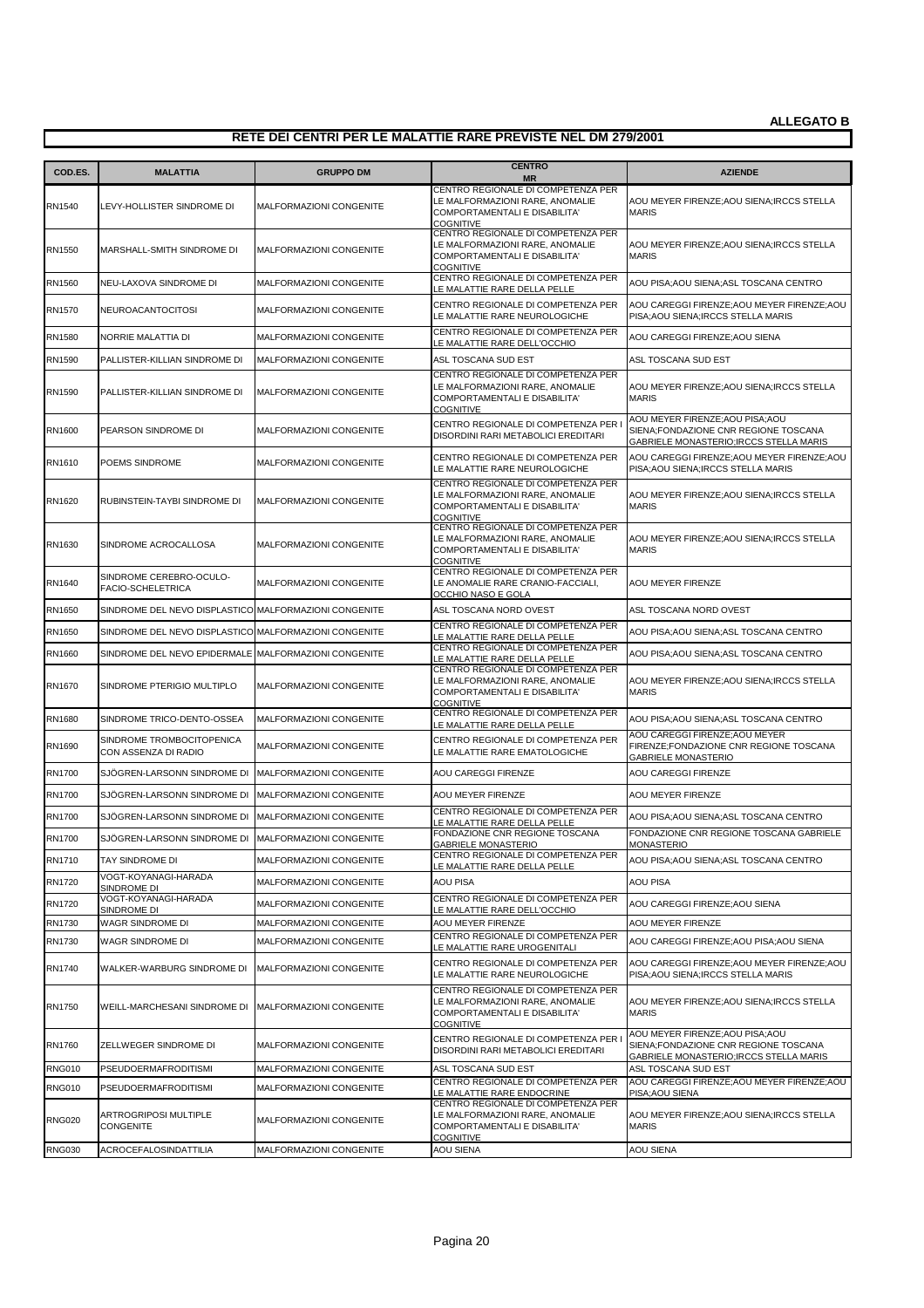**ALLEGATO B**

## RETE DEI CENTRI PER LE MALATTIE RARE PREVISTE NEL DM 279/2001

| COD.ES. | MALATTIA | GRUPPO DM | CENTRO MR | AZIENDE |
|---|---|---|---|---|
| RN1540 | LEVY-HOLLISTER SINDROME DI | MALFORMAZIONI CONGENITE | CENTRO REGIONALE DI COMPETENZA PER LE MALFORMAZIONI RARE, ANOMALIE COMPORTAMENTALI E DISABILITA' COGNITIVE | AOU MEYER FIRENZE;AOU SIENA;IRCCS STELLA MARIS |
| RN1550 | MARSHALL-SMITH SINDROME DI | MALFORMAZIONI CONGENITE | CENTRO REGIONALE DI COMPETENZA PER LE MALFORMAZIONI RARE, ANOMALIE COMPORTAMENTALI E DISABILITA' COGNITIVE | AOU MEYER FIRENZE;AOU SIENA;IRCCS STELLA MARIS |
| RN1560 | NEU-LAXOVA SINDROME DI | MALFORMAZIONI CONGENITE | CENTRO REGIONALE DI COMPETENZA PER LE MALATTIE RARE DELLA PELLE | AOU PISA;AOU SIENA;ASL TOSCANA CENTRO |
| RN1570 | NEUROACANTOCITOSI | MALFORMAZIONI CONGENITE | CENTRO REGIONALE DI COMPETENZA PER LE MALATTIE RARE NEUROLOGICHE | AOU CAREGGI FIRENZE;AOU MEYER FIRENZE;AOU PISA;AOU SIENA;IRCCS STELLA MARIS |
| RN1580 | NORRIE MALATTIA DI | MALFORMAZIONI CONGENITE | CENTRO REGIONALE DI COMPETENZA PER LE MALATTIE RARE DELL'OCCHIO | AOU CAREGGI FIRENZE;AOU SIENA |
| RN1590 | PALLISTER-KILLIAN SINDROME DI | MALFORMAZIONI CONGENITE | ASL TOSCANA SUD EST | ASL TOSCANA SUD EST |
| RN1590 | PALLISTER-KILLIAN SINDROME DI | MALFORMAZIONI CONGENITE | CENTRO REGIONALE DI COMPETENZA PER LE MALFORMAZIONI RARE, ANOMALIE COMPORTAMENTALI E DISABILITA' COGNITIVE | AOU MEYER FIRENZE;AOU SIENA;IRCCS STELLA MARIS |
| RN1600 | PEARSON SINDROME DI | MALFORMAZIONI CONGENITE | CENTRO REGIONALE DI COMPETENZA PER I DISORDINI RARI METABOLICI EREDITARI | AOU MEYER FIRENZE;AOU PISA;AOU SIENA;FONDAZIONE CNR REGIONE TOSCANA GABRIELE MONASTERIO;IRCCS STELLA MARIS |
| RN1610 | POEMS SINDROME | MALFORMAZIONI CONGENITE | CENTRO REGIONALE DI COMPETENZA PER LE MALATTIE RARE NEUROLOGICHE | AOU CAREGGI FIRENZE;AOU MEYER FIRENZE;AOU PISA;AOU SIENA;IRCCS STELLA MARIS |
| RN1620 | RUBINSTEIN-TAYBI SINDROME DI | MALFORMAZIONI CONGENITE | CENTRO REGIONALE DI COMPETENZA PER LE MALFORMAZIONI RARE, ANOMALIE COMPORTAMENTALI E DISABILITA' COGNITIVE | AOU MEYER FIRENZE;AOU SIENA;IRCCS STELLA MARIS |
| RN1630 | SINDROME ACROCALLOSA | MALFORMAZIONI CONGENITE | CENTRO REGIONALE DI COMPETENZA PER LE MALFORMAZIONI RARE, ANOMALIE COMPORTAMENTALI E DISABILITA' COGNITIVE | AOU MEYER FIRENZE;AOU SIENA;IRCCS STELLA MARIS |
| RN1640 | SINDROME CEREBRO-OCULO-FACIO-SCHELETRICA | MALFORMAZIONI CONGENITE | CENTRO REGIONALE DI COMPETENZA PER LE ANOMALIE RARE CRANIO-FACCIALI, OCCHIO NASO E GOLA | AOU MEYER FIRENZE |
| RN1650 | SINDROME DEL NEVO DISPLASTICO | MALFORMAZIONI CONGENITE | ASL TOSCANA NORD OVEST | ASL TOSCANA NORD OVEST |
| RN1650 | SINDROME DEL NEVO DISPLASTICO | MALFORMAZIONI CONGENITE | CENTRO REGIONALE DI COMPETENZA PER LE MALATTIE RARE DELLA PELLE | AOU PISA;AOU SIENA;ASL TOSCANA CENTRO |
| RN1660 | SINDROME DEL NEVO EPIDERMALE | MALFORMAZIONI CONGENITE | CENTRO REGIONALE DI COMPETENZA PER LE MALATTIE RARE DELLA PELLE | AOU PISA;AOU SIENA;ASL TOSCANA CENTRO |
| RN1670 | SINDROME PTERIGIO MULTIPLO | MALFORMAZIONI CONGENITE | CENTRO REGIONALE DI COMPETENZA PER LE MALFORMAZIONI RARE, ANOMALIE COMPORTAMENTALI E DISABILITA' COGNITIVE | AOU MEYER FIRENZE;AOU SIENA;IRCCS STELLA MARIS |
| RN1680 | SINDROME TRICO-DENTO-OSSEA | MALFORMAZIONI CONGENITE | CENTRO REGIONALE DI COMPETENZA PER LE MALATTIE RARE DELLA PELLE | AOU PISA;AOU SIENA;ASL TOSCANA CENTRO |
| RN1690 | SINDROME TROMBOCITOPENICA CON ASSENZA DI RADIO | MALFORMAZIONI CONGENITE | CENTRO REGIONALE DI COMPETENZA PER LE MALATTIE RARE EMATOLOGICHE | AOU CAREGGI FIRENZE;AOU MEYER FIRENZE;FONDAZIONE CNR REGIONE TOSCANA GABRIELE MONASTERIO |
| RN1700 | SJÖGREN-LARSONN SINDROME DI | MALFORMAZIONI CONGENITE | AOU CAREGGI FIRENZE | AOU CAREGGI FIRENZE |
| RN1700 | SJÖGREN-LARSONN SINDROME DI | MALFORMAZIONI CONGENITE | AOU MEYER FIRENZE | AOU MEYER FIRENZE |
| RN1700 | SJÖGREN-LARSONN SINDROME DI | MALFORMAZIONI CONGENITE | CENTRO REGIONALE DI COMPETENZA PER LE MALATTIE RARE DELLA PELLE | AOU PISA;AOU SIENA;ASL TOSCANA CENTRO |
| RN1700 | SJÖGREN-LARSONN SINDROME DI | MALFORMAZIONI CONGENITE | FONDAZIONE CNR REGIONE TOSCANA GABRIELE MONASTERIO | FONDAZIONE CNR REGIONE TOSCANA GABRIELE MONASTERIO |
| RN1710 | TAY SINDROME DI | MALFORMAZIONI CONGENITE | CENTRO REGIONALE DI COMPETENZA PER LE MALATTIE RARE DELLA PELLE | AOU PISA;AOU SIENA;ASL TOSCANA CENTRO |
| RN1720 | VOGT-KOYANAGI-HARADA SINDROME DI | MALFORMAZIONI CONGENITE | AOU PISA | AOU PISA |
| RN1720 | VOGT-KOYANAGI-HARADA SINDROME DI | MALFORMAZIONI CONGENITE | CENTRO REGIONALE DI COMPETENZA PER LE MALATTIE RARE DELL'OCCHIO | AOU CAREGGI FIRENZE;AOU SIENA |
| RN1730 | WAGR SINDROME DI | MALFORMAZIONI CONGENITE | AOU MEYER FIRENZE | AOU MEYER FIRENZE |
| RN1730 | WAGR SINDROME DI | MALFORMAZIONI CONGENITE | CENTRO REGIONALE DI COMPETENZA PER LE MALATTIE RARE UROGENITALI | AOU CAREGGI FIRENZE;AOU PISA;AOU SIENA |
| RN1740 | WALKER-WARBURG SINDROME DI | MALFORMAZIONI CONGENITE | CENTRO REGIONALE DI COMPETENZA PER LE MALATTIE RARE NEUROLOGICHE | AOU CAREGGI FIRENZE;AOU MEYER FIRENZE;AOU PISA;AOU SIENA;IRCCS STELLA MARIS |
| RN1750 | WEILL-MARCHESANI SINDROME DI | MALFORMAZIONI CONGENITE | CENTRO REGIONALE DI COMPETENZA PER LE MALFORMAZIONI RARE, ANOMALIE COMPORTAMENTALI E DISABILITA' COGNITIVE | AOU MEYER FIRENZE;AOU SIENA;IRCCS STELLA MARIS |
| RN1760 | ZELLWEGER SINDROME DI | MALFORMAZIONI CONGENITE | CENTRO REGIONALE DI COMPETENZA PER I DISORDINI RARI METABOLICI EREDITARI | AOU MEYER FIRENZE;AOU PISA;AOU SIENA;FONDAZIONE CNR REGIONE TOSCANA GABRIELE MONASTERIO;IRCCS STELLA MARIS |
| RNG010 | PSEUDOERMAFRODITISMI | MALFORMAZIONI CONGENITE | ASL TOSCANA SUD EST | ASL TOSCANA SUD EST |
| RNG010 | PSEUDOERMAFRODITISMI | MALFORMAZIONI CONGENITE | CENTRO REGIONALE DI COMPETENZA PER LE MALATTIE RARE ENDOCRINE | AOU CAREGGI FIRENZE;AOU MEYER FIRENZE;AOU PISA;AOU SIENA |
| RNG020 | ARTROGRIPOSI MULTIPLE CONGENITE | MALFORMAZIONI CONGENITE | CENTRO REGIONALE DI COMPETENZA PER LE MALFORMAZIONI RARE, ANOMALIE COMPORTAMENTALI E DISABILITA' COGNITIVE | AOU MEYER FIRENZE;AOU SIENA;IRCCS STELLA MARIS |
| RNG030 | ACROCEFALOSINDATTILIA | MALFORMAZIONI CONGENITE | AOU SIENA | AOU SIENA |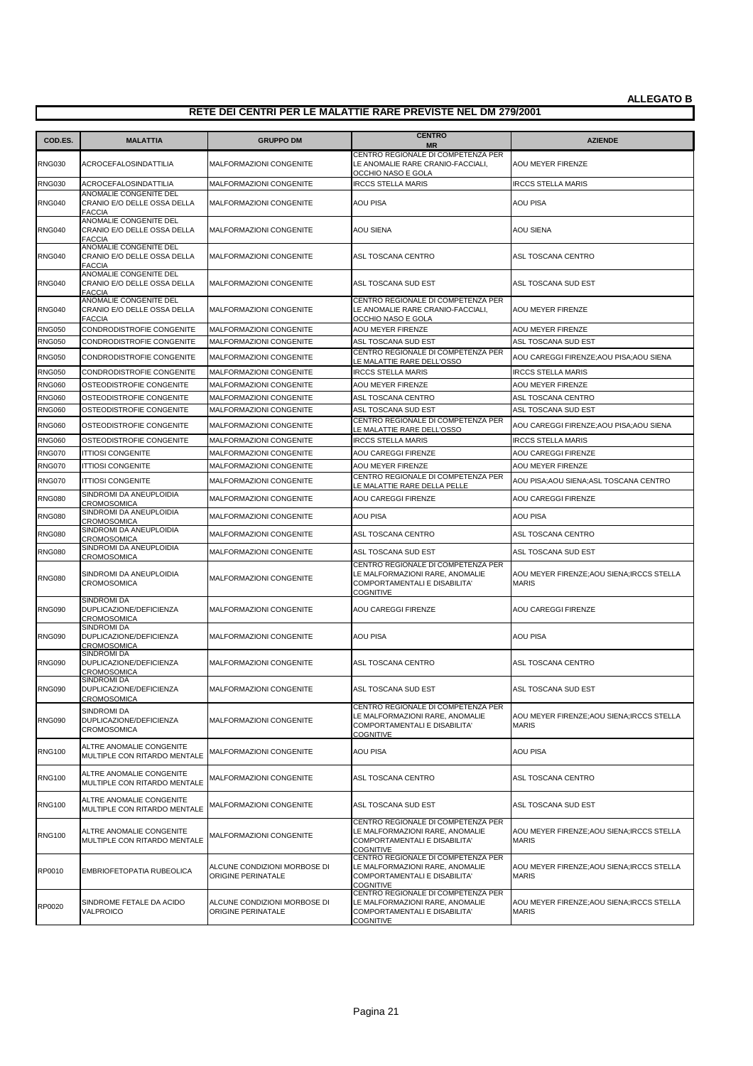**ALLEGATO B**

## RETE DEI CENTRI PER LE MALATTIE RARE PREVISTE NEL DM 279/2001

| COD.ES. | MALATTIA | GRUPPO DM | CENTRO MR | AZIENDE |
|---|---|---|---|---|
| RNG030 | ACROCEFALOSINDATTILIA | MALFORMAZIONI CONGENITE | CENTRO REGIONALE DI COMPETENZA PER LE ANOMALIE RARE CRANIO-FACCIALI, OCCHIO NASO E GOLA | AOU MEYER FIRENZE |
| RNG030 | ACROCEFALOSINDATTILIA | MALFORMAZIONI CONGENITE | IRCCS STELLA MARIS | IRCCS STELLA MARIS |
| RNG040 | ANOMALIE CONGENITE DEL CRANIO E/O DELLE OSSA DELLA FACCIA | MALFORMAZIONI CONGENITE | AOU PISA | AOU PISA |
| RNG040 | ANOMALIE CONGENITE DEL CRANIO E/O DELLE OSSA DELLA FACCIA | MALFORMAZIONI CONGENITE | AOU SIENA | AOU SIENA |
| RNG040 | ANOMALIE CONGENITE DEL CRANIO E/O DELLE OSSA DELLA FACCIA | MALFORMAZIONI CONGENITE | ASL TOSCANA CENTRO | ASL TOSCANA CENTRO |
| RNG040 | ANOMALIE CONGENITE DEL CRANIO E/O DELLE OSSA DELLA FACCIA | MALFORMAZIONI CONGENITE | ASL TOSCANA SUD EST | ASL TOSCANA SUD EST |
| RNG040 | ANOMALIE CONGENITE DEL CRANIO E/O DELLE OSSA DELLA FACCIA | MALFORMAZIONI CONGENITE | CENTRO REGIONALE DI COMPETENZA PER LE ANOMALIE RARE CRANIO-FACCIALI, OCCHIO NASO E GOLA | AOU MEYER FIRENZE |
| RNG050 | CONDRODISTROFIE CONGENITE | MALFORMAZIONI CONGENITE | AOU MEYER FIRENZE | AOU MEYER FIRENZE |
| RNG050 | CONDRODISTROFIE CONGENITE | MALFORMAZIONI CONGENITE | ASL TOSCANA SUD EST | ASL TOSCANA SUD EST |
| RNG050 | CONDRODISTROFIE CONGENITE | MALFORMAZIONI CONGENITE | CENTRO REGIONALE DI COMPETENZA PER LE MALATTIE RARE DELL'OSSO | AOU CAREGGI FIRENZE;AOU PISA;AOU SIENA |
| RNG050 | CONDRODISTROFIE CONGENITE | MALFORMAZIONI CONGENITE | IRCCS STELLA MARIS | IRCCS STELLA MARIS |
| RNG060 | OSTEODISTROFIE CONGENITE | MALFORMAZIONI CONGENITE | AOU MEYER FIRENZE | AOU MEYER FIRENZE |
| RNG060 | OSTEODISTROFIE CONGENITE | MALFORMAZIONI CONGENITE | ASL TOSCANA CENTRO | ASL TOSCANA CENTRO |
| RNG060 | OSTEODISTROFIE CONGENITE | MALFORMAZIONI CONGENITE | ASL TOSCANA SUD EST | ASL TOSCANA SUD EST |
| RNG060 | OSTEODISTROFIE CONGENITE | MALFORMAZIONI CONGENITE | CENTRO REGIONALE DI COMPETENZA PER LE MALATTIE RARE DELL'OSSO | AOU CAREGGI FIRENZE;AOU PISA;AOU SIENA |
| RNG060 | OSTEODISTROFIE CONGENITE | MALFORMAZIONI CONGENITE | IRCCS STELLA MARIS | IRCCS STELLA MARIS |
| RNG070 | ITTIOSI CONGENITE | MALFORMAZIONI CONGENITE | AOU CAREGGI FIRENZE | AOU CAREGGI FIRENZE |
| RNG070 | ITTIOSI CONGENITE | MALFORMAZIONI CONGENITE | AOU MEYER FIRENZE | AOU MEYER FIRENZE |
| RNG070 | ITTIOSI CONGENITE | MALFORMAZIONI CONGENITE | CENTRO REGIONALE DI COMPETENZA PER LE MALATTIE RARE DELLA PELLE | AOU PISA;AOU SIENA;ASL TOSCANA CENTRO |
| RNG080 | SINDROMI DA ANEUPLOIDIA CROMOSOMICA | MALFORMAZIONI CONGENITE | AOU CAREGGI FIRENZE | AOU CAREGGI FIRENZE |
| RNG080 | SINDROMI DA ANEUPLOIDIA CROMOSOMICA | MALFORMAZIONI CONGENITE | AOU PISA | AOU PISA |
| RNG080 | SINDROMI DA ANEUPLOIDIA CROMOSOMICA | MALFORMAZIONI CONGENITE | ASL TOSCANA CENTRO | ASL TOSCANA CENTRO |
| RNG080 | SINDROMI DA ANEUPLOIDIA CROMOSOMICA | MALFORMAZIONI CONGENITE | ASL TOSCANA SUD EST | ASL TOSCANA SUD EST |
| RNG080 | SINDROMI DA ANEUPLOIDIA CROMOSOMICA | MALFORMAZIONI CONGENITE | CENTRO REGIONALE DI COMPETENZA PER LE MALFORMAZIONI RARE, ANOMALIE COMPORTAMENTALI E DISABILITA' COGNITIVE | AOU MEYER FIRENZE;AOU SIENA;IRCCS STELLA MARIS |
| RNG090 | SINDROMI DA DUPLICAZIONE/DEFICIENZA CROMOSOMICA | MALFORMAZIONI CONGENITE | AOU CAREGGI FIRENZE | AOU CAREGGI FIRENZE |
| RNG090 | SINDROMI DA DUPLICAZIONE/DEFICIENZA CROMOSOMICA | MALFORMAZIONI CONGENITE | AOU PISA | AOU PISA |
| RNG090 | SINDROMI DA DUPLICAZIONE/DEFICIENZA CROMOSOMICA | MALFORMAZIONI CONGENITE | ASL TOSCANA CENTRO | ASL TOSCANA CENTRO |
| RNG090 | SINDROMI DA DUPLICAZIONE/DEFICIENZA CROMOSOMICA | MALFORMAZIONI CONGENITE | ASL TOSCANA SUD EST | ASL TOSCANA SUD EST |
| RNG090 | SINDROMI DA DUPLICAZIONE/DEFICIENZA CROMOSOMICA | MALFORMAZIONI CONGENITE | CENTRO REGIONALE DI COMPETENZA PER LE MALFORMAZIONI RARE, ANOMALIE COMPORTAMENTALI E DISABILITA' COGNITIVE | AOU MEYER FIRENZE;AOU SIENA;IRCCS STELLA MARIS |
| RNG100 | ALTRE ANOMALIE CONGENITE MULTIPLE CON RITARDO MENTALE | MALFORMAZIONI CONGENITE | AOU PISA | AOU PISA |
| RNG100 | ALTRE ANOMALIE CONGENITE MULTIPLE CON RITARDO MENTALE | MALFORMAZIONI CONGENITE | ASL TOSCANA CENTRO | ASL TOSCANA CENTRO |
| RNG100 | ALTRE ANOMALIE CONGENITE MULTIPLE CON RITARDO MENTALE | MALFORMAZIONI CONGENITE | ASL TOSCANA SUD EST | ASL TOSCANA SUD EST |
| RNG100 | ALTRE ANOMALIE CONGENITE MULTIPLE CON RITARDO MENTALE | MALFORMAZIONI CONGENITE | CENTRO REGIONALE DI COMPETENZA PER LE MALFORMAZIONI RARE, ANOMALIE COMPORTAMENTALI E DISABILITA' COGNITIVE | AOU MEYER FIRENZE;AOU SIENA;IRCCS STELLA MARIS |
| RP0010 | EMBRIOFETOPATIA RUBEOLICA | ALCUNE CONDIZIONI MORBOSE DI ORIGINE PERINATALE | CENTRO REGIONALE DI COMPETENZA PER LE MALFORMAZIONI RARE, ANOMALIE COMPORTAMENTALI E DISABILITA' COGNITIVE | AOU MEYER FIRENZE;AOU SIENA;IRCCS STELLA MARIS |
| RP0020 | SINDROME FETALE DA ACIDO VALPROICO | ALCUNE CONDIZIONI MORBOSE DI ORIGINE PERINATALE | CENTRO REGIONALE DI COMPETENZA PER LE MALFORMAZIONI RARE, ANOMALIE COMPORTAMENTALI E DISABILITA' COGNITIVE | AOU MEYER FIRENZE;AOU SIENA;IRCCS STELLA MARIS |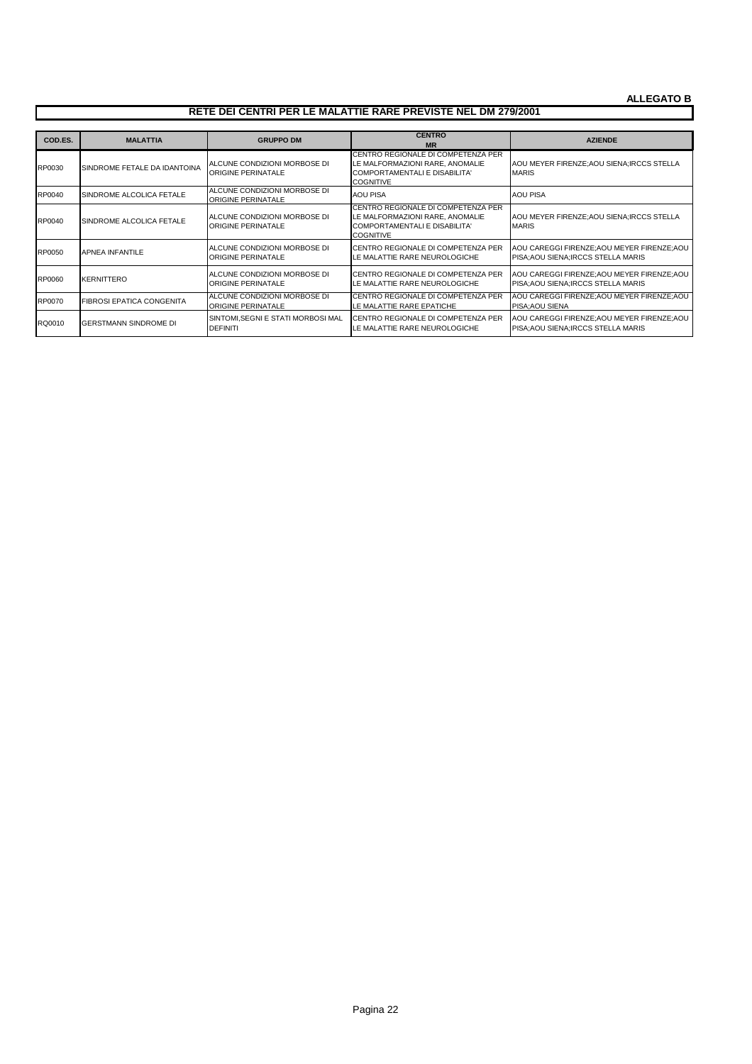**ALLEGATO B**

## RETE DEI CENTRI PER LE MALATTIE RARE PREVISTE NEL DM 279/2001

| COD.ES. | MALATTIA | GRUPPO DM | CENTRO MR | AZIENDE |
|---|---|---|---|---|
| RP0030 | SINDROME FETALE DA IDANTOINA | ALCUNE CONDIZIONI MORBOSE DI ORIGINE PERINATALE | CENTRO REGIONALE DI COMPETENZA PER LE MALFORMAZIONI RARE, ANOMALIE COMPORTAMENTALI E DISABILITA' COGNITIVE | AOU MEYER FIRENZE;AOU SIENA;IRCCS STELLA MARIS |
| RP0040 | SINDROME ALCOLICA FETALE | ALCUNE CONDIZIONI MORBOSE DI ORIGINE PERINATALE | AOU PISA | AOU PISA |
| RP0040 | SINDROME ALCOLICA FETALE | ALCUNE CONDIZIONI MORBOSE DI ORIGINE PERINATALE | CENTRO REGIONALE DI COMPETENZA PER LE MALFORMAZIONI RARE, ANOMALIE COMPORTAMENTALI E DISABILITA' COGNITIVE | AOU MEYER FIRENZE;AOU SIENA;IRCCS STELLA MARIS |
| RP0050 | APNEA INFANTILE | ALCUNE CONDIZIONI MORBOSE DI ORIGINE PERINATALE | CENTRO REGIONALE DI COMPETENZA PER LE MALATTIE RARE NEUROLOGICHE | AOU CAREGGI FIRENZE;AOU MEYER FIRENZE;AOU PISA;AOU SIENA;IRCCS STELLA MARIS |
| RP0060 | KERNITTERO | ALCUNE CONDIZIONI MORBOSE DI ORIGINE PERINATALE | CENTRO REGIONALE DI COMPETENZA PER LE MALATTIE RARE NEUROLOGICHE | AOU CAREGGI FIRENZE;AOU MEYER FIRENZE;AOU PISA;AOU SIENA;IRCCS STELLA MARIS |
| RP0070 | FIBROSI EPATICA CONGENITA | ALCUNE CONDIZIONI MORBOSE DI ORIGINE PERINATALE | CENTRO REGIONALE DI COMPETENZA PER LE MALATTIE RARE EPATICHE | AOU CAREGGI FIRENZE;AOU MEYER FIRENZE;AOU PISA;AOU SIENA |
| RQ0010 | GERSTMANN SINDROME DI | SINTOMI,SEGNI E STATI MORBOSI MAL DEFINITI | CENTRO REGIONALE DI COMPETENZA PER LE MALATTIE RARE NEUROLOGICHE | AOU CAREGGI FIRENZE;AOU MEYER FIRENZE;AOU PISA;AOU SIENA;IRCCS STELLA MARIS |